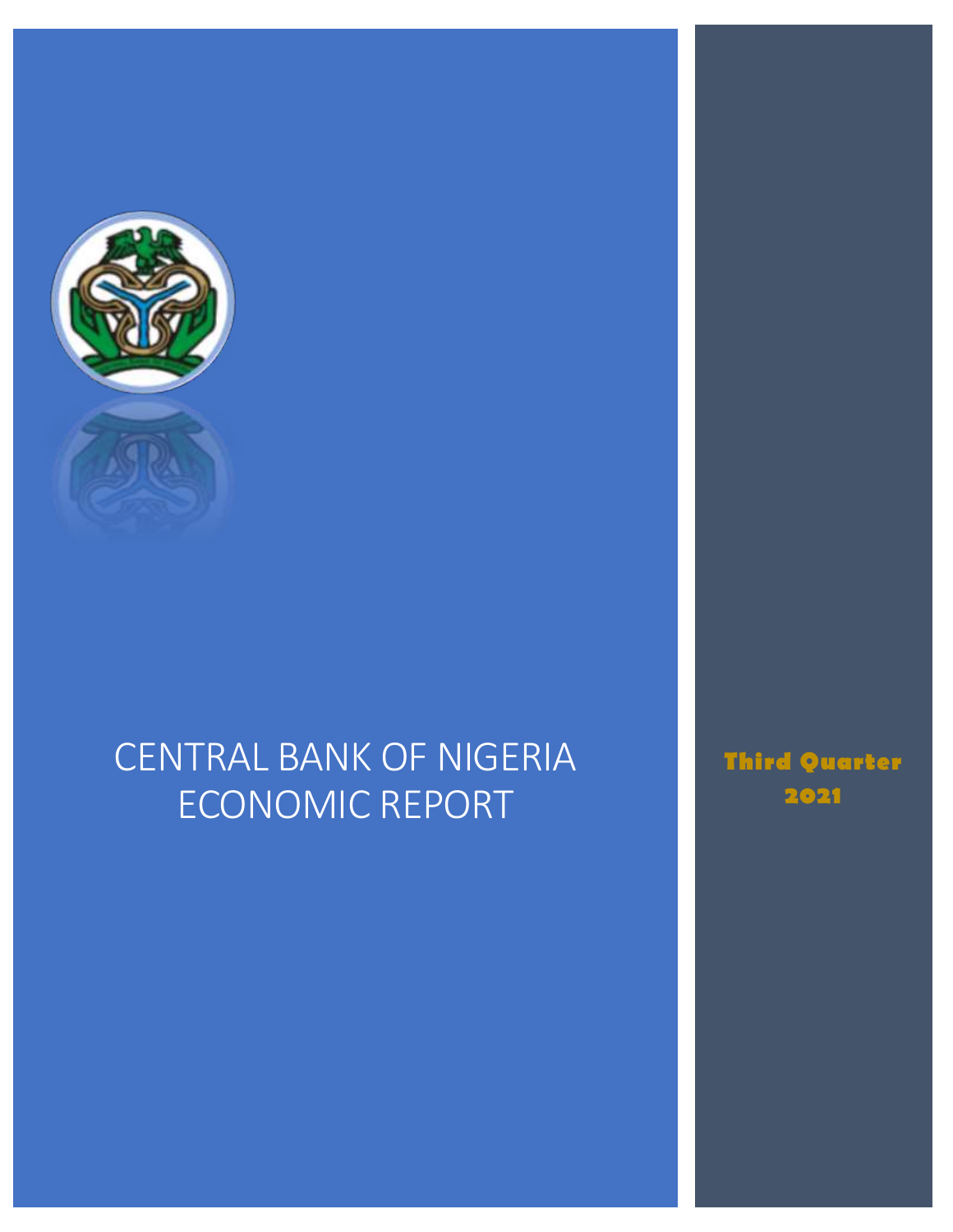# CENTRAL BANK OF NIGERIA ECONOMIC REPORT

**Third Quarter 2021**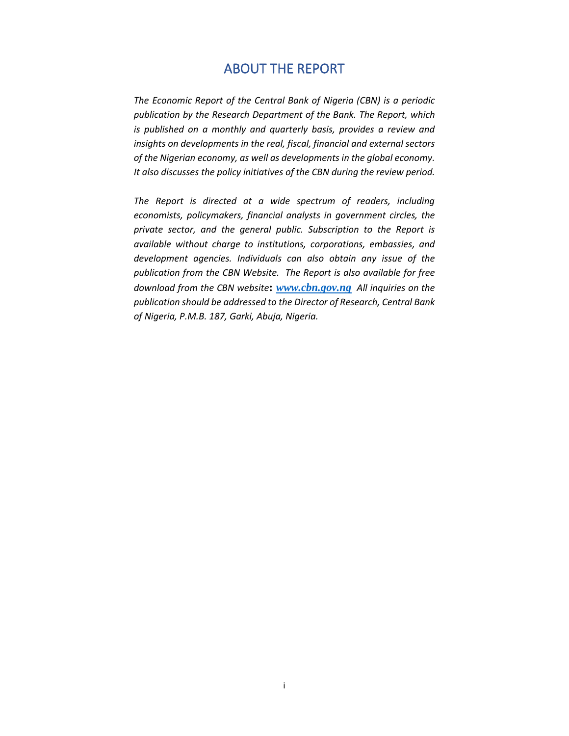# ABOUT THE REPORT

*The Economic Report of the Central Bank of Nigeria (CBN) is a periodic publication by the Research Department of the Bank. The Report, which is published on a monthly and quarterly basis, provides a review and insights on developments in the real, fiscal, financial and external sectors of the Nigerian economy, as well as developments in the global economy. It also discusses the policy initiatives of the CBN during the review period.*

*The Report is directed at a wide spectrum of readers, including economists, policymakers, financial analysts in government circles, the private sector, and the general public. Subscription to the Report is available without charge to institutions, corporations, embassies, and development agencies. Individuals can also obtain any issue of the publication from the CBN Website. The Report is also available for free download from the CBN website*: ***www.cbn.gov.ng*** *All inquiries on the publication should be addressed to the Director of Research, Central Bank of Nigeria, P.M.B. 187, Garki, Abuja, Nigeria.*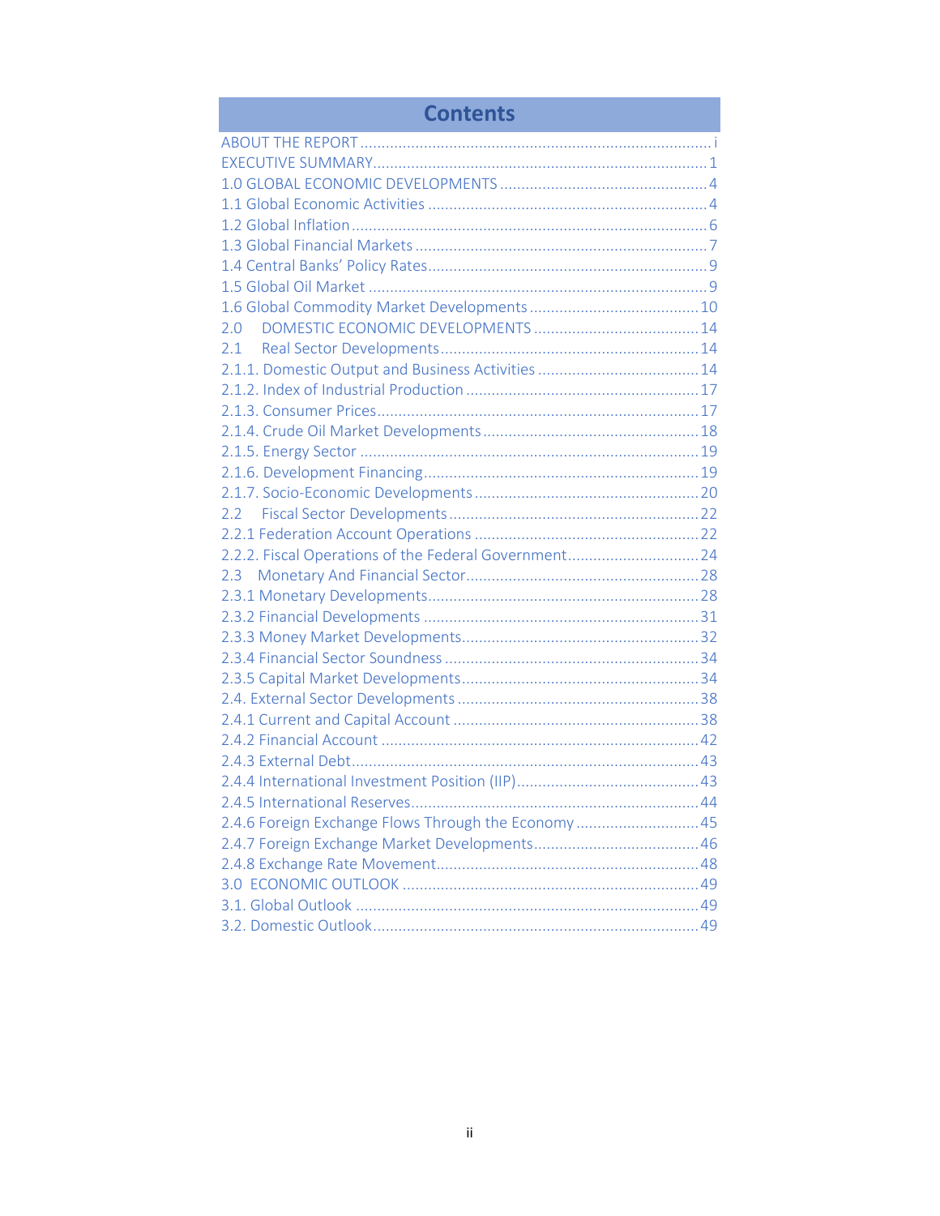# Contents

- ABOUT THE REPORT ..... i
- EXECUTIVE SUMMARY ..... 1
- 1.0 GLOBAL ECONOMIC DEVELOPMENTS ..... 4
- 1.1 Global Economic Activities ..... 4
- 1.2 Global Inflation ..... 6
- 1.3 Global Financial Markets ..... 7
- 1.4 Central Banks' Policy Rates ..... 9
- 1.5 Global Oil Market ..... 9
- 1.6 Global Commodity Market Developments ..... 10
- 2.0 DOMESTIC ECONOMIC DEVELOPMENTS ..... 14
- 2.1 Real Sector Developments ..... 14
- 2.1.1. Domestic Output and Business Activities ..... 14
- 2.1.2. Index of Industrial Production ..... 17
- 2.1.3. Consumer Prices ..... 17
- 2.1.4. Crude Oil Market Developments ..... 18
- 2.1.5. Energy Sector ..... 19
- 2.1.6. Development Financing ..... 19
- 2.1.7. Socio-Economic Developments ..... 20
- 2.2 Fiscal Sector Developments ..... 22
- 2.2.1 Federation Account Operations ..... 22
- 2.2.2. Fiscal Operations of the Federal Government ..... 24
- 2.3 Monetary And Financial Sector ..... 28
- 2.3.1 Monetary Developments ..... 28
- 2.3.2 Financial Developments ..... 31
- 2.3.3 Money Market Developments ..... 32
- 2.3.4 Financial Sector Soundness ..... 34
- 2.3.5 Capital Market Developments ..... 34
- 2.4. External Sector Developments ..... 38
- 2.4.1 Current and Capital Account ..... 38
- 2.4.2 Financial Account ..... 42
- 2.4.3 External Debt ..... 43
- 2.4.4 International Investment Position (IIP) ..... 43
- 2.4.5 International Reserves ..... 44
- 2.4.6 Foreign Exchange Flows Through the Economy ..... 45
- 2.4.7 Foreign Exchange Market Developments ..... 46
- 2.4.8 Exchange Rate Movement ..... 48
- 3.0 ECONOMIC OUTLOOK ..... 49
- 3.1. Global Outlook ..... 49
- 3.2. Domestic Outlook ..... 49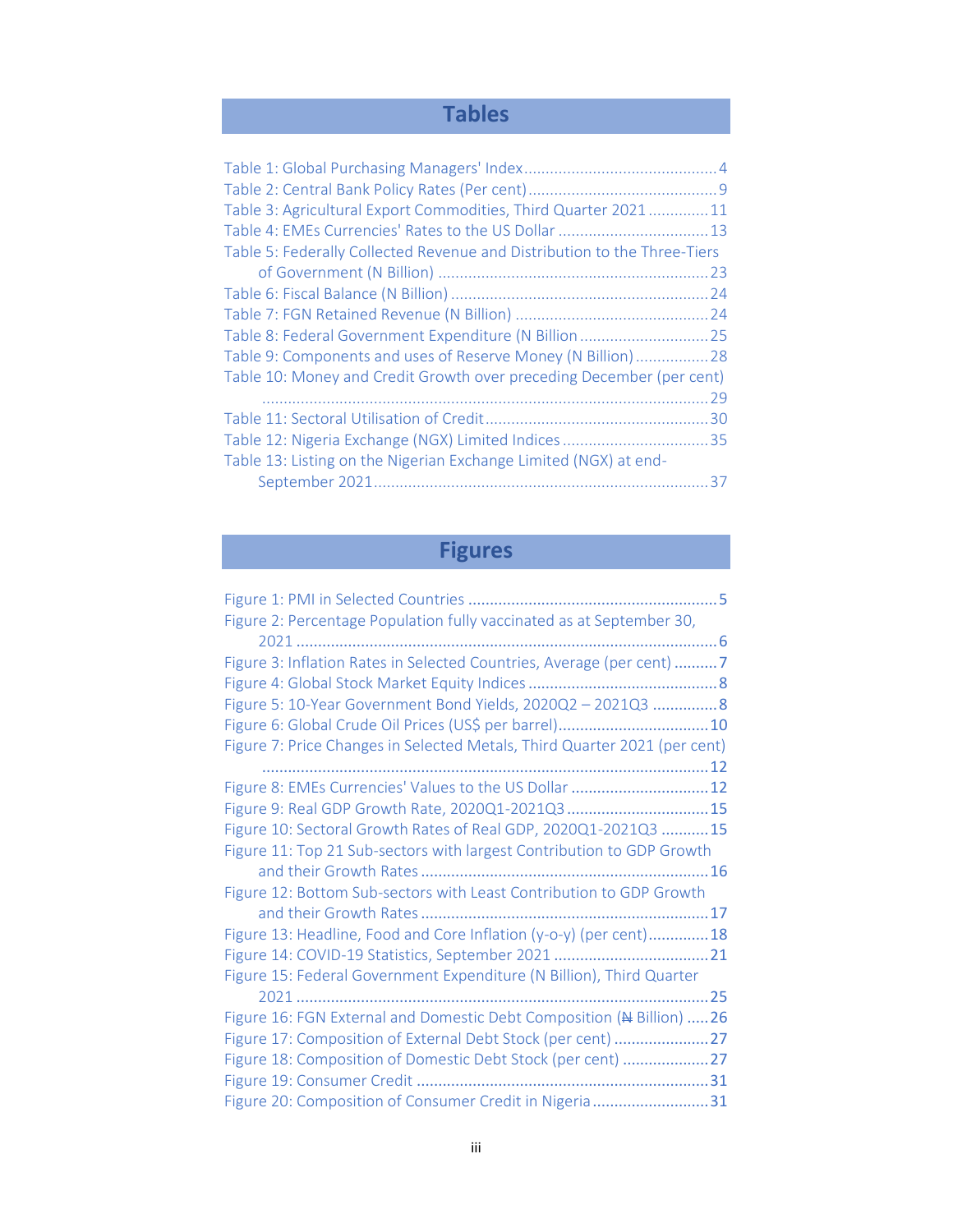## Tables

Table 1: Global Purchasing Managers' Index ............................................ 4
Table 2: Central Bank Policy Rates (Per cent) ........................................... 9
Table 3: Agricultural Export Commodities, Third Quarter 2021 ............. 11
Table 4: EMEs Currencies' Rates to the US Dollar .................................. 13
Table 5: Federally Collected Revenue and Distribution to the Three-Tiers of Government (N Billion) .............................................................. 23
Table 6: Fiscal Balance (N Billion) ........................................................... 24
Table 7: FGN Retained Revenue (N Billion) ............................................ 24
Table 8: Federal Government Expenditure (N Billion ............................. 25
Table 9: Components and uses of Reserve Money (N Billion) ................. 28
Table 10: Money and Credit Growth over preceding December (per cent) ..................................................................................................... 29
Table 11: Sectoral Utilisation of Credit ................................................... 30
Table 12: Nigeria Exchange (NGX) Limited Indices ................................. 35
Table 13: Listing on the Nigerian Exchange Limited (NGX) at end-September 2021 ............................................................................ 37

## Figures

Figure 1: PMI in Selected Countries .......................................................... 5
Figure 2: Percentage Population fully vaccinated as at September 30, 2021 ................................................................................................ 6
Figure 3: Inflation Rates in Selected Countries, Average (per cent) .......... 7
Figure 4: Global Stock Market Equity Indices ........................................... 8
Figure 5: 10-Year Government Bond Yields, 2020Q2 – 2021Q3 ............... 8
Figure 6: Global Crude Oil Prices (US$ per barrel) .................................. 10
Figure 7: Price Changes in Selected Metals, Third Quarter 2021 (per cent) ..................................................................................................... 12
Figure 8: EMEs Currencies' Values to the US Dollar ............................... 12
Figure 9: Real GDP Growth Rate, 2020Q1-2021Q3 ................................. 15
Figure 10: Sectoral Growth Rates of Real GDP, 2020Q1-2021Q3 ........... 15
Figure 11: Top 21 Sub-sectors with largest Contribution to GDP Growth and their Growth Rates .................................................................. 16
Figure 12: Bottom Sub-sectors with Least Contribution to GDP Growth and their Growth Rates .................................................................. 17
Figure 13: Headline, Food and Core Inflation (y-o-y) (per cent) .............. 18
Figure 14: COVID-19 Statistics, September 2021 .................................... 21
Figure 15: Federal Government Expenditure (N Billion), Third Quarter 2021 .............................................................................................. 25
Figure 16: FGN External and Domestic Debt Composition (₦ Billion) ..... 26
Figure 17: Composition of External Debt Stock (per cent) ...................... 27
Figure 18: Composition of Domestic Debt Stock (per cent) .................... 27
Figure 19: Consumer Credit ................................................................... 31
Figure 20: Composition of Consumer Credit in Nigeria ........................... 31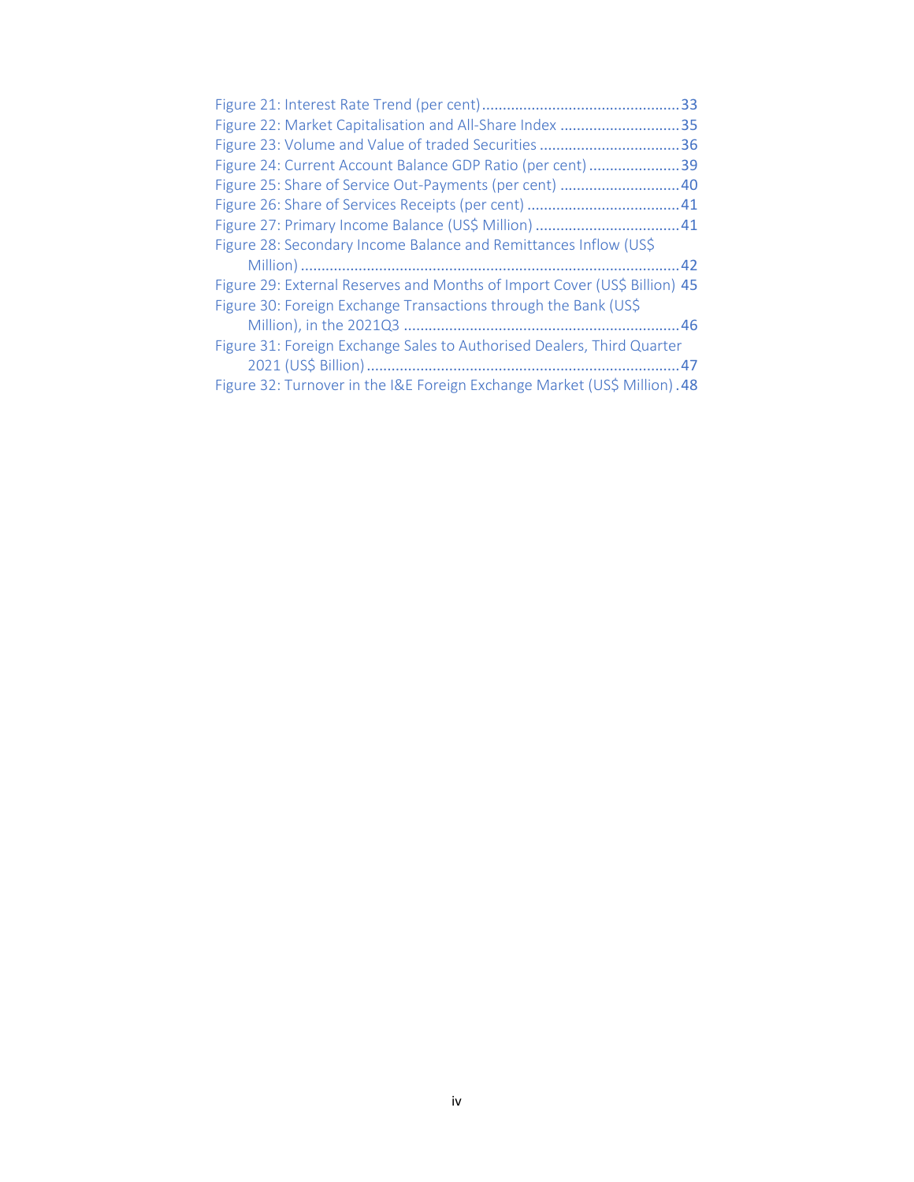Figure 21: Interest Rate Trend (per cent) ........................................................ 33
Figure 22: Market Capitalisation and All-Share Index ............................. 35
Figure 23: Volume and Value of traded Securities .................................. 36
Figure 24: Current Account Balance GDP Ratio (per cent) ...................... 39
Figure 25: Share of Service Out-Payments (per cent) ............................. 40
Figure 26: Share of Services Receipts (per cent) ..................................... 41
Figure 27: Primary Income Balance (US$ Million) ................................... 41
Figure 28: Secondary Income Balance and Remittances Inflow (US$ Million) ........................................................................................... 42
Figure 29: External Reserves and Months of Import Cover (US$ Billion) 45
Figure 30: Foreign Exchange Transactions through the Bank (US$ Million), in the 2021Q3 .................................................................. 46
Figure 31: Foreign Exchange Sales to Authorised Dealers, Third Quarter 2021 (US$ Billion) ........................................................................... 47
Figure 32: Turnover in the I&E Foreign Exchange Market (US$ Million) . 48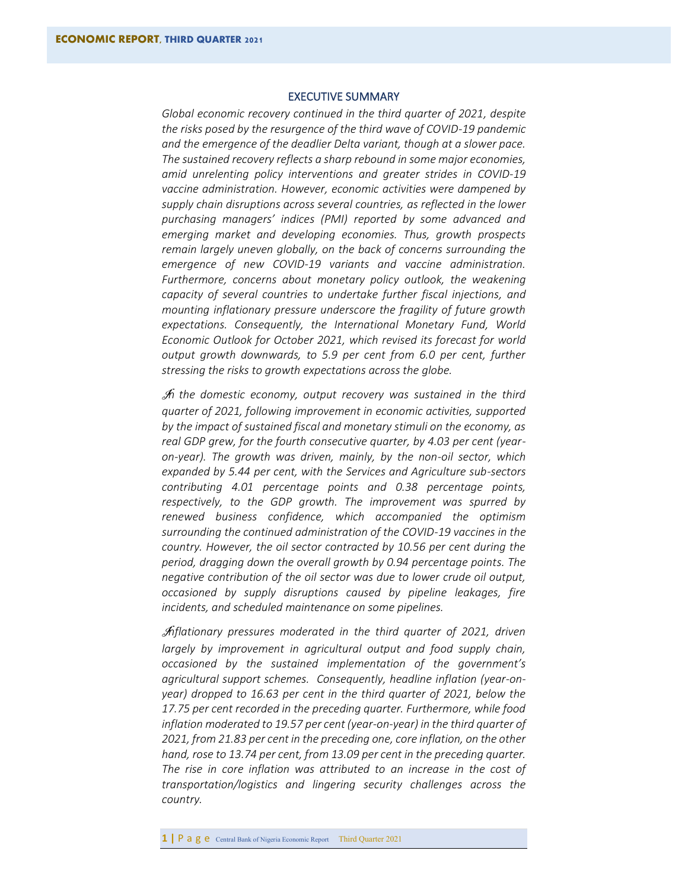# EXECUTIVE SUMMARY

*Global economic recovery continued in the third quarter of 2021, despite the risks posed by the resurgence of the third wave of COVID-19 pandemic and the emergence of the deadlier Delta variant, though at a slower pace. The sustained recovery reflects a sharp rebound in some major economies, amid unrelenting policy interventions and greater strides in COVID-19 vaccine administration. However, economic activities were dampened by supply chain disruptions across several countries, as reflected in the lower purchasing managers' indices (PMI) reported by some advanced and emerging market and developing economies. Thus, growth prospects remain largely uneven globally, on the back of concerns surrounding the emergence of new COVID-19 variants and vaccine administration. Furthermore, concerns about monetary policy outlook, the weakening capacity of several countries to undertake further fiscal injections, and mounting inflationary pressure underscore the fragility of future growth expectations. Consequently, the International Monetary Fund, World Economic Outlook for October 2021, which revised its forecast for world output growth downwards, to 5.9 per cent from 6.0 per cent, further stressing the risks to growth expectations across the globe.*

*In the domestic economy, output recovery was sustained in the third quarter of 2021, following improvement in economic activities, supported by the impact of sustained fiscal and monetary stimuli on the economy, as real GDP grew, for the fourth consecutive quarter, by 4.03 per cent (year-on-year). The growth was driven, mainly, by the non-oil sector, which expanded by 5.44 per cent, with the Services and Agriculture sub-sectors contributing 4.01 percentage points and 0.38 percentage points, respectively, to the GDP growth. The improvement was spurred by renewed business confidence, which accompanied the optimism surrounding the continued administration of the COVID-19 vaccines in the country. However, the oil sector contracted by 10.56 per cent during the period, dragging down the overall growth by 0.94 percentage points. The negative contribution of the oil sector was due to lower crude oil output, occasioned by supply disruptions caused by pipeline leakages, fire incidents, and scheduled maintenance on some pipelines.*

*Inflationary pressures moderated in the third quarter of 2021, driven largely by improvement in agricultural output and food supply chain, occasioned by the sustained implementation of the government's agricultural support schemes. Consequently, headline inflation (year-on-year) dropped to 16.63 per cent in the third quarter of 2021, below the 17.75 per cent recorded in the preceding quarter. Furthermore, while food inflation moderated to 19.57 per cent (year-on-year) in the third quarter of 2021, from 21.83 per cent in the preceding one, core inflation, on the other hand, rose to 13.74 per cent, from 13.09 per cent in the preceding quarter. The rise in core inflation was attributed to an increase in the cost of transportation/logistics and lingering security challenges across the country.*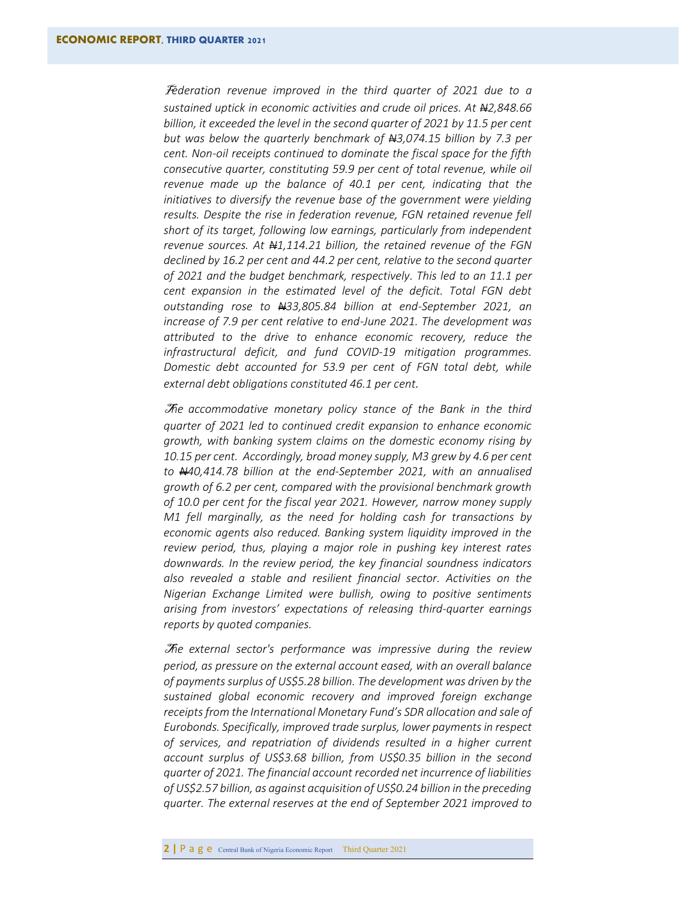*Federation revenue improved in the third quarter of 2021 due to a sustained uptick in economic activities and crude oil prices. At ₦2,848.66 billion, it exceeded the level in the second quarter of 2021 by 11.5 per cent but was below the quarterly benchmark of ₦3,074.15 billion by 7.3 per cent. Non-oil receipts continued to dominate the fiscal space for the fifth consecutive quarter, constituting 59.9 per cent of total revenue, while oil revenue made up the balance of 40.1 per cent, indicating that the initiatives to diversify the revenue base of the government were yielding results. Despite the rise in federation revenue, FGN retained revenue fell short of its target, following low earnings, particularly from independent revenue sources. At ₦1,114.21 billion, the retained revenue of the FGN declined by 16.2 per cent and 44.2 per cent, relative to the second quarter of 2021 and the budget benchmark, respectively. This led to an 11.1 per cent expansion in the estimated level of the deficit. Total FGN debt outstanding rose to ₦33,805.84 billion at end-September 2021, an increase of 7.9 per cent relative to end-June 2021. The development was attributed to the drive to enhance economic recovery, reduce the infrastructural deficit, and fund COVID-19 mitigation programmes. Domestic debt accounted for 53.9 per cent of FGN total debt, while external debt obligations constituted 46.1 per cent.*

*The accommodative monetary policy stance of the Bank in the third quarter of 2021 led to continued credit expansion to enhance economic growth, with banking system claims on the domestic economy rising by 10.15 per cent. Accordingly, broad money supply, M3 grew by 4.6 per cent to ₦40,414.78 billion at the end-September 2021, with an annualised growth of 6.2 per cent, compared with the provisional benchmark growth of 10.0 per cent for the fiscal year 2021. However, narrow money supply M1 fell marginally, as the need for holding cash for transactions by economic agents also reduced. Banking system liquidity improved in the review period, thus, playing a major role in pushing key interest rates downwards. In the review period, the key financial soundness indicators also revealed a stable and resilient financial sector. Activities on the Nigerian Exchange Limited were bullish, owing to positive sentiments arising from investors' expectations of releasing third-quarter earnings reports by quoted companies.*

*The external sector's performance was impressive during the review period, as pressure on the external account eased, with an overall balance of payments surplus of US$5.28 billion. The development was driven by the sustained global economic recovery and improved foreign exchange receipts from the International Monetary Fund's SDR allocation and sale of Eurobonds. Specifically, improved trade surplus, lower payments in respect of services, and repatriation of dividends resulted in a higher current account surplus of US$3.68 billion, from US$0.35 billion in the second quarter of 2021. The financial account recorded net incurrence of liabilities of US$2.57 billion, as against acquisition of US$0.24 billion in the preceding quarter. The external reserves at the end of September 2021 improved to*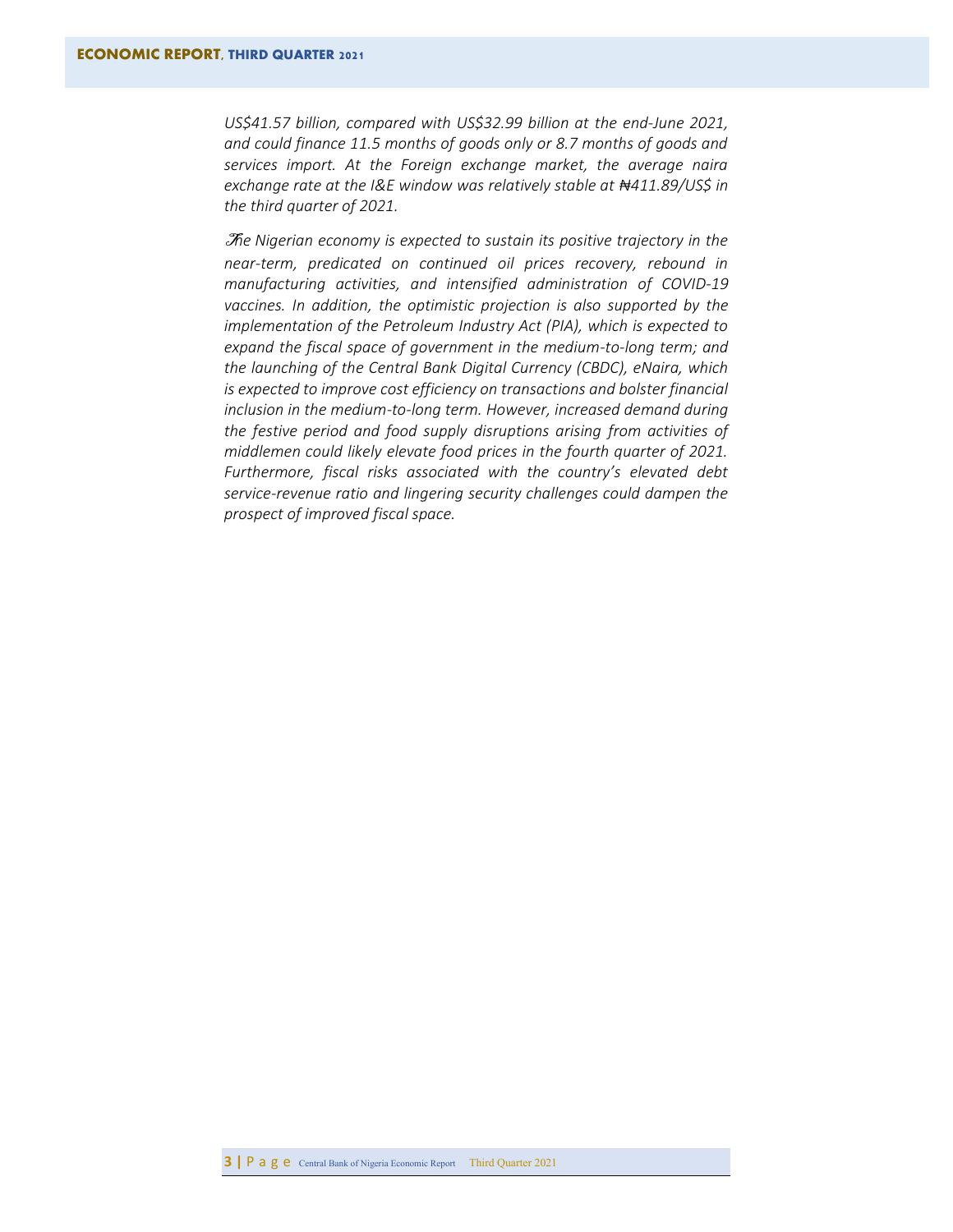*US$41.57 billion, compared with US$32.99 billion at the end-June 2021, and could finance 11.5 months of goods only or 8.7 months of goods and services import. At the Foreign exchange market, the average naira exchange rate at the I&E window was relatively stable at ₦411.89/US$ in the third quarter of 2021.*

*The Nigerian economy is expected to sustain its positive trajectory in the near-term, predicated on continued oil prices recovery, rebound in manufacturing activities, and intensified administration of COVID-19 vaccines. In addition, the optimistic projection is also supported by the implementation of the Petroleum Industry Act (PIA), which is expected to expand the fiscal space of government in the medium-to-long term; and the launching of the Central Bank Digital Currency (CBDC), eNaira, which is expected to improve cost efficiency on transactions and bolster financial inclusion in the medium-to-long term. However, increased demand during the festive period and food supply disruptions arising from activities of middlemen could likely elevate food prices in the fourth quarter of 2021. Furthermore, fiscal risks associated with the country's elevated debt service-revenue ratio and lingering security challenges could dampen the prospect of improved fiscal space.*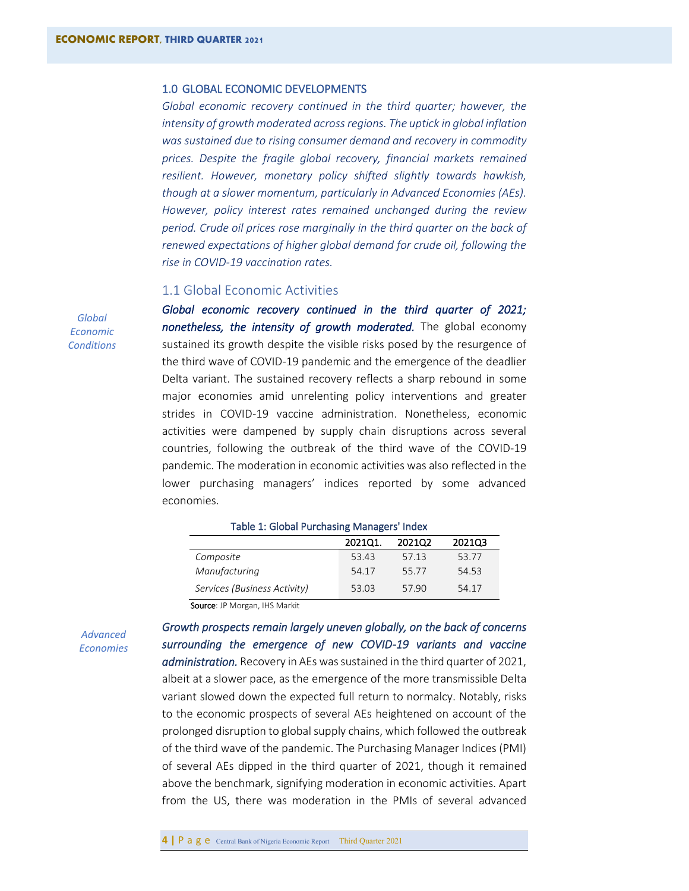## 1.0 GLOBAL ECONOMIC DEVELOPMENTS

*Global economic recovery continued in the third quarter; however, the intensity of growth moderated across regions. The uptick in global inflation was sustained due to rising consumer demand and recovery in commodity prices. Despite the fragile global recovery, financial markets remained resilient. However, monetary policy shifted slightly towards hawkish, though at a slower momentum, particularly in Advanced Economies (AEs). However, policy interest rates remained unchanged during the review period. Crude oil prices rose marginally in the third quarter on the back of renewed expectations of higher global demand for crude oil, following the rise in COVID-19 vaccination rates.*

### 1.1 Global Economic Activities

*Global Economic Conditions*

***Global economic recovery continued in the third quarter of 2021; nonetheless, the intensity of growth moderated.*** The global economy sustained its growth despite the visible risks posed by the resurgence of the third wave of COVID-19 pandemic and the emergence of the deadlier Delta variant. The sustained recovery reflects a sharp rebound in some major economies amid unrelenting policy interventions and greater strides in COVID-19 vaccine administration. Nonetheless, economic activities were dampened by supply chain disruptions across several countries, following the outbreak of the third wave of the COVID-19 pandemic. The moderation in economic activities was also reflected in the lower purchasing managers' indices reported by some advanced economies.

Table 1: Global Purchasing Managers' Index

| | 2021Q1. | 2021Q2 | 2021Q3 |
|---|---|---|---|
| *Composite* | 53.43 | 57.13 | 53.77 |
| *Manufacturing* | 54.17 | 55.77 | 54.53 |
| *Services (Business Activity)* | 53.03 | 57.90 | 54.17 |

**Source**: JP Morgan, IHS Markit

*Advanced Economies*

***Growth prospects remain largely uneven globally, on the back of concerns surrounding the emergence of new COVID-19 variants and vaccine administration.*** Recovery in AEs was sustained in the third quarter of 2021, albeit at a slower pace, as the emergence of the more transmissible Delta variant slowed down the expected full return to normalcy. Notably, risks to the economic prospects of several AEs heightened on account of the prolonged disruption to global supply chains, which followed the outbreak of the third wave of the pandemic. The Purchasing Manager Indices (PMI) of several AEs dipped in the third quarter of 2021, though it remained above the benchmark, signifying moderation in economic activities. Apart from the US, there was moderation in the PMIs of several advanced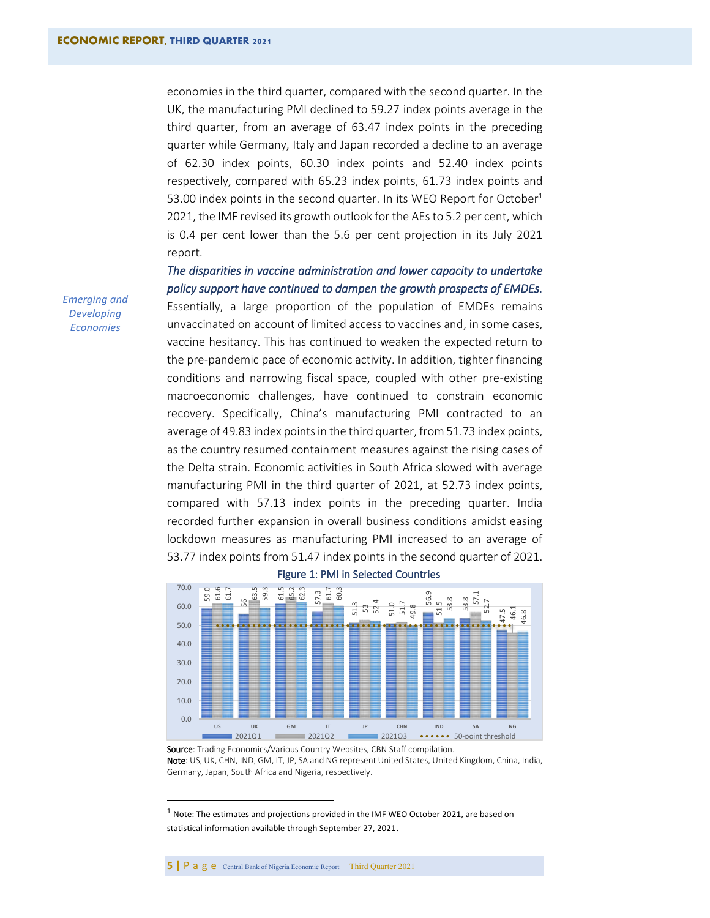economies in the third quarter, compared with the second quarter. In the UK, the manufacturing PMI declined to 59.27 index points average in the third quarter, from an average of 63.47 index points in the preceding quarter while Germany, Italy and Japan recorded a decline to an average of 62.30 index points, 60.30 index points and 52.40 index points respectively, compared with 65.23 index points, 61.73 index points and 53.00 index points in the second quarter. In its WEO Report for October[1] 2021, the IMF revised its growth outlook for the AEs to 5.2 per cent, which is 0.4 per cent lower than the 5.6 per cent projection in its July 2021 report.

*Emerging and Developing Economies*

***The disparities in vaccine administration and lower capacity to undertake policy support have continued to dampen the growth prospects of EMDEs.*** Essentially, a large proportion of the population of EMDEs remains unvaccinated on account of limited access to vaccines and, in some cases, vaccine hesitancy. This has continued to weaken the expected return to the pre-pandemic pace of economic activity. In addition, tighter financing conditions and narrowing fiscal space, coupled with other pre-existing macroeconomic challenges, have continued to constrain economic recovery. Specifically, China's manufacturing PMI contracted to an average of 49.83 index points in the third quarter, from 51.73 index points, as the country resumed containment measures against the rising cases of the Delta strain. Economic activities in South Africa slowed with average manufacturing PMI in the third quarter of 2021, at 52.73 index points, compared with 57.13 index points in the preceding quarter. India recorded further expansion in overall business conditions amidst easing lockdown measures as manufacturing PMI increased to an average of 53.77 index points from 51.47 index points in the second quarter of 2021.

**Figure 1: PMI in Selected Countries**

| | US | UK | GM | IT | JP | CHN | IND | SA | NG |
|---|---|---|---|---|---|---|---|---|---|
| 2021Q1 | 59.0 | 56 | 61.5 | 57.3 | 51.3 | 51.0 | 56.9 | 53.8 | 47.5 |
| 2021Q2 | 61.6 | 63.5 | 65.2 | 61.7 | 53 | 51.7 | 51.5 | 57.1 | 46.1 |
| 2021Q3 | 61.7 | 59.3 | 62.3 | 60.3 | 52.4 | 49.8 | 53.8 | 52.7 | 46.8 |

50-point threshold

Source: Trading Economics/Various Country Websites, CBN Staff compilation.
Note: US, UK, CHN, IND, GM, IT, JP, SA and NG represent United States, United Kingdom, China, India, Germany, Japan, South Africa and Nigeria, respectively.

[1] Note: The estimates and projections provided in the IMF WEO October 2021, are based on statistical information available through September 27, 2021.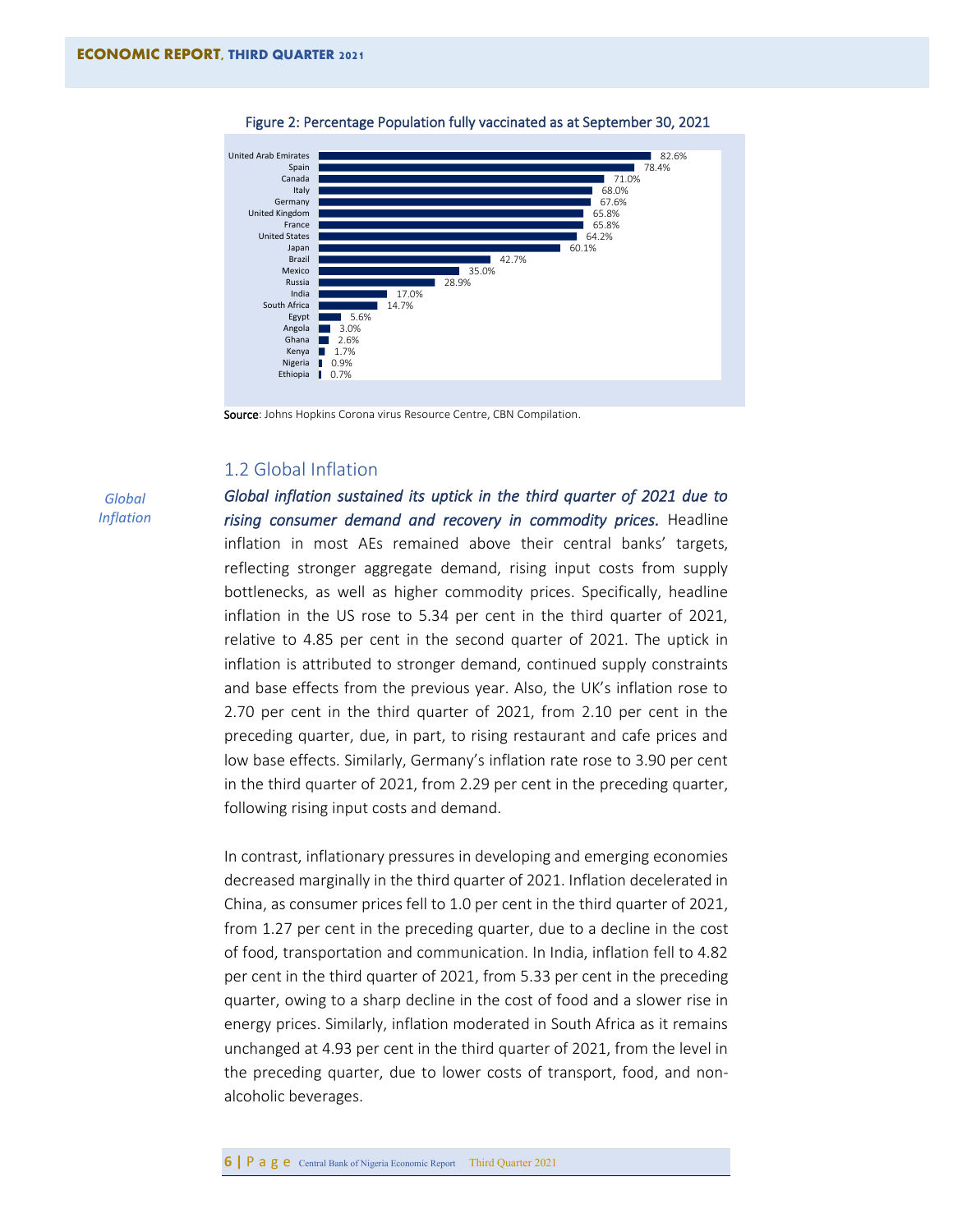Figure 2: Percentage Population fully vaccinated as at September 30, 2021

| Country | Percentage |
|---|---|
| United Arab Emirates | 82.6% |
| Spain | 78.4% |
| Canada | 71.0% |
| Italy | 68.0% |
| Germany | 67.6% |
| United Kingdom | 65.8% |
| France | 65.8% |
| United States | 64.2% |
| Japan | 60.1% |
| Brazil | 42.7% |
| Mexico | 35.0% |
| Russia | 28.9% |
| India | 17.0% |
| South Africa | 14.7% |
| Egypt | 5.6% |
| Angola | 3.0% |
| Ghana | 2.6% |
| Kenya | 1.7% |
| Nigeria | 0.9% |
| Ethiopia | 0.7% |

**Source**: Johns Hopkins Corona virus Resource Centre, CBN Compilation.

## 1.2 Global Inflation

*Global Inflation*

***Global inflation sustained its uptick in the third quarter of 2021 due to rising consumer demand and recovery in commodity prices.*** Headline inflation in most AEs remained above their central banks' targets, reflecting stronger aggregate demand, rising input costs from supply bottlenecks, as well as higher commodity prices. Specifically, headline inflation in the US rose to 5.34 per cent in the third quarter of 2021, relative to 4.85 per cent in the second quarter of 2021. The uptick in inflation is attributed to stronger demand, continued supply constraints and base effects from the previous year. Also, the UK's inflation rose to 2.70 per cent in the third quarter of 2021, from 2.10 per cent in the preceding quarter, due, in part, to rising restaurant and cafe prices and low base effects. Similarly, Germany's inflation rate rose to 3.90 per cent in the third quarter of 2021, from 2.29 per cent in the preceding quarter, following rising input costs and demand.

In contrast, inflationary pressures in developing and emerging economies decreased marginally in the third quarter of 2021. Inflation decelerated in China, as consumer prices fell to 1.0 per cent in the third quarter of 2021, from 1.27 per cent in the preceding quarter, due to a decline in the cost of food, transportation and communication. In India, inflation fell to 4.82 per cent in the third quarter of 2021, from 5.33 per cent in the preceding quarter, owing to a sharp decline in the cost of food and a slower rise in energy prices. Similarly, inflation moderated in South Africa as it remains unchanged at 4.93 per cent in the third quarter of 2021, from the level in the preceding quarter, due to lower costs of transport, food, and non-alcoholic beverages.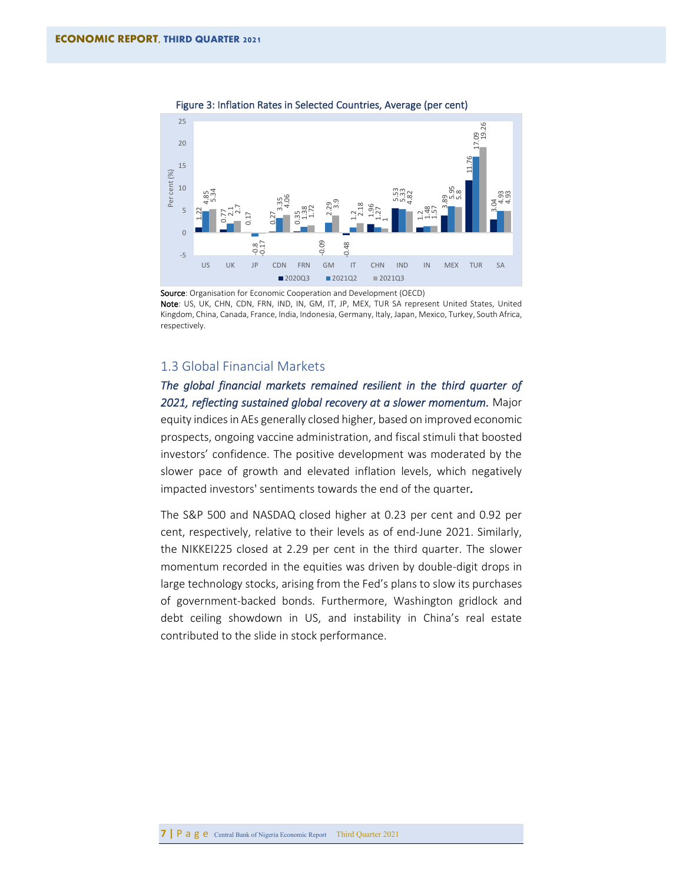Figure 3: Inflation Rates in Selected Countries, Average (per cent)

| Country | 2020Q3 | 2021Q2 | 2021Q3 |
| --- | --- | --- | --- |
| US | 1.22 | 4.85 | 5.34 |
| UK | 0.77 | 2.1 | 2.7 |
| JP | 0.17 | -0.8 | -0.17 |
| CDN | 0.27 | 3.35 | 4.06 |
| FRN | 0.35 | 1.38 | 1.72 |
| GM | -0.09 | 2.29 | 3.9 |
| IT | -0.48 | 1.2 | 2.18 |
| CHN | 1.96 | 1.27 | 1 |
| IND | 5.53 | 5.33 | 4.82 |
| IN | 1.2 | 1.48 | 1.57 |
| MEX | 3.89 | 5.95 | 5.8 |
| TUR | 11.76 | 17.09 | 19.26 |
| SA | 3.04 | 4.93 | 4.93 |

**Source**: Organisation for Economic Cooperation and Development (OECD)
**Note**: US, UK, CHN, CDN, FRN, IND, IN, GM, IT, JP, MEX, TUR SA represent United States, United Kingdom, China, Canada, France, India, Indonesia, Germany, Italy, Japan, Mexico, Turkey, South Africa, respectively.

## 1.3 Global Financial Markets

***The global financial markets remained resilient in the third quarter of 2021, reflecting sustained global recovery at a slower momentum.*** Major equity indices in AEs generally closed higher, based on improved economic prospects, ongoing vaccine administration, and fiscal stimuli that boosted investors' confidence. The positive development was moderated by the slower pace of growth and elevated inflation levels, which negatively impacted investors' sentiments towards the end of the quarter**.**

The S&P 500 and NASDAQ closed higher at 0.23 per cent and 0.92 per cent, respectively, relative to their levels as of end-June 2021. Similarly, the NIKKEI225 closed at 2.29 per cent in the third quarter. The slower momentum recorded in the equities was driven by double-digit drops in large technology stocks, arising from the Fed's plans to slow its purchases of government-backed bonds. Furthermore, Washington gridlock and debt ceiling showdown in US, and instability in China's real estate contributed to the slide in stock performance.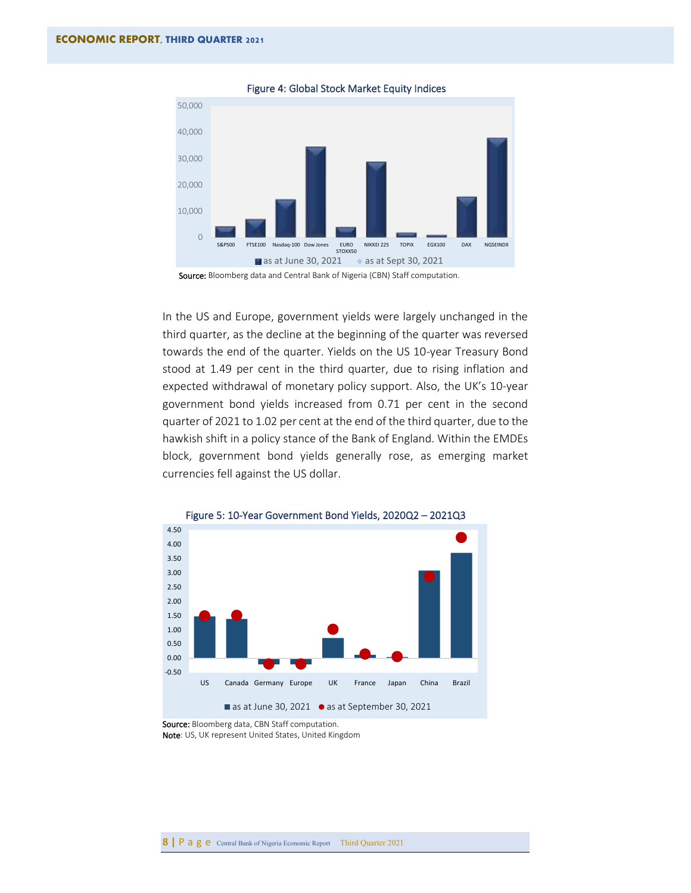Figure 4: Global Stock Market Equity Indices

Source: Bloomberg data and Central Bank of Nigeria (CBN) Staff computation.

In the US and Europe, government yields were largely unchanged in the third quarter, as the decline at the beginning of the quarter was reversed towards the end of the quarter. Yields on the US 10-year Treasury Bond stood at 1.49 per cent in the third quarter, due to rising inflation and expected withdrawal of monetary policy support. Also, the UK's 10-year government bond yields increased from 0.71 per cent in the second quarter of 2021 to 1.02 per cent at the end of the third quarter, due to the hawkish shift in a policy stance of the Bank of England. Within the EMDEs block, government bond yields generally rose, as emerging market currencies fell against the US dollar.

Figure 5: 10-Year Government Bond Yields, 2020Q2 – 2021Q3

Source: Bloomberg data, CBN Staff computation.
Note: US, UK represent United States, United Kingdom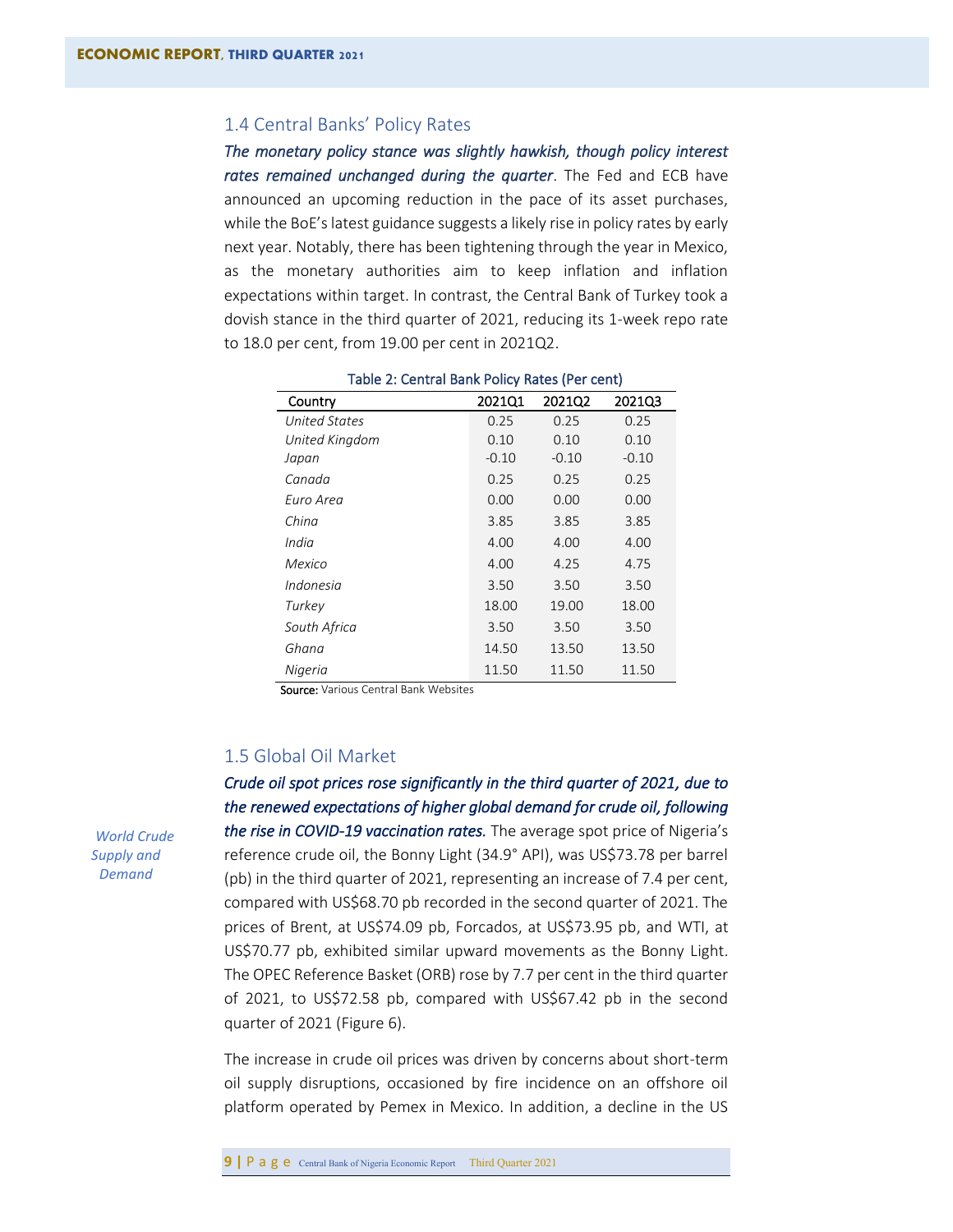## 1.4 Central Banks' Policy Rates

***The monetary policy stance was slightly hawkish, though policy interest rates remained unchanged during the quarter***. The Fed and ECB have announced an upcoming reduction in the pace of its asset purchases, while the BoE's latest guidance suggests a likely rise in policy rates by early next year. Notably, there has been tightening through the year in Mexico, as the monetary authorities aim to keep inflation and inflation expectations within target. In contrast, the Central Bank of Turkey took a dovish stance in the third quarter of 2021, reducing its 1-week repo rate to 18.0 per cent, from 19.00 per cent in 2021Q2.

Table 2: Central Bank Policy Rates (Per cent)

| Country | 2021Q1 | 2021Q2 | 2021Q3 |
|---|---|---|---|
| *United States* | 0.25 | 0.25 | 0.25 |
| *United Kingdom* | 0.10 | 0.10 | 0.10 |
| *Japan* | -0.10 | -0.10 | -0.10 |
| *Canada* | 0.25 | 0.25 | 0.25 |
| *Euro Area* | 0.00 | 0.00 | 0.00 |
| *China* | 3.85 | 3.85 | 3.85 |
| *India* | 4.00 | 4.00 | 4.00 |
| *Mexico* | 4.00 | 4.25 | 4.75 |
| *Indonesia* | 3.50 | 3.50 | 3.50 |
| *Turkey* | 18.00 | 19.00 | 18.00 |
| *South Africa* | 3.50 | 3.50 | 3.50 |
| *Ghana* | 14.50 | 13.50 | 13.50 |
| *Nigeria* | 11.50 | 11.50 | 11.50 |

**Source:** Various Central Bank Websites

## 1.5 Global Oil Market

*World Crude Supply and Demand*

***Crude oil spot prices rose significantly in the third quarter of 2021, due to the renewed expectations of higher global demand for crude oil, following the rise in COVID-19 vaccination rates.*** The average spot price of Nigeria's reference crude oil, the Bonny Light (34.9° API), was US$73.78 per barrel (pb) in the third quarter of 2021, representing an increase of 7.4 per cent, compared with US$68.70 pb recorded in the second quarter of 2021. The prices of Brent, at US$74.09 pb, Forcados, at US$73.95 pb, and WTI, at US$70.77 pb, exhibited similar upward movements as the Bonny Light. The OPEC Reference Basket (ORB) rose by 7.7 per cent in the third quarter of 2021, to US$72.58 pb, compared with US$67.42 pb in the second quarter of 2021 (Figure 6).

The increase in crude oil prices was driven by concerns about short-term oil supply disruptions, occasioned by fire incidence on an offshore oil platform operated by Pemex in Mexico. In addition, a decline in the US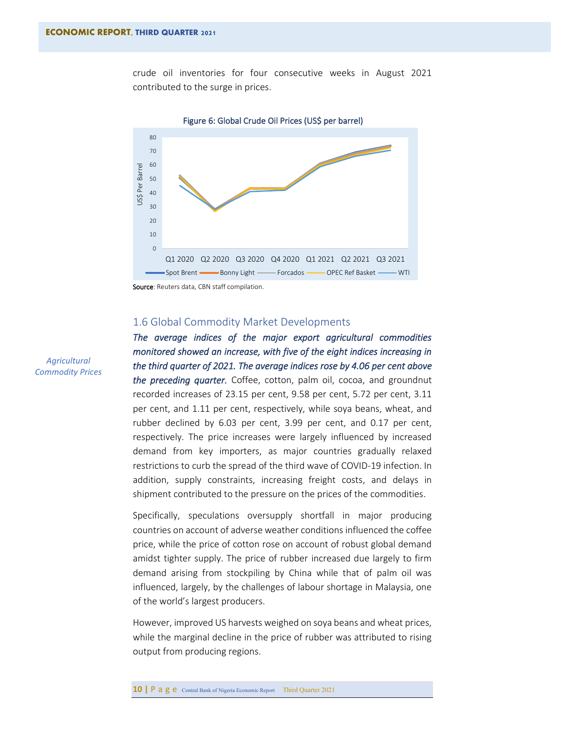crude oil inventories for four consecutive weeks in August 2021 contributed to the surge in prices.

Figure 6: Global Crude Oil Prices (US$ per barrel)

**Source**: Reuters data, CBN staff compilation.

## 1.6 Global Commodity Market Developments

*Agricultural Commodity Prices*

***The average indices of the major export agricultural commodities monitored showed an increase, with five of the eight indices increasing in the third quarter of 2021. The average indices rose by 4.06 per cent above the preceding quarter.*** Coffee, cotton, palm oil, cocoa, and groundnut recorded increases of 23.15 per cent, 9.58 per cent, 5.72 per cent, 3.11 per cent, and 1.11 per cent, respectively, while soya beans, wheat, and rubber declined by 6.03 per cent, 3.99 per cent, and 0.17 per cent, respectively. The price increases were largely influenced by increased demand from key importers, as major countries gradually relaxed restrictions to curb the spread of the third wave of COVID-19 infection. In addition, supply constraints, increasing freight costs, and delays in shipment contributed to the pressure on the prices of the commodities.

Specifically, speculations oversupply shortfall in major producing countries on account of adverse weather conditions influenced the coffee price, while the price of cotton rose on account of robust global demand amidst tighter supply. The price of rubber increased due largely to firm demand arising from stockpiling by China while that of palm oil was influenced, largely, by the challenges of labour shortage in Malaysia, one of the world's largest producers.

However, improved US harvests weighed on soya beans and wheat prices, while the marginal decline in the price of rubber was attributed to rising output from producing regions.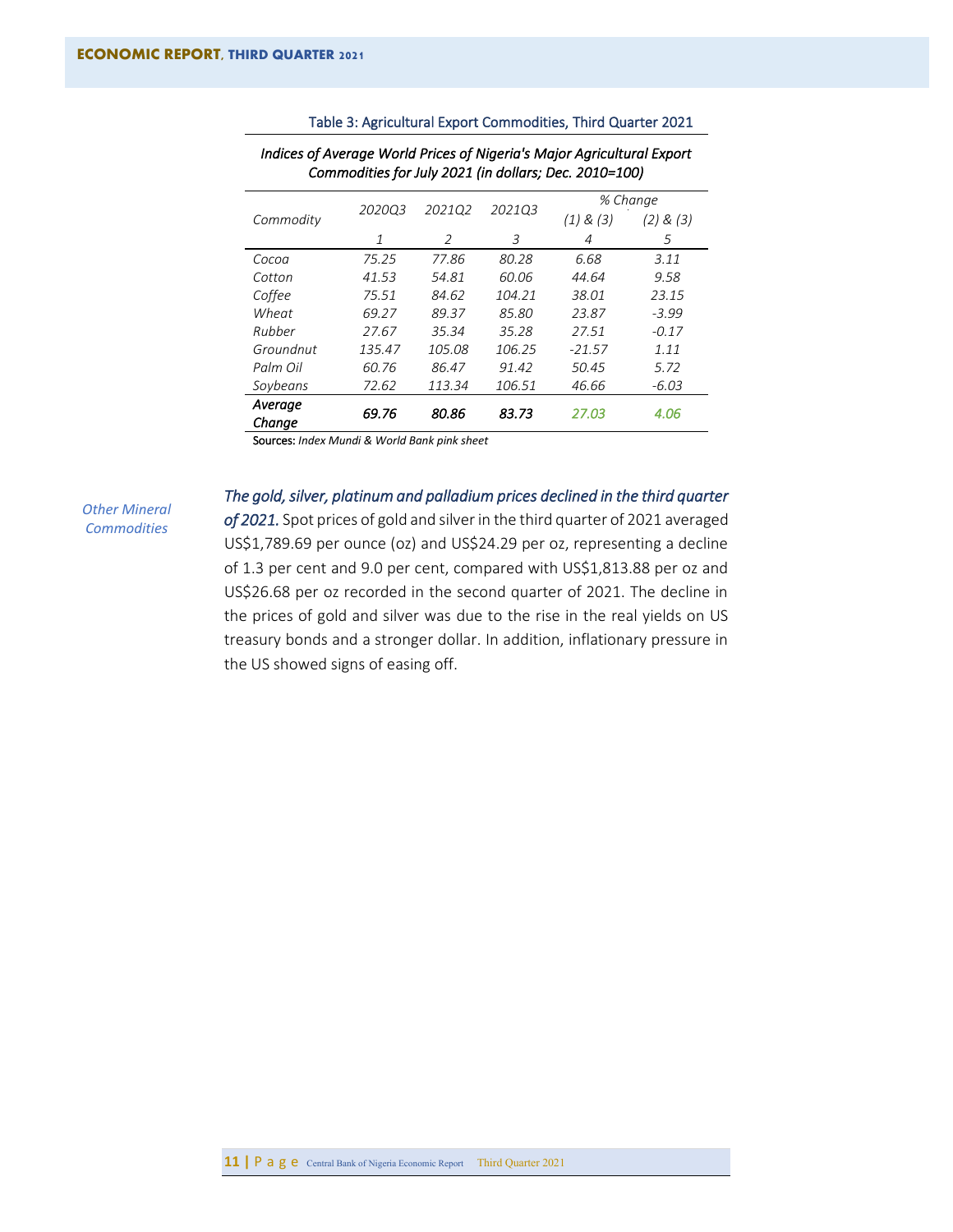Table 3: Agricultural Export Commodities, Third Quarter 2021

*Indices of Average World Prices of Nigeria's Major Agricultural Export Commodities for July 2021 (in dollars; Dec. 2010=100)*

| Commodity | 2020Q3 | 2021Q2 | 2021Q3 | % Change (1) & (3) | % Change (2) & (3) |
|---|---|---|---|---|---|
| | 1 | 2 | 3 | 4 | 5 |
| Cocoa | 75.25 | 77.86 | 80.28 | 6.68 | 3.11 |
| Cotton | 41.53 | 54.81 | 60.06 | 44.64 | 9.58 |
| Coffee | 75.51 | 84.62 | 104.21 | 38.01 | 23.15 |
| Wheat | 69.27 | 89.37 | 85.80 | 23.87 | -3.99 |
| Rubber | 27.67 | 35.34 | 35.28 | 27.51 | -0.17 |
| Groundnut | 135.47 | 105.08 | 106.25 | -21.57 | 1.11 |
| Palm Oil | 60.76 | 86.47 | 91.42 | 50.45 | 5.72 |
| Soybeans | 72.62 | 113.34 | 106.51 | 46.66 | -6.03 |
| **Average Change** | **69.76** | **80.86** | **83.73** | **27.03** | **4.06** |

Sources: *Index Mundi & World Bank pink sheet*

*Other Mineral Commodities*

***The gold, silver, platinum and palladium prices declined in the third quarter of 2021.*** Spot prices of gold and silver in the third quarter of 2021 averaged US$1,789.69 per ounce (oz) and US$24.29 per oz, representing a decline of 1.3 per cent and 9.0 per cent, compared with US$1,813.88 per oz and US$26.68 per oz recorded in the second quarter of 2021. The decline in the prices of gold and silver was due to the rise in the real yields on US treasury bonds and a stronger dollar. In addition, inflationary pressure in the US showed signs of easing off.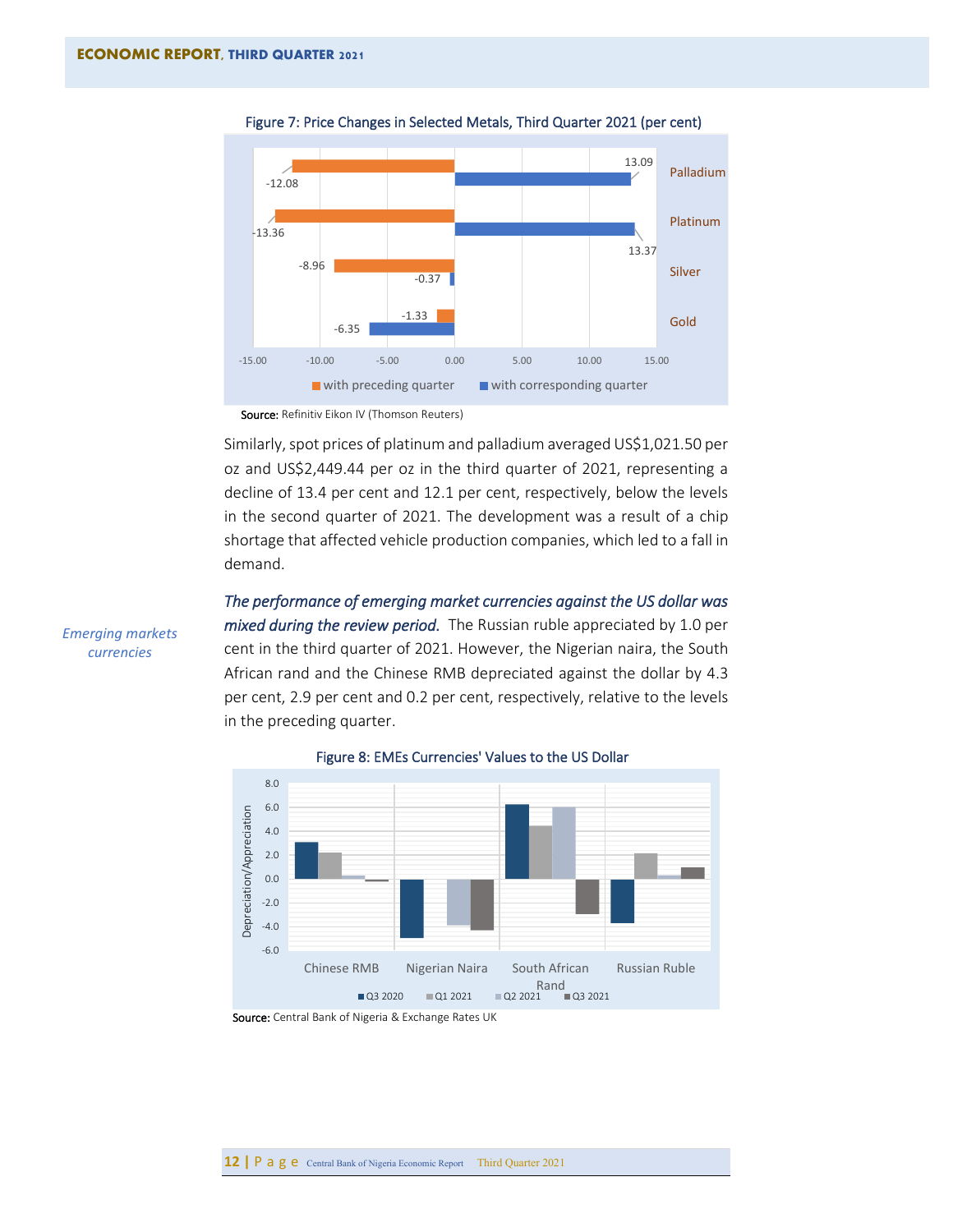Figure 7: Price Changes in Selected Metals, Third Quarter 2021 (per cent)

| Metal | with preceding quarter | with corresponding quarter |
|---|---|---|
| Palladium | -12.08 | 13.09 |
| Platinum | -13.36 | 13.37 |
| Silver | -8.96 | -0.37 |
| Gold | -1.33 | -6.35 |

**Source:** Refinitiv Eikon IV (Thomson Reuters)

Similarly, spot prices of platinum and palladium averaged US$1,021.50 per oz and US$2,449.44 per oz in the third quarter of 2021, representing a decline of 13.4 per cent and 12.1 per cent, respectively, below the levels in the second quarter of 2021. The development was a result of a chip shortage that affected vehicle production companies, which led to a fall in demand.

*Emerging markets currencies*

***The performance of emerging market currencies against the US dollar was mixed during the review period.*** The Russian ruble appreciated by 1.0 per cent in the third quarter of 2021. However, the Nigerian naira, the South African rand and the Chinese RMB depreciated against the dollar by 4.3 per cent, 2.9 per cent and 0.2 per cent, respectively, relative to the levels in the preceding quarter.

Figure 8: EMEs Currencies' Values to the US Dollar

**Source:** Central Bank of Nigeria & Exchange Rates UK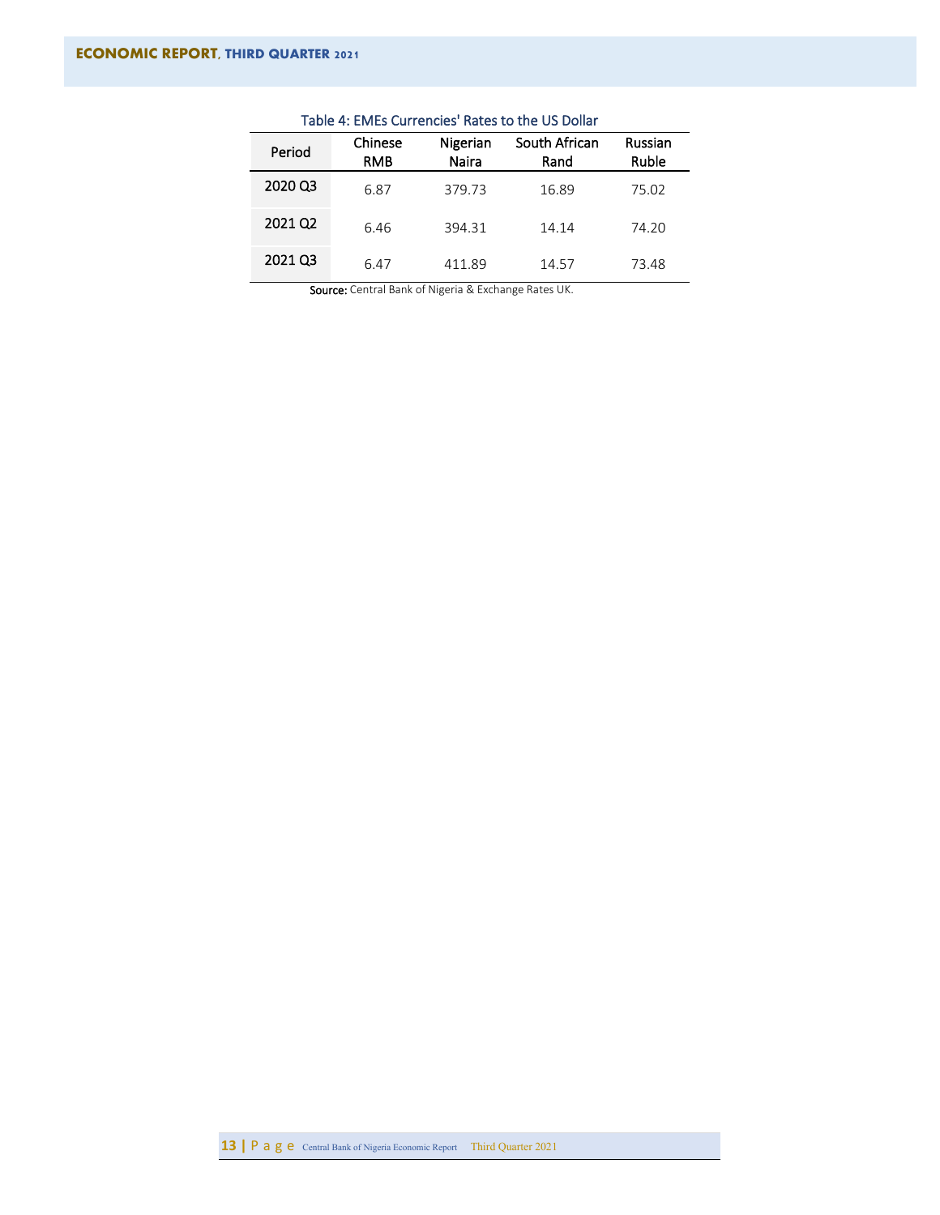Table 4: EMEs Currencies' Rates to the US Dollar

| Period | Chinese RMB | Nigerian Naira | South African Rand | Russian Ruble |
|---|---|---|---|---|
| 2020 Q3 | 6.87 | 379.73 | 16.89 | 75.02 |
| 2021 Q2 | 6.46 | 394.31 | 14.14 | 74.20 |
| 2021 Q3 | 6.47 | 411.89 | 14.57 | 73.48 |

**Source:** Central Bank of Nigeria & Exchange Rates UK.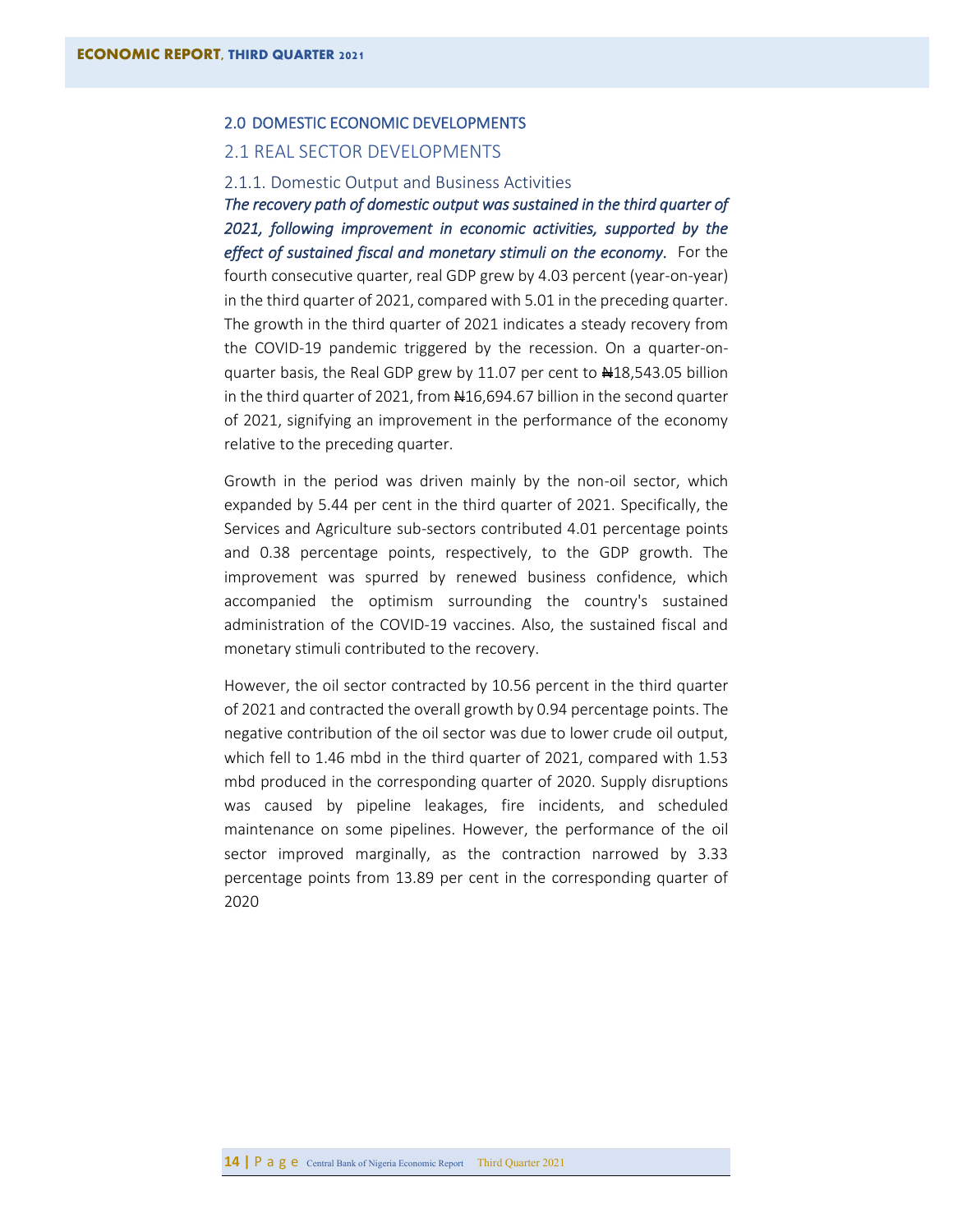## 2.0 DOMESTIC ECONOMIC DEVELOPMENTS

## 2.1 REAL SECTOR DEVELOPMENTS

### 2.1.1. Domestic Output and Business Activities

***The recovery path of domestic output was sustained in the third quarter of 2021, following improvement in economic activities, supported by the effect of sustained fiscal and monetary stimuli on the economy.*** For the fourth consecutive quarter, real GDP grew by 4.03 percent (year-on-year) in the third quarter of 2021, compared with 5.01 in the preceding quarter. The growth in the third quarter of 2021 indicates a steady recovery from the COVID-19 pandemic triggered by the recession. On a quarter-on-quarter basis, the Real GDP grew by 11.07 per cent to ₦18,543.05 billion in the third quarter of 2021, from ₦16,694.67 billion in the second quarter of 2021, signifying an improvement in the performance of the economy relative to the preceding quarter.

Growth in the period was driven mainly by the non-oil sector, which expanded by 5.44 per cent in the third quarter of 2021. Specifically, the Services and Agriculture sub-sectors contributed 4.01 percentage points and 0.38 percentage points, respectively, to the GDP growth. The improvement was spurred by renewed business confidence, which accompanied the optimism surrounding the country's sustained administration of the COVID-19 vaccines. Also, the sustained fiscal and monetary stimuli contributed to the recovery.

However, the oil sector contracted by 10.56 percent in the third quarter of 2021 and contracted the overall growth by 0.94 percentage points. The negative contribution of the oil sector was due to lower crude oil output, which fell to 1.46 mbd in the third quarter of 2021, compared with 1.53 mbd produced in the corresponding quarter of 2020. Supply disruptions was caused by pipeline leakages, fire incidents, and scheduled maintenance on some pipelines. However, the performance of the oil sector improved marginally, as the contraction narrowed by 3.33 percentage points from 13.89 per cent in the corresponding quarter of 2020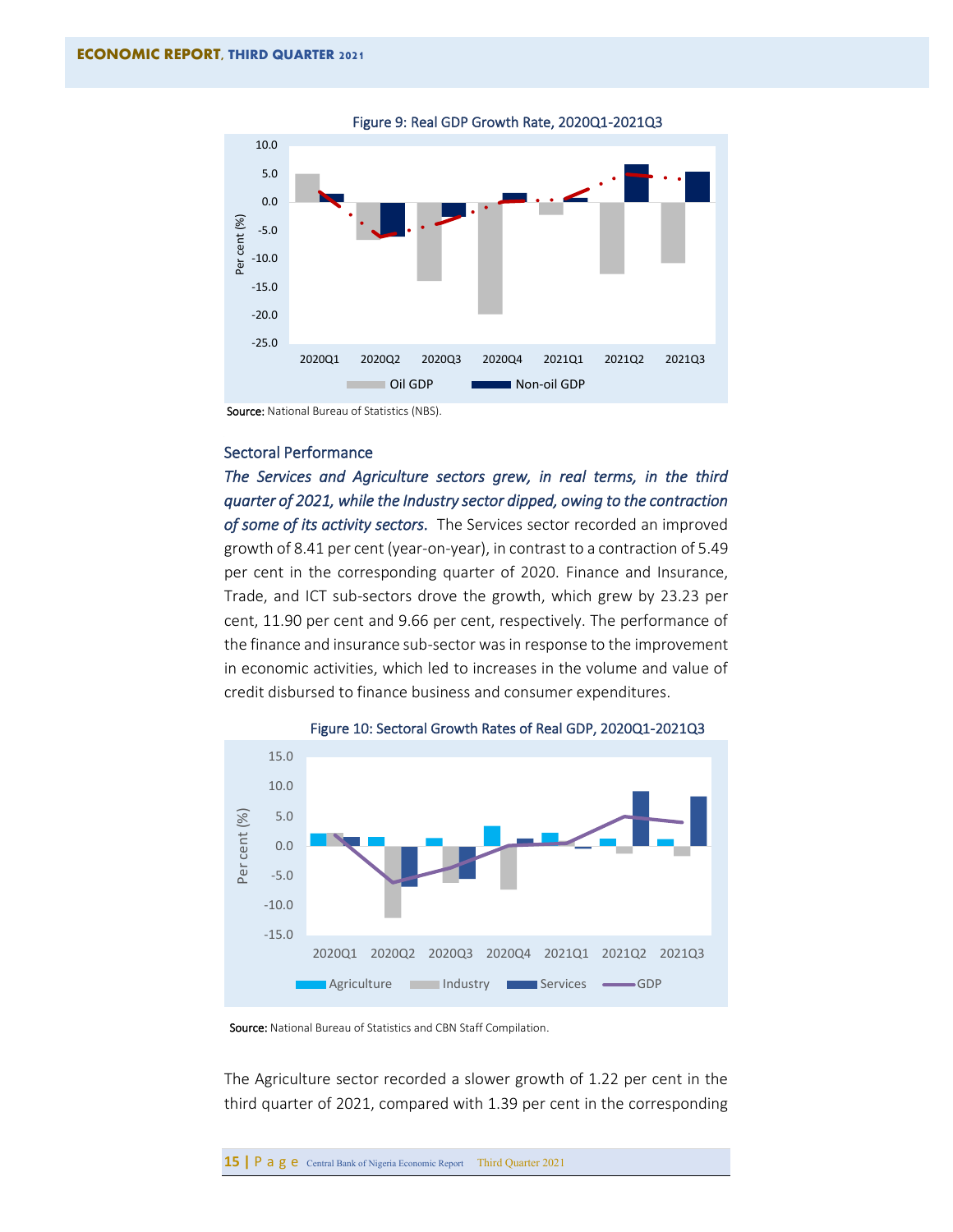Figure 9: Real GDP Growth Rate, 2020Q1-2021Q3

Source: National Bureau of Statistics (NBS).

### Sectoral Performance

***The Services and Agriculture sectors grew, in real terms, in the third quarter of 2021, while the Industry sector dipped, owing to the contraction of some of its activity sectors.*** The Services sector recorded an improved growth of 8.41 per cent (year-on-year), in contrast to a contraction of 5.49 per cent in the corresponding quarter of 2020. Finance and Insurance, Trade, and ICT sub-sectors drove the growth, which grew by 23.23 per cent, 11.90 per cent and 9.66 per cent, respectively. The performance of the finance and insurance sub-sector was in response to the improvement in economic activities, which led to increases in the volume and value of credit disbursed to finance business and consumer expenditures.

Figure 10: Sectoral Growth Rates of Real GDP, 2020Q1-2021Q3

Source: National Bureau of Statistics and CBN Staff Compilation.

The Agriculture sector recorded a slower growth of 1.22 per cent in the third quarter of 2021, compared with 1.39 per cent in the corresponding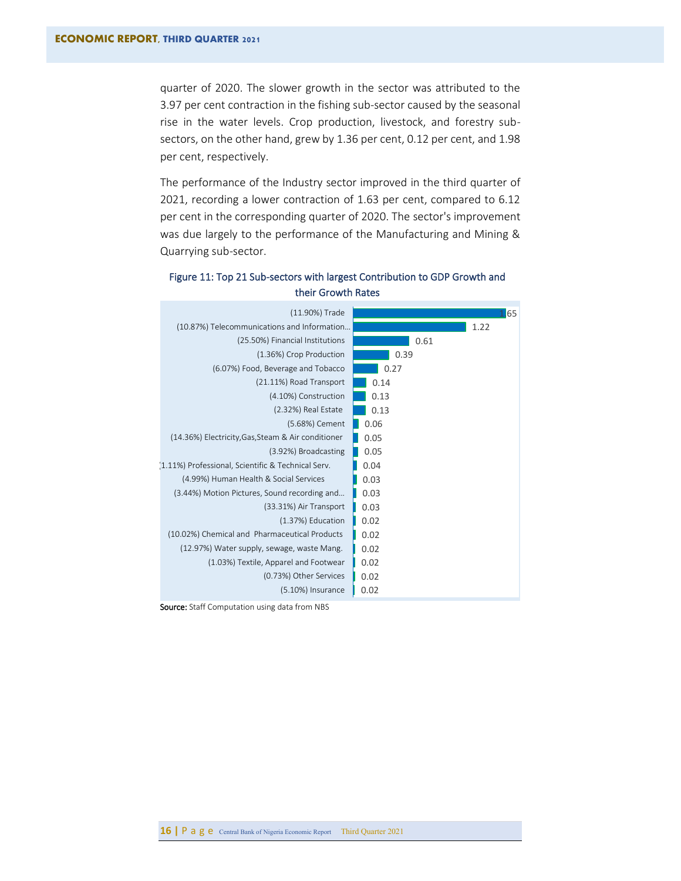quarter of 2020. The slower growth in the sector was attributed to the 3.97 per cent contraction in the fishing sub-sector caused by the seasonal rise in the water levels. Crop production, livestock, and forestry sub-sectors, on the other hand, grew by 1.36 per cent, 0.12 per cent, and 1.98 per cent, respectively.

The performance of the Industry sector improved in the third quarter of 2021, recording a lower contraction of 1.63 per cent, compared to 6.12 per cent in the corresponding quarter of 2020. The sector's improvement was due largely to the performance of the Manufacturing and Mining & Quarrying sub-sector.

Figure 11: Top 21 Sub-sectors with largest Contribution to GDP Growth and their Growth Rates

| Sub-sector (Growth Rate) | Contribution to GDP Growth |
|---|---|
| (11.90%) Trade | 1.65 |
| (10.87%) Telecommunications and Information... | 1.22 |
| (25.50%) Financial Institutions | 0.61 |
| (1.36%) Crop Production | 0.39 |
| (6.07%) Food, Beverage and Tobacco | 0.27 |
| (21.11%) Road Transport | 0.14 |
| (4.10%) Construction | 0.13 |
| (2.32%) Real Estate | 0.13 |
| (5.68%) Cement | 0.06 |
| (14.36%) Electricity,Gas,Steam & Air conditioner | 0.05 |
| (3.92%) Broadcasting | 0.05 |
| (1.11%) Professional, Scientific & Technical Serv. | 0.04 |
| (4.99%) Human Health & Social Services | 0.03 |
| (3.44%) Motion Pictures, Sound recording and... | 0.03 |
| (33.31%) Air Transport | 0.03 |
| (1.37%) Education | 0.02 |
| (10.02%) Chemical and Pharmaceutical Products | 0.02 |
| (12.97%) Water supply, sewage, waste Mang. | 0.02 |
| (1.03%) Textile, Apparel and Footwear | 0.02 |
| (0.73%) Other Services | 0.02 |
| (5.10%) Insurance | 0.02 |

**Source:** Staff Computation using data from NBS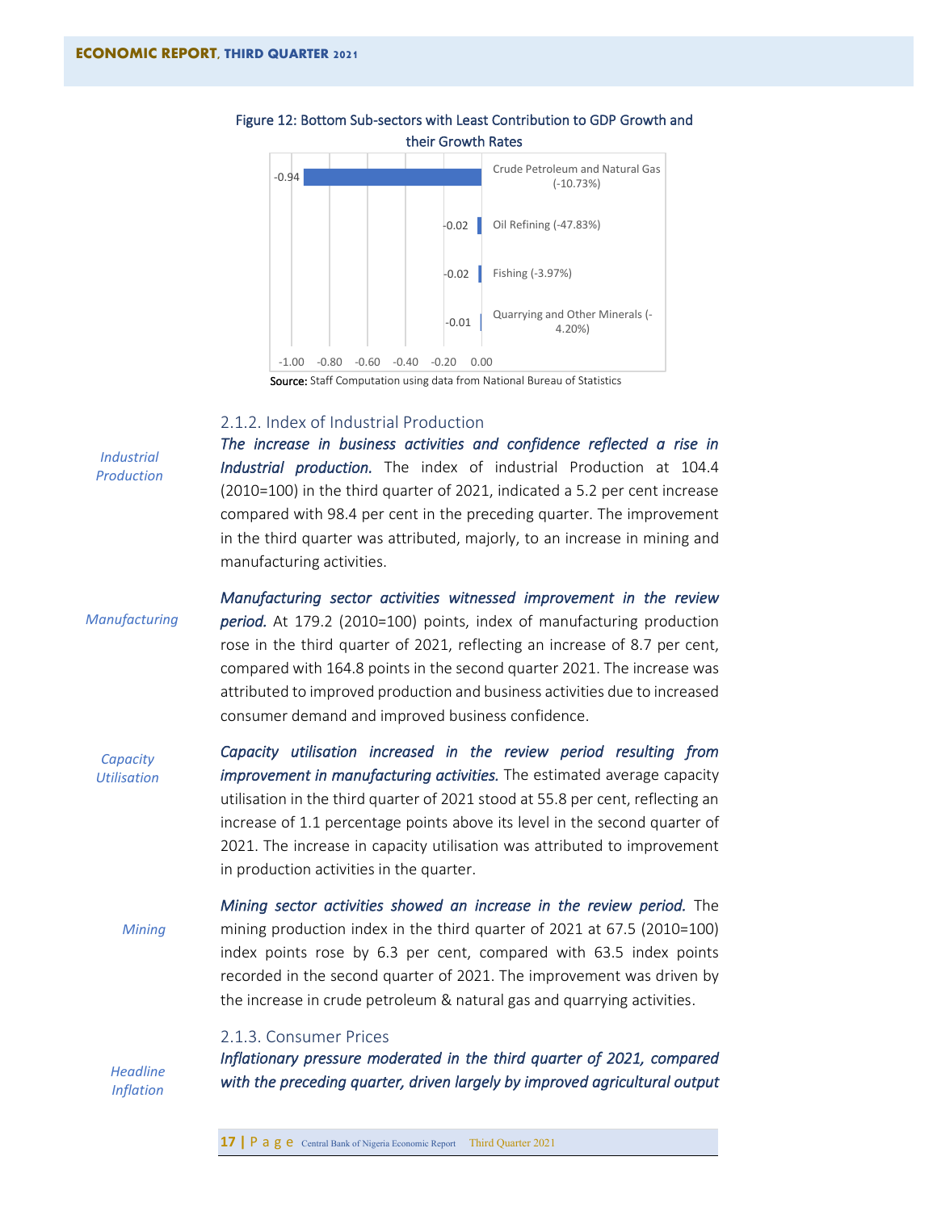Figure 12: Bottom Sub-sectors with Least Contribution to GDP Growth and their Growth Rates

| Sub-sector | Contribution |
|---|---|
| Crude Petroleum and Natural Gas (-10.73%) | -0.94 |
| Oil Refining (-47.83%) | -0.02 |
| Fishing (-3.97%) | -0.02 |
| Quarrying and Other Minerals (-4.20%) | -0.01 |

**Source:** Staff Computation using data from National Bureau of Statistics

### 2.1.2. Index of Industrial Production

*Industrial Production*

***The increase in business activities and confidence reflected a rise in Industrial production.*** The index of industrial Production at 104.4 (2010=100) in the third quarter of 2021, indicated a 5.2 per cent increase compared with 98.4 per cent in the preceding quarter. The improvement in the third quarter was attributed, majorly, to an increase in mining and manufacturing activities.

*Manufacturing*

***Manufacturing sector activities witnessed improvement in the review period.*** At 179.2 (2010=100) points, index of manufacturing production rose in the third quarter of 2021, reflecting an increase of 8.7 per cent, compared with 164.8 points in the second quarter 2021. The increase was attributed to improved production and business activities due to increased consumer demand and improved business confidence.

*Capacity Utilisation*

***Capacity utilisation increased in the review period resulting from improvement in manufacturing activities.*** The estimated average capacity utilisation in the third quarter of 2021 stood at 55.8 per cent, reflecting an increase of 1.1 percentage points above its level in the second quarter of 2021. The increase in capacity utilisation was attributed to improvement in production activities in the quarter.

*Mining*

***Mining sector activities showed an increase in the review period.*** The mining production index in the third quarter of 2021 at 67.5 (2010=100) index points rose by 6.3 per cent, compared with 63.5 index points recorded in the second quarter of 2021. The improvement was driven by the increase in crude petroleum & natural gas and quarrying activities.

### 2.1.3. Consumer Prices

*Headline Inflation*

***Inflationary pressure moderated in the third quarter of 2021, compared with the preceding quarter, driven largely by improved agricultural output***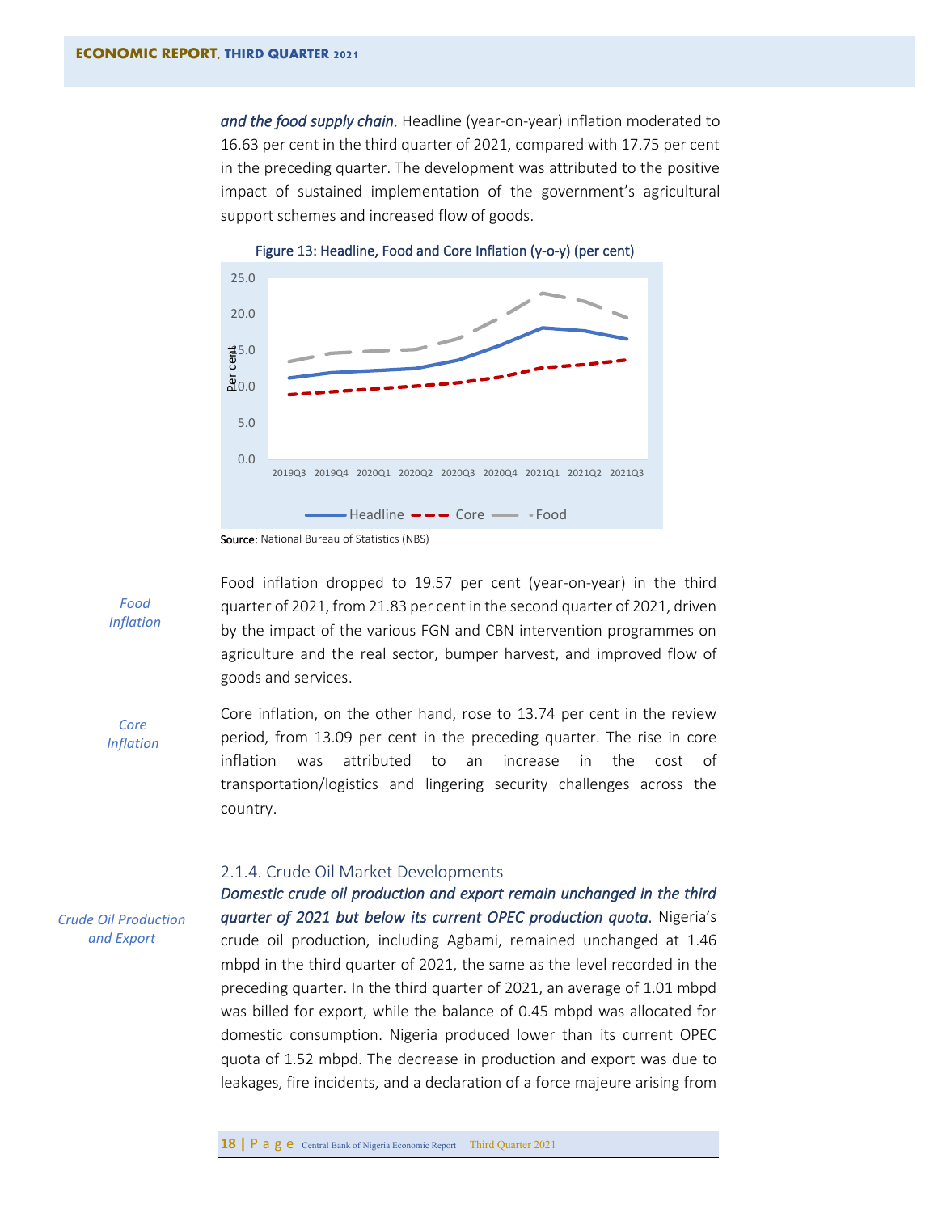*and the food supply chain.* Headline (year-on-year) inflation moderated to 16.63 per cent in the third quarter of 2021, compared with 17.75 per cent in the preceding quarter. The development was attributed to the positive impact of sustained implementation of the government's agricultural support schemes and increased flow of goods.

Figure 13: Headline, Food and Core Inflation (y-o-y) (per cent)

Source: National Bureau of Statistics (NBS)

*Food Inflation*

Food inflation dropped to 19.57 per cent (year-on-year) in the third quarter of 2021, from 21.83 per cent in the second quarter of 2021, driven by the impact of the various FGN and CBN intervention programmes on agriculture and the real sector, bumper harvest, and improved flow of goods and services.

*Core Inflation*

Core inflation, on the other hand, rose to 13.74 per cent in the review period, from 13.09 per cent in the preceding quarter. The rise in core inflation was attributed to an increase in the cost of transportation/logistics and lingering security challenges across the country.

### 2.1.4. Crude Oil Market Developments

*Crude Oil Production and Export*

***Domestic crude oil production and export remain unchanged in the third quarter of 2021 but below its current OPEC production quota.*** Nigeria's crude oil production, including Agbami, remained unchanged at 1.46 mbpd in the third quarter of 2021, the same as the level recorded in the preceding quarter. In the third quarter of 2021, an average of 1.01 mbpd was billed for export, while the balance of 0.45 mbpd was allocated for domestic consumption. Nigeria produced lower than its current OPEC quota of 1.52 mbpd. The decrease in production and export was due to leakages, fire incidents, and a declaration of a force majeure arising from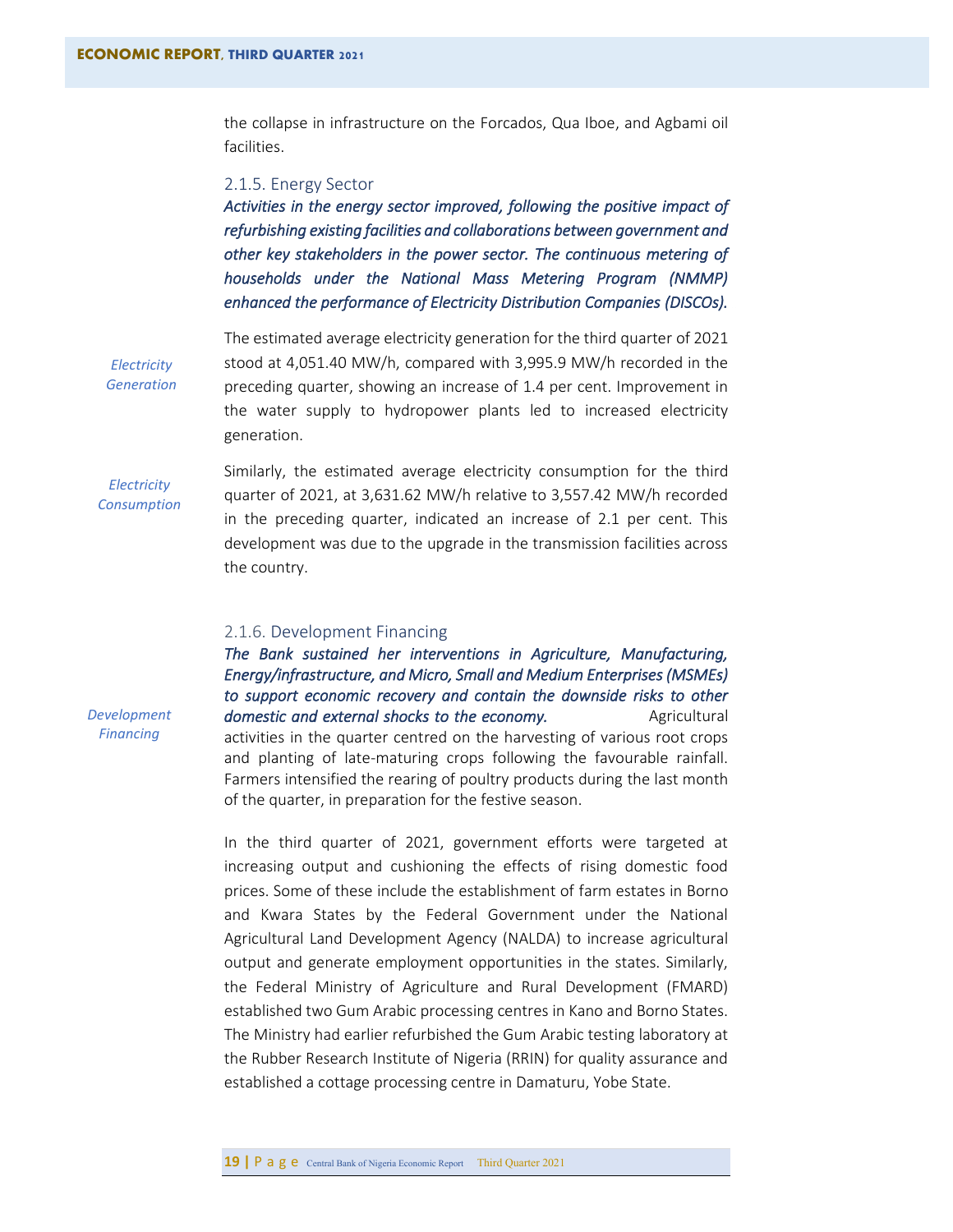the collapse in infrastructure on the Forcados, Qua Iboe, and Agbami oil facilities.

### 2.1.5. Energy Sector

***Activities in the energy sector improved, following the positive impact of refurbishing existing facilities and collaborations between government and other key stakeholders in the power sector. The continuous metering of households under the National Mass Metering Program (NMMP) enhanced the performance of Electricity Distribution Companies (DISCOs).***

*Electricity Generation*

The estimated average electricity generation for the third quarter of 2021 stood at 4,051.40 MW/h, compared with 3,995.9 MW/h recorded in the preceding quarter, showing an increase of 1.4 per cent. Improvement in the water supply to hydropower plants led to increased electricity generation.

*Electricity Consumption*

Similarly, the estimated average electricity consumption for the third quarter of 2021, at 3,631.62 MW/h relative to 3,557.42 MW/h recorded in the preceding quarter, indicated an increase of 2.1 per cent. This development was due to the upgrade in the transmission facilities across the country.

### 2.1.6. Development Financing

*Development Financing*

***The Bank sustained her interventions in Agriculture, Manufacturing, Energy/infrastructure, and Micro, Small and Medium Enterprises (MSMEs) to support economic recovery and contain the downside risks to other domestic and external shocks to the economy.*** Agricultural activities in the quarter centred on the harvesting of various root crops and planting of late-maturing crops following the favourable rainfall. Farmers intensified the rearing of poultry products during the last month of the quarter, in preparation for the festive season.

In the third quarter of 2021, government efforts were targeted at increasing output and cushioning the effects of rising domestic food prices. Some of these include the establishment of farm estates in Borno and Kwara States by the Federal Government under the National Agricultural Land Development Agency (NALDA) to increase agricultural output and generate employment opportunities in the states. Similarly, the Federal Ministry of Agriculture and Rural Development (FMARD) established two Gum Arabic processing centres in Kano and Borno States. The Ministry had earlier refurbished the Gum Arabic testing laboratory at the Rubber Research Institute of Nigeria (RRIN) for quality assurance and established a cottage processing centre in Damaturu, Yobe State.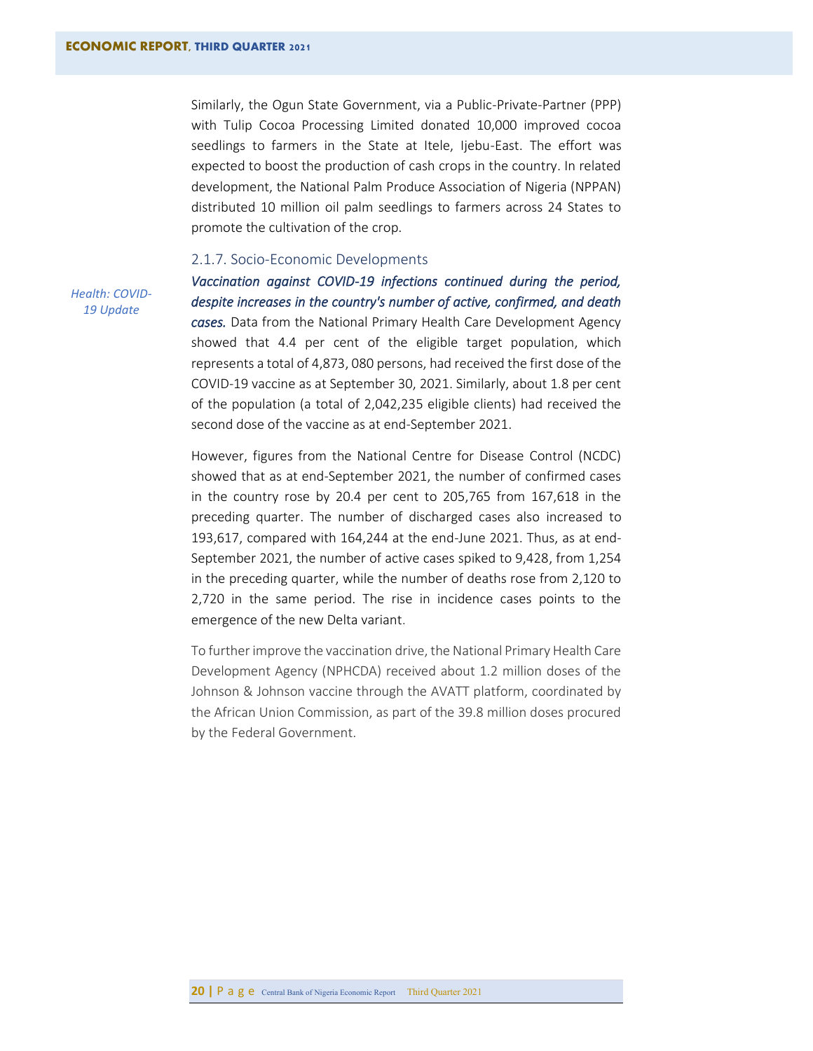Similarly, the Ogun State Government, via a Public-Private-Partner (PPP) with Tulip Cocoa Processing Limited donated 10,000 improved cocoa seedlings to farmers in the State at Itele, Ijebu-East. The effort was expected to boost the production of cash crops in the country. In related development, the National Palm Produce Association of Nigeria (NPPAN) distributed 10 million oil palm seedlings to farmers across 24 States to promote the cultivation of the crop.

### 2.1.7. Socio-Economic Developments

*Health: COVID-19 Update*

***Vaccination against COVID-19 infections continued during the period, despite increases in the country's number of active, confirmed, and death cases.*** Data from the National Primary Health Care Development Agency showed that 4.4 per cent of the eligible target population, which represents a total of 4,873, 080 persons, had received the first dose of the COVID-19 vaccine as at September 30, 2021. Similarly, about 1.8 per cent of the population (a total of 2,042,235 eligible clients) had received the second dose of the vaccine as at end-September 2021.

However, figures from the National Centre for Disease Control (NCDC) showed that as at end-September 2021, the number of confirmed cases in the country rose by 20.4 per cent to 205,765 from 167,618 in the preceding quarter. The number of discharged cases also increased to 193,617, compared with 164,244 at the end-June 2021. Thus, as at end-September 2021, the number of active cases spiked to 9,428, from 1,254 in the preceding quarter, while the number of deaths rose from 2,120 to 2,720 in the same period. The rise in incidence cases points to the emergence of the new Delta variant.

To further improve the vaccination drive, the National Primary Health Care Development Agency (NPHCDA) received about 1.2 million doses of the Johnson & Johnson vaccine through the AVATT platform, coordinated by the African Union Commission, as part of the 39.8 million doses procured by the Federal Government.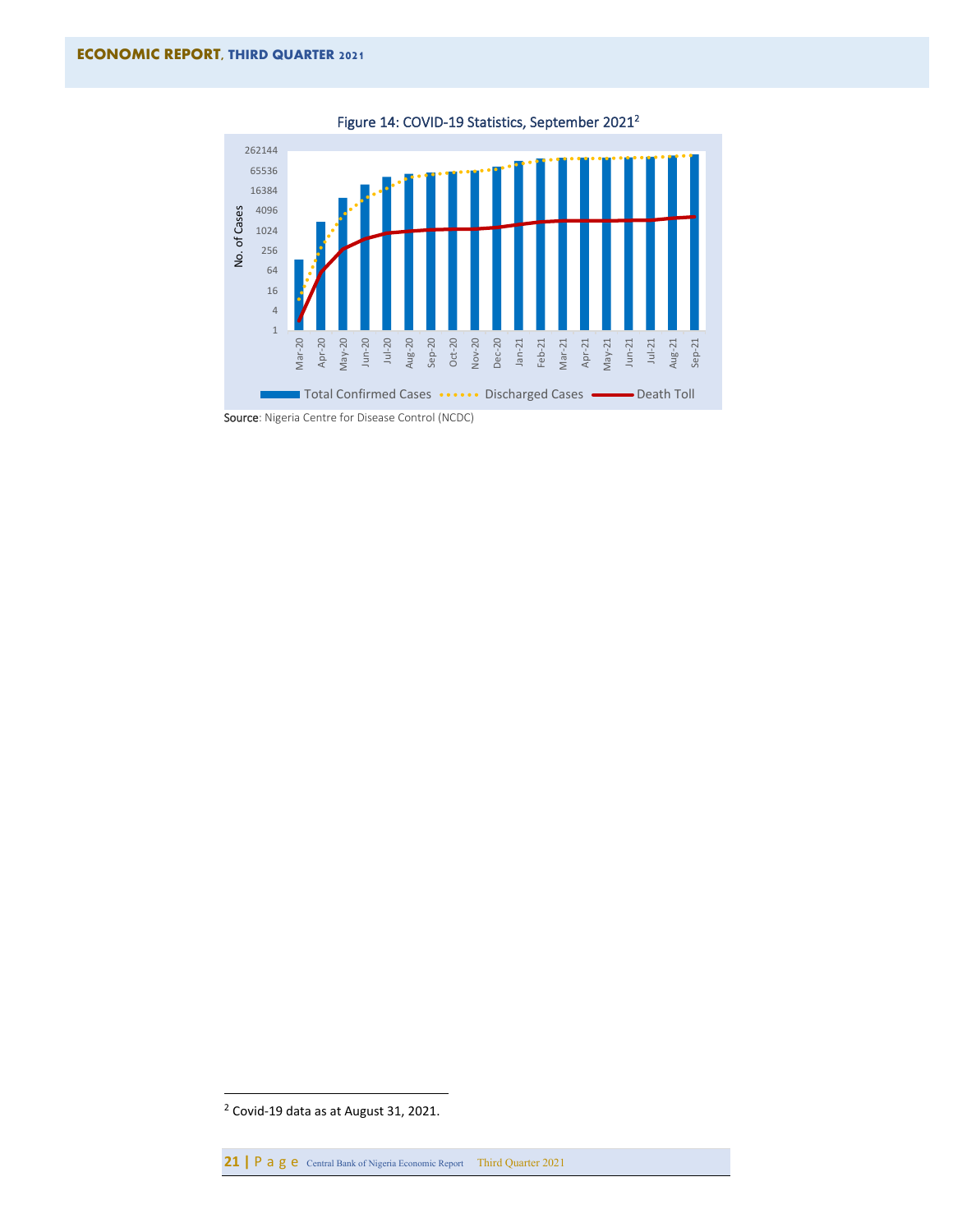Figure 14: COVID-19 Statistics, September 2021[2]

Source: Nigeria Centre for Disease Control (NCDC)

[2] Covid-19 data as at August 31, 2021.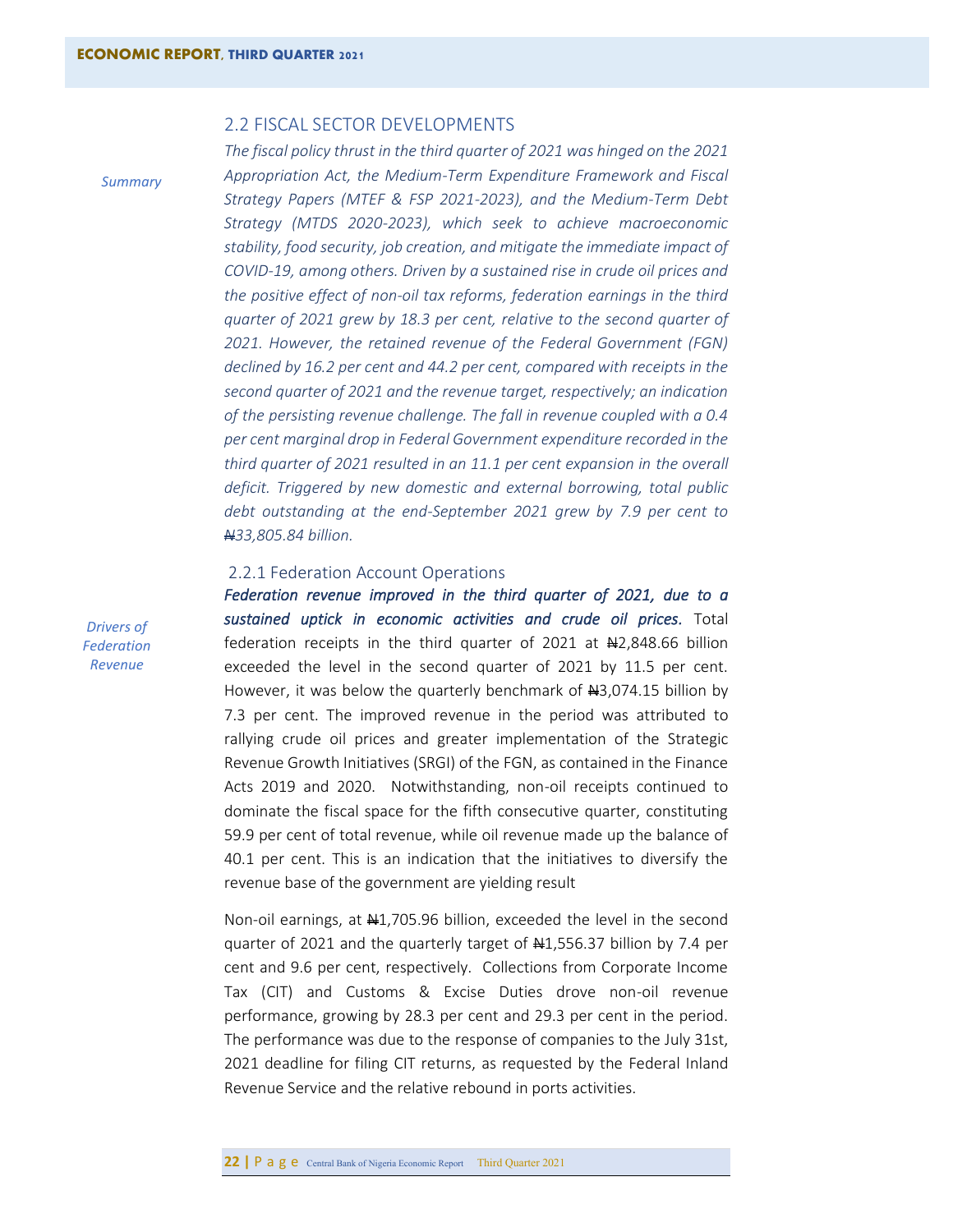## 2.2 FISCAL SECTOR DEVELOPMENTS

*Summary*

*The fiscal policy thrust in the third quarter of 2021 was hinged on the 2021 Appropriation Act, the Medium-Term Expenditure Framework and Fiscal Strategy Papers (MTEF & FSP 2021-2023), and the Medium-Term Debt Strategy (MTDS 2020-2023), which seek to achieve macroeconomic stability, food security, job creation, and mitigate the immediate impact of COVID-19, among others. Driven by a sustained rise in crude oil prices and the positive effect of non-oil tax reforms, federation earnings in the third quarter of 2021 grew by 18.3 per cent, relative to the second quarter of 2021. However, the retained revenue of the Federal Government (FGN) declined by 16.2 per cent and 44.2 per cent, compared with receipts in the second quarter of 2021 and the revenue target, respectively; an indication of the persisting revenue challenge. The fall in revenue coupled with a 0.4 per cent marginal drop in Federal Government expenditure recorded in the third quarter of 2021 resulted in an 11.1 per cent expansion in the overall deficit. Triggered by new domestic and external borrowing, total public debt outstanding at the end-September 2021 grew by 7.9 per cent to ₦33,805.84 billion.*

### 2.2.1 Federation Account Operations

*Drivers of Federation Revenue*

***Federation revenue improved in the third quarter of 2021, due to a sustained uptick in economic activities and crude oil prices.*** Total federation receipts in the third quarter of 2021 at ₦2,848.66 billion exceeded the level in the second quarter of 2021 by 11.5 per cent. However, it was below the quarterly benchmark of ₦3,074.15 billion by 7.3 per cent. The improved revenue in the period was attributed to rallying crude oil prices and greater implementation of the Strategic Revenue Growth Initiatives (SRGI) of the FGN, as contained in the Finance Acts 2019 and 2020. Notwithstanding, non-oil receipts continued to dominate the fiscal space for the fifth consecutive quarter, constituting 59.9 per cent of total revenue, while oil revenue made up the balance of 40.1 per cent. This is an indication that the initiatives to diversify the revenue base of the government are yielding result

Non-oil earnings, at ₦1,705.96 billion, exceeded the level in the second quarter of 2021 and the quarterly target of ₦1,556.37 billion by 7.4 per cent and 9.6 per cent, respectively. Collections from Corporate Income Tax (CIT) and Customs & Excise Duties drove non-oil revenue performance, growing by 28.3 per cent and 29.3 per cent in the period. The performance was due to the response of companies to the July 31st, 2021 deadline for filing CIT returns, as requested by the Federal Inland Revenue Service and the relative rebound in ports activities.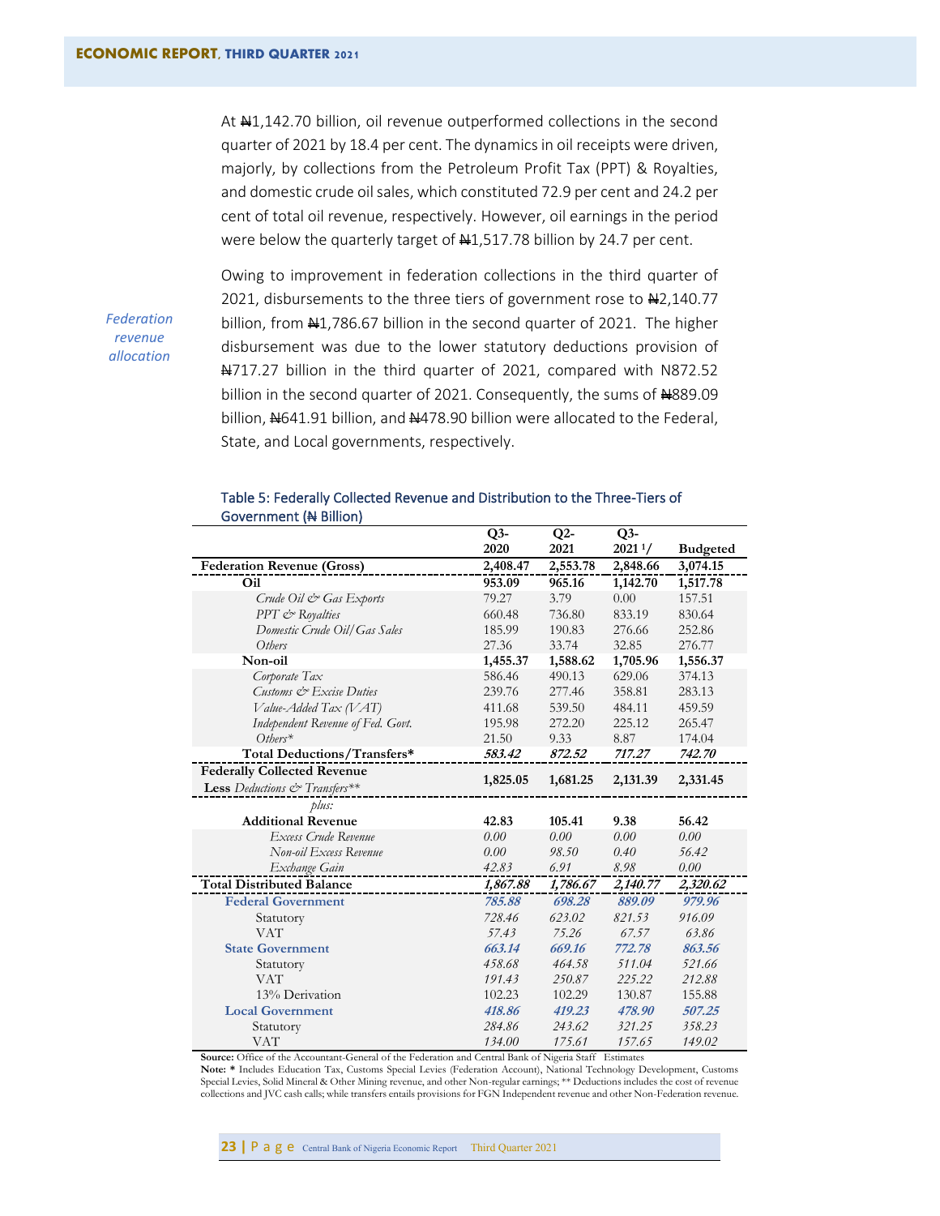At ₦1,142.70 billion, oil revenue outperformed collections in the second quarter of 2021 by 18.4 per cent. The dynamics in oil receipts were driven, majorly, by collections from the Petroleum Profit Tax (PPT) & Royalties, and domestic crude oil sales, which constituted 72.9 per cent and 24.2 per cent of total oil revenue, respectively. However, oil earnings in the period were below the quarterly target of ₦1,517.78 billion by 24.7 per cent.

*Federation revenue allocation*

Owing to improvement in federation collections in the third quarter of 2021, disbursements to the three tiers of government rose to ₦2,140.77 billion, from ₦1,786.67 billion in the second quarter of 2021. The higher disbursement was due to the lower statutory deductions provision of ₦717.27 billion in the third quarter of 2021, compared with N872.52 billion in the second quarter of 2021. Consequently, the sums of ₦889.09 billion, ₦641.91 billion, and ₦478.90 billion were allocated to the Federal, State, and Local governments, respectively.

Table 5: Federally Collected Revenue and Distribution to the Three-Tiers of Government (₦ Billion)

| | Q3-2020 | Q2-2021 | Q3-2021 1/ | Budgeted |
|---|---|---|---|---|
| **Federation Revenue (Gross)** | **2,408.47** | **2,553.78** | **2,848.66** | **3,074.15** |
| **Oil** | **953.09** | **965.16** | **1,142.70** | **1,517.78** |
| *Crude Oil & Gas Exports* | 79.27 | 3.79 | 0.00 | 157.51 |
| *PPT & Royalties* | 660.48 | 736.80 | 833.19 | 830.64 |
| *Domestic Crude Oil/Gas Sales* | 185.99 | 190.83 | 276.66 | 252.86 |
| *Others* | 27.36 | 33.74 | 32.85 | 276.77 |
| **Non-oil** | **1,455.37** | **1,588.62** | **1,705.96** | **1,556.37** |
| *Corporate Tax* | 586.46 | 490.13 | 629.06 | 374.13 |
| *Customs & Excise Duties* | 239.76 | 277.46 | 358.81 | 283.13 |
| *Value-Added Tax (VAT)* | 411.68 | 539.50 | 484.11 | 459.59 |
| *Independent Revenue of Fed. Govt.* | 195.98 | 272.20 | 225.12 | 265.47 |
| *Others** | 21.50 | 9.33 | 8.87 | 174.04 |
| **Total Deductions/Transfers*** | ***583.42*** | ***872.52*** | ***717.27*** | ***742.70*** |
| **Federally Collected Revenue Less** *Deductions & Transfers*** | **1,825.05** | **1,681.25** | **2,131.39** | **2,331.45** |
| *plus:* | | | | |
| **Additional Revenue** | **42.83** | **105.41** | **9.38** | **56.42** |
| *Excess Crude Revenue* | *0.00* | *0.00* | *0.00* | *0.00* |
| *Non-oil Excess Revenue* | *0.00* | *98.50* | *0.40* | *56.42* |
| *Exchange Gain* | *42.83* | *6.91* | *8.98* | *0.00* |
| **Total Distributed Balance** | ***1,867.88*** | ***1,786.67*** | ***2,140.77*** | ***2,320.62*** |
| **Federal Government** | ***785.88*** | ***698.28*** | ***889.09*** | ***979.96*** |
| Statutory | *728.46* | *623.02* | *821.53* | *916.09* |
| VAT | *57.43* | *75.26* | *67.57* | *63.86* |
| **State Government** | ***663.14*** | ***669.16*** | ***772.78*** | ***863.56*** |
| Statutory | 458.68 | 464.58 | 511.04 | 521.66 |
| VAT | 191.43 | 250.87 | 225.22 | 212.88 |
| 13% Derivation | 102.23 | 102.29 | 130.87 | 155.88 |
| **Local Government** | ***418.86*** | ***419.23*** | ***478.90*** | ***507.25*** |
| Statutory | *284.86* | *243.62* | *321.25* | *358.23* |
| VAT | *134.00* | *175.61* | *157.65* | *149.02* |

**Source:** Office of the Accountant-General of the Federation and Central Bank of Nigeria Staff Estimates
**Note: *** Includes Education Tax, Customs Special Levies (Federation Account), National Technology Development, Customs Special Levies, Solid Mineral & Other Mining revenue, and other Non-regular earnings; ** Deductions includes the cost of revenue collections and JVC cash calls; while transfers entails provisions for FGN Independent revenue and other Non-Federation revenue.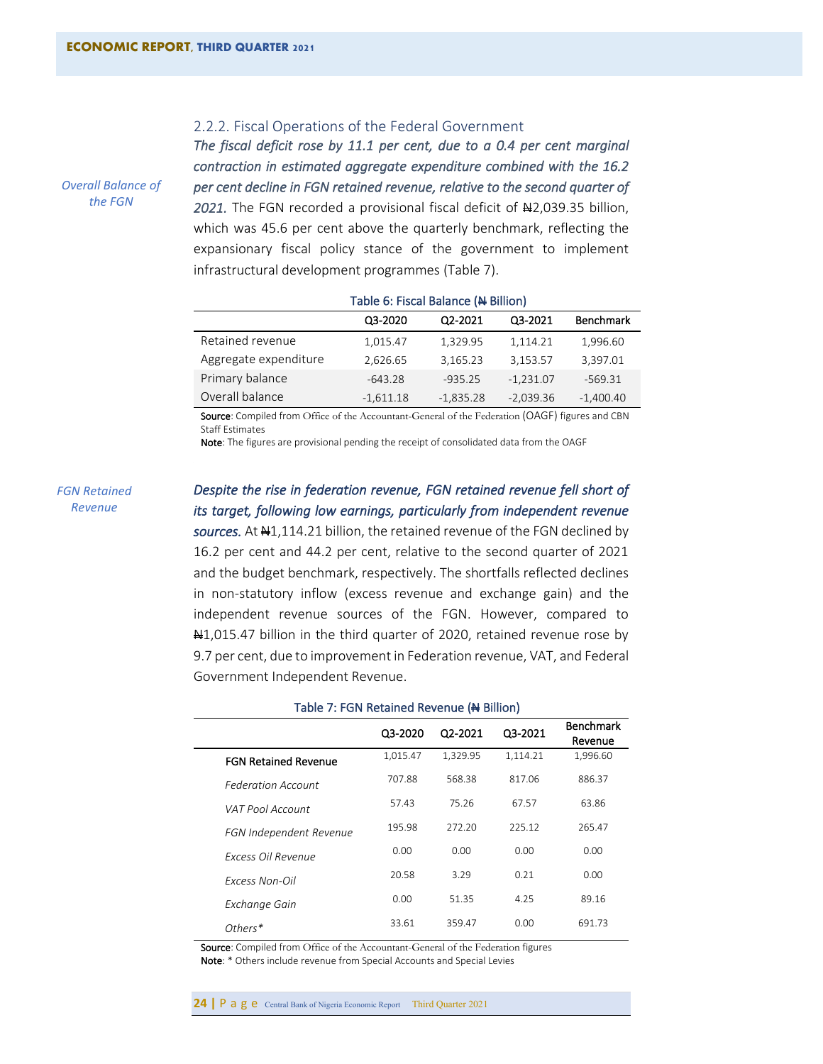### 2.2.2. Fiscal Operations of the Federal Government

*Overall Balance of the FGN*

***The fiscal deficit rose by 11.1 per cent, due to a 0.4 per cent marginal contraction in estimated aggregate expenditure combined with the 16.2 per cent decline in FGN retained revenue, relative to the second quarter of 2021.*** The FGN recorded a provisional fiscal deficit of ₦2,039.35 billion, which was 45.6 per cent above the quarterly benchmark, reflecting the expansionary fiscal policy stance of the government to implement infrastructural development programmes (Table 7).

Table 6: Fiscal Balance (₦ Billion)

| | Q3-2020 | Q2-2021 | Q3-2021 | Benchmark |
|---|---|---|---|---|
| Retained revenue | 1,015.47 | 1,329.95 | 1,114.21 | 1,996.60 |
| Aggregate expenditure | 2,626.65 | 3,165.23 | 3,153.57 | 3,397.01 |
| Primary balance | -643.28 | -935.25 | -1,231.07 | -569.31 |
| Overall balance | -1,611.18 | -1,835.28 | -2,039.36 | -1,400.40 |

**Source**: Compiled from Office of the Accountant-General of the Federation (OAGF) figures and CBN Staff Estimates

**Note**: The figures are provisional pending the receipt of consolidated data from the OAGF

*FGN Retained Revenue*

***Despite the rise in federation revenue, FGN retained revenue fell short of its target, following low earnings, particularly from independent revenue sources.*** At ₦1,114.21 billion, the retained revenue of the FGN declined by 16.2 per cent and 44.2 per cent, relative to the second quarter of 2021 and the budget benchmark, respectively. The shortfalls reflected declines in non-statutory inflow (excess revenue and exchange gain) and the independent revenue sources of the FGN. However, compared to ₦1,015.47 billion in the third quarter of 2020, retained revenue rose by 9.7 per cent, due to improvement in Federation revenue, VAT, and Federal Government Independent Revenue.

Table 7: FGN Retained Revenue (₦ Billion)

| | Q3-2020 | Q2-2021 | Q3-2021 | Benchmark Revenue |
|---|---|---|---|---|
| **FGN Retained Revenue** | 1,015.47 | 1,329.95 | 1,114.21 | 1,996.60 |
| *Federation Account* | 707.88 | 568.38 | 817.06 | 886.37 |
| *VAT Pool Account* | 57.43 | 75.26 | 67.57 | 63.86 |
| *FGN Independent Revenue* | 195.98 | 272.20 | 225.12 | 265.47 |
| *Excess Oil Revenue* | 0.00 | 0.00 | 0.00 | 0.00 |
| *Excess Non-Oil* | 20.58 | 3.29 | 0.21 | 0.00 |
| *Exchange Gain* | 0.00 | 51.35 | 4.25 | 89.16 |
| *Others** | 33.61 | 359.47 | 0.00 | 691.73 |

**Source**: Compiled from Office of the Accountant-General of the Federation figures

**Note**: * Others include revenue from Special Accounts and Special Levies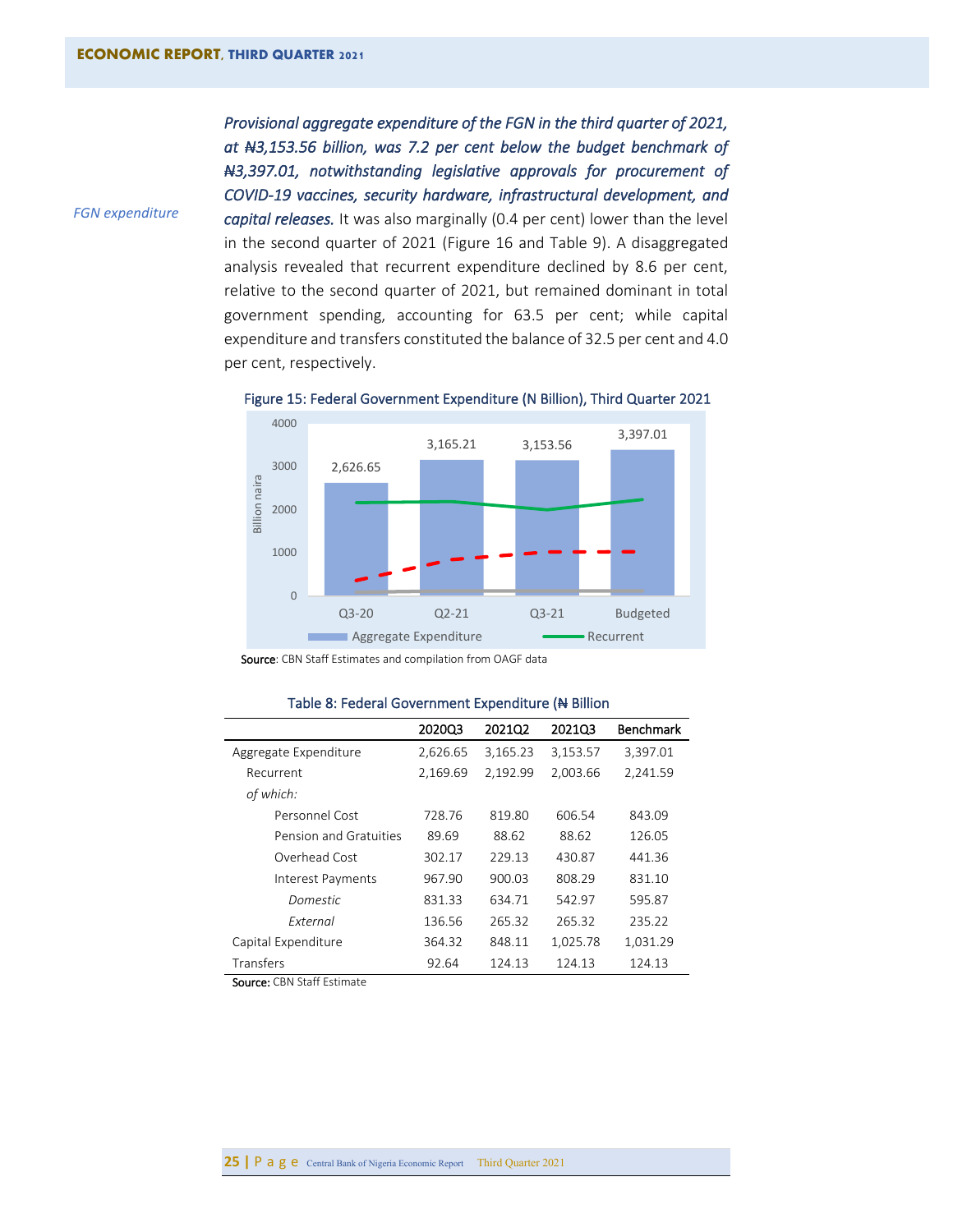*FGN expenditure*

***Provisional aggregate expenditure of the FGN in the third quarter of 2021, at ₦3,153.56 billion, was 7.2 per cent below the budget benchmark of ₦3,397.01, notwithstanding legislative approvals for procurement of COVID-19 vaccines, security hardware, infrastructural development, and capital releases.*** It was also marginally (0.4 per cent) lower than the level in the second quarter of 2021 (Figure 16 and Table 9). A disaggregated analysis revealed that recurrent expenditure declined by 8.6 per cent, relative to the second quarter of 2021, but remained dominant in total government spending, accounting for 63.5 per cent; while capital expenditure and transfers constituted the balance of 32.5 per cent and 4.0 per cent, respectively.

Figure 15: Federal Government Expenditure (N Billion), Third Quarter 2021

Source: CBN Staff Estimates and compilation from OAGF data

Table 8: Federal Government Expenditure (₦ Billion

| | 2020Q3 | 2021Q2 | 2021Q3 | Benchmark |
|---|---|---|---|---|
| Aggregate Expenditure | 2,626.65 | 3,165.23 | 3,153.57 | 3,397.01 |
| Recurrent | 2,169.69 | 2,192.99 | 2,003.66 | 2,241.59 |
| *of which:* | | | | |
| Personnel Cost | 728.76 | 819.80 | 606.54 | 843.09 |
| Pension and Gratuities | 89.69 | 88.62 | 88.62 | 126.05 |
| Overhead Cost | 302.17 | 229.13 | 430.87 | 441.36 |
| Interest Payments | 967.90 | 900.03 | 808.29 | 831.10 |
| *Domestic* | 831.33 | 634.71 | 542.97 | 595.87 |
| *External* | 136.56 | 265.32 | 265.32 | 235.22 |
| Capital Expenditure | 364.32 | 848.11 | 1,025.78 | 1,031.29 |
| Transfers | 92.64 | 124.13 | 124.13 | 124.13 |

Source: CBN Staff Estimate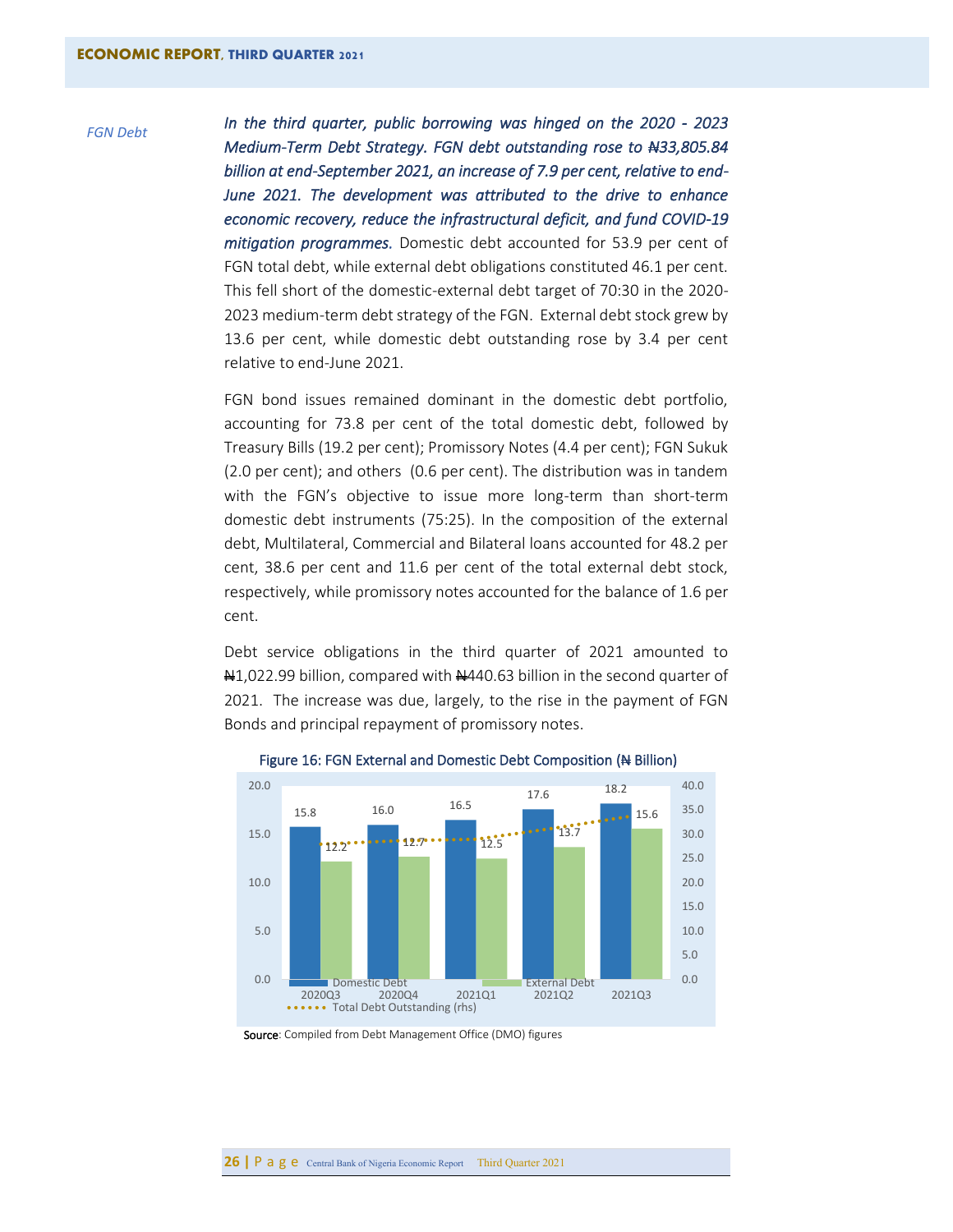*FGN Debt*

***In the third quarter, public borrowing was hinged on the 2020 - 2023 Medium-Term Debt Strategy. FGN debt outstanding rose to ₦33,805.84 billion at end-September 2021, an increase of 7.9 per cent, relative to end-June 2021. The development was attributed to the drive to enhance economic recovery, reduce the infrastructural deficit, and fund COVID-19 mitigation programmes.*** Domestic debt accounted for 53.9 per cent of FGN total debt, while external debt obligations constituted 46.1 per cent. This fell short of the domestic-external debt target of 70:30 in the 2020-2023 medium-term debt strategy of the FGN. External debt stock grew by 13.6 per cent, while domestic debt outstanding rose by 3.4 per cent relative to end-June 2021.

FGN bond issues remained dominant in the domestic debt portfolio, accounting for 73.8 per cent of the total domestic debt, followed by Treasury Bills (19.2 per cent); Promissory Notes (4.4 per cent); FGN Sukuk (2.0 per cent); and others (0.6 per cent). The distribution was in tandem with the FGN's objective to issue more long-term than short-term domestic debt instruments (75:25). In the composition of the external debt, Multilateral, Commercial and Bilateral loans accounted for 48.2 per cent, 38.6 per cent and 11.6 per cent of the total external debt stock, respectively, while promissory notes accounted for the balance of 1.6 per cent.

Debt service obligations in the third quarter of 2021 amounted to ₦1,022.99 billion, compared with ₦440.63 billion in the second quarter of 2021. The increase was due, largely, to the rise in the payment of FGN Bonds and principal repayment of promissory notes.

Figure 16: FGN External and Domestic Debt Composition (₦ Billion)

| | 2020Q3 | 2020Q4 | 2021Q1 | 2021Q2 | 2021Q3 |
|---|---|---|---|---|---|
| Domestic Debt | 15.8 | 16.0 | 16.5 | 17.6 | 18.2 |
| External Debt | 12.2 | 12.7 | 12.5 | 13.7 | 15.6 |

Total Debt Outstanding (rhs)

Source: Compiled from Debt Management Office (DMO) figures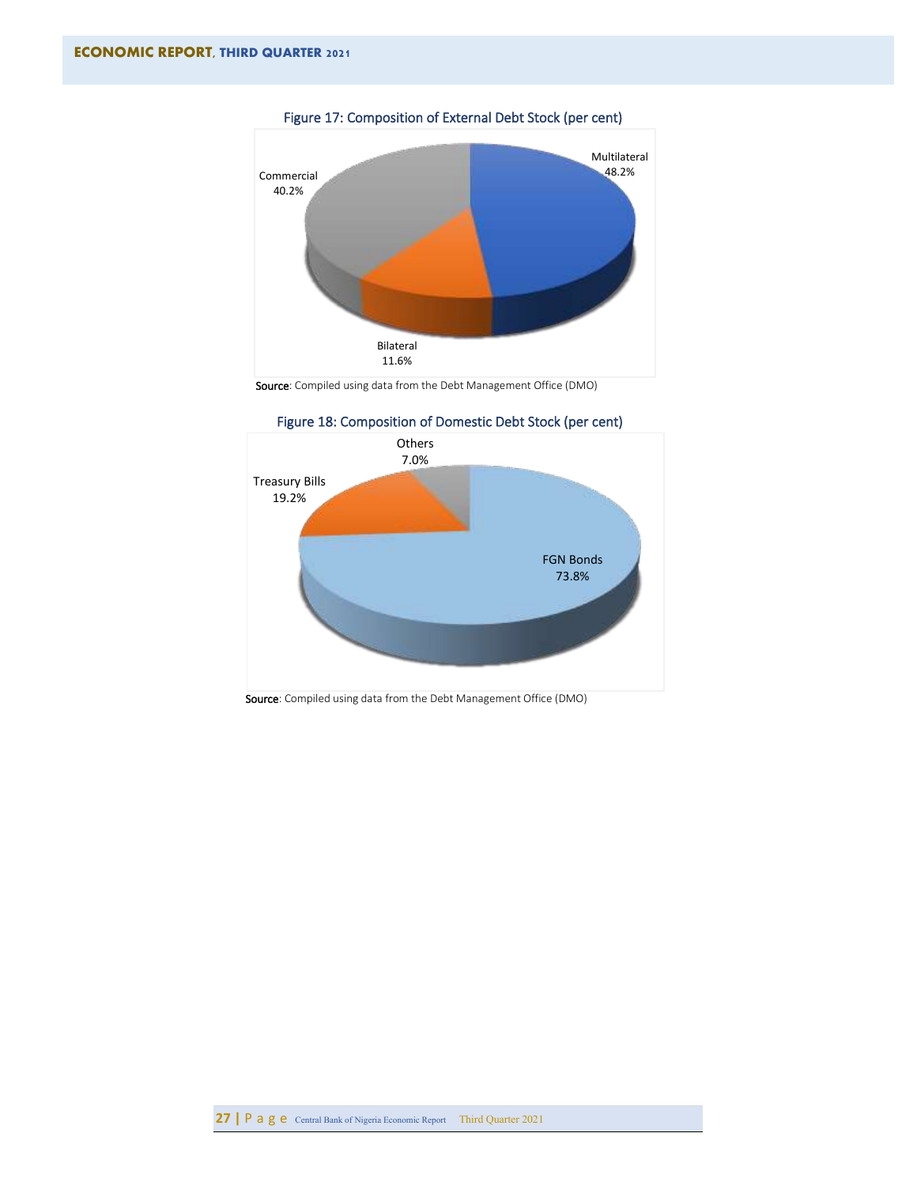Figure 17: Composition of External Debt Stock (per cent)

Multilateral 48.2%

Commercial 40.2%

Bilateral 11.6%

**Source**: Compiled using data from the Debt Management Office (DMO)

Figure 18: Composition of Domestic Debt Stock (per cent)

Others 7.0%

Treasury Bills 19.2%

FGN Bonds 73.8%

**Source**: Compiled using data from the Debt Management Office (DMO)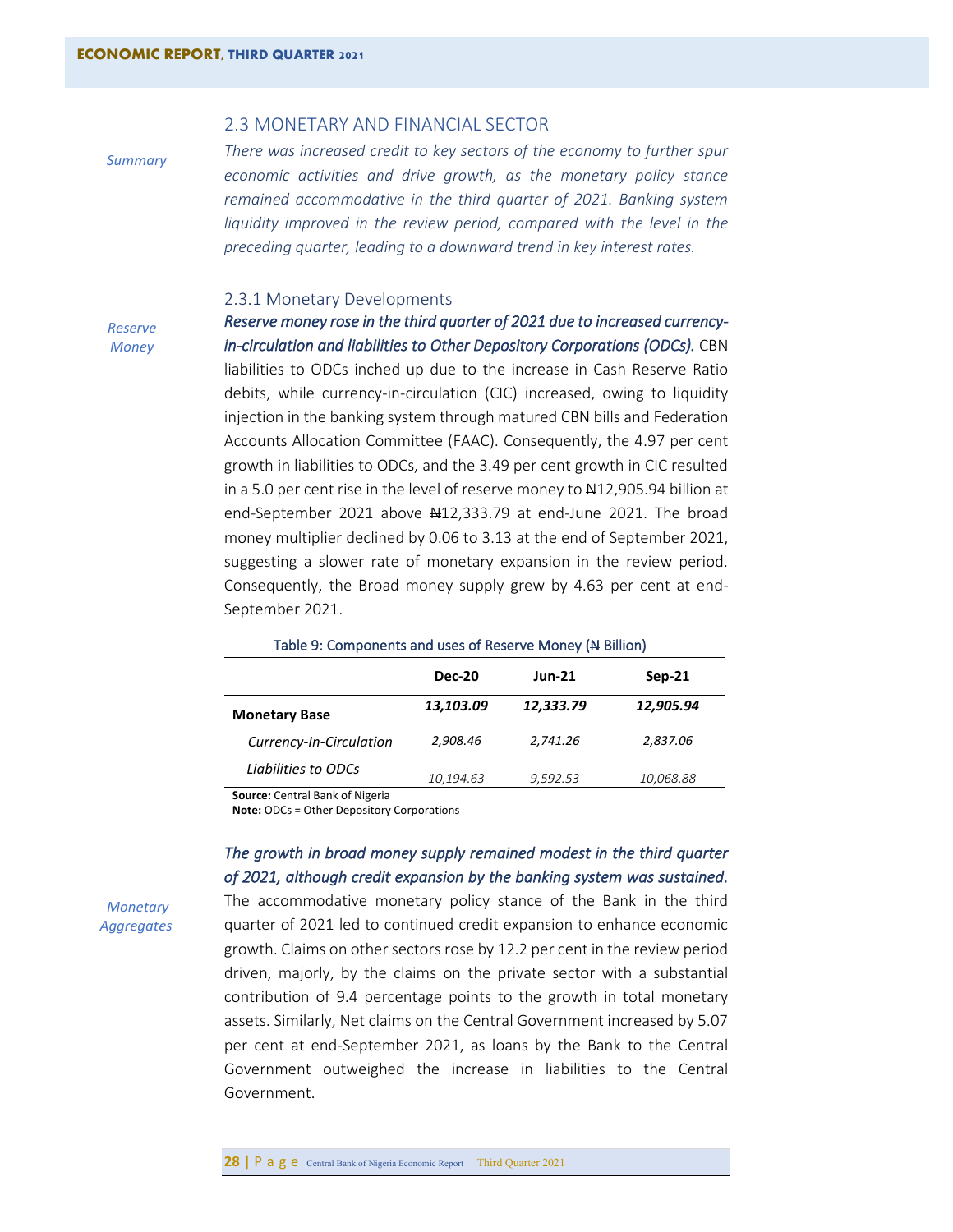## 2.3 MONETARY AND FINANCIAL SECTOR

*Summary*

*There was increased credit to key sectors of the economy to further spur economic activities and drive growth, as the monetary policy stance remained accommodative in the third quarter of 2021. Banking system liquidity improved in the review period, compared with the level in the preceding quarter, leading to a downward trend in key interest rates.*

### 2.3.1 Monetary Developments

*Reserve Money*

***Reserve money rose in the third quarter of 2021 due to increased currency-in-circulation and liabilities to Other Depository Corporations (ODCs).*** CBN liabilities to ODCs inched up due to the increase in Cash Reserve Ratio debits, while currency-in-circulation (CIC) increased, owing to liquidity injection in the banking system through matured CBN bills and Federation Accounts Allocation Committee (FAAC). Consequently, the 4.97 per cent growth in liabilities to ODCs, and the 3.49 per cent growth in CIC resulted in a 5.0 per cent rise in the level of reserve money to ₦12,905.94 billion at end-September 2021 above ₦12,333.79 at end-June 2021. The broad money multiplier declined by 0.06 to 3.13 at the end of September 2021, suggesting a slower rate of monetary expansion in the review period. Consequently, the Broad money supply grew by 4.63 per cent at end-September 2021.

Table 9: Components and uses of Reserve Money (₦ Billion)

| | Dec-20 | Jun-21 | Sep-21 |
|---|---|---|---|
| **Monetary Base** | ***13,103.09*** | ***12,333.79*** | ***12,905.94*** |
| *Currency-In-Circulation* | *2,908.46* | *2,741.26* | *2,837.06* |
| *Liabilities to ODCs* | *10,194.63* | *9,592.53* | *10,068.88* |

**Source:** Central Bank of Nigeria
**Note:** ODCs = Other Depository Corporations

*Monetary Aggregates*

***The growth in broad money supply remained modest in the third quarter of 2021, although credit expansion by the banking system was sustained.*** The accommodative monetary policy stance of the Bank in the third quarter of 2021 led to continued credit expansion to enhance economic growth. Claims on other sectors rose by 12.2 per cent in the review period driven, majorly, by the claims on the private sector with a substantial contribution of 9.4 percentage points to the growth in total monetary assets. Similarly, Net claims on the Central Government increased by 5.07 per cent at end-September 2021, as loans by the Bank to the Central Government outweighed the increase in liabilities to the Central Government.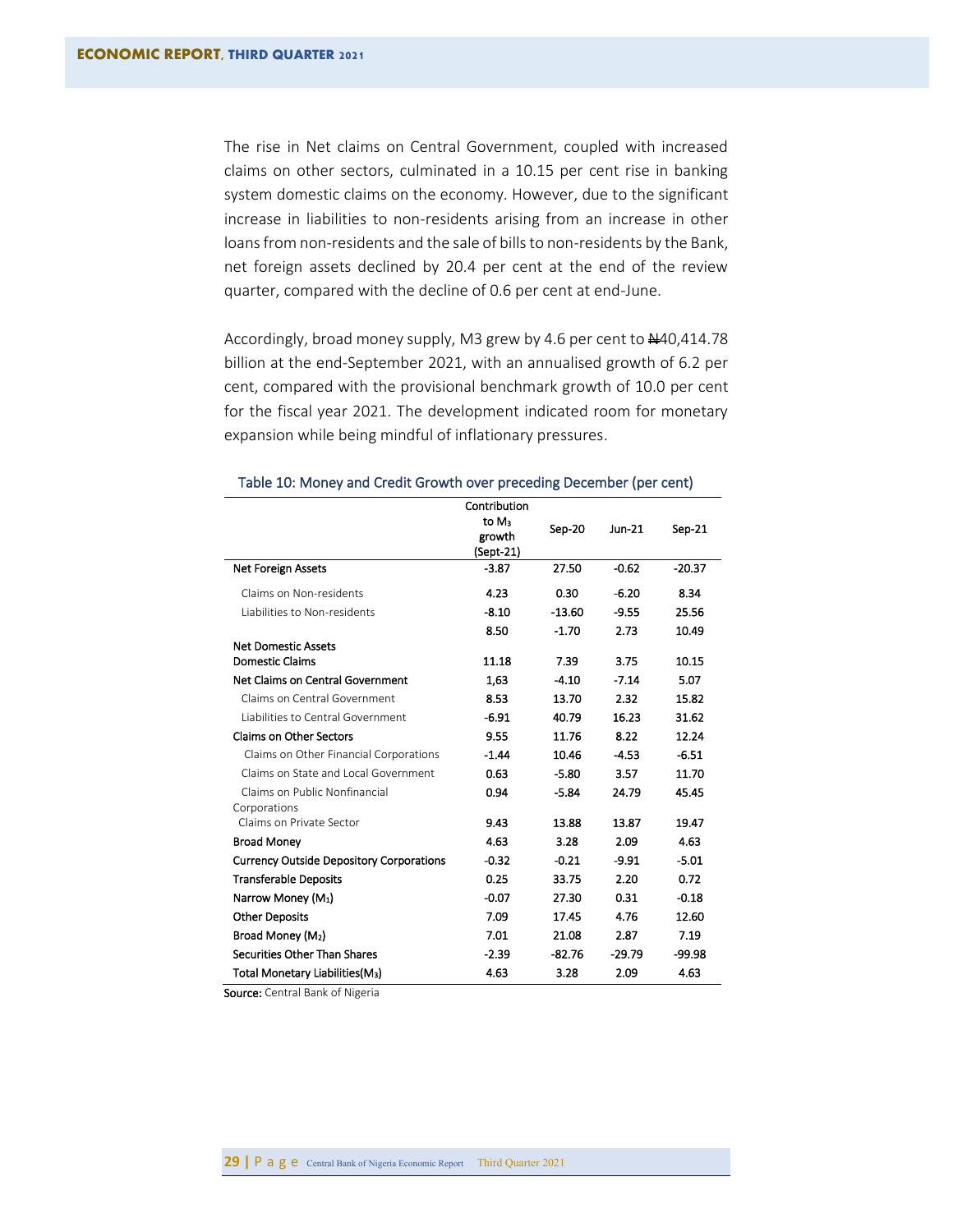The rise in Net claims on Central Government, coupled with increased claims on other sectors, culminated in a 10.15 per cent rise in banking system domestic claims on the economy. However, due to the significant increase in liabilities to non-residents arising from an increase in other loans from non-residents and the sale of bills to non-residents by the Bank, net foreign assets declined by 20.4 per cent at the end of the review quarter, compared with the decline of 0.6 per cent at end-June.

Accordingly, broad money supply, M3 grew by 4.6 per cent to ₦40,414.78 billion at the end-September 2021, with an annualised growth of 6.2 per cent, compared with the provisional benchmark growth of 10.0 per cent for the fiscal year 2021. The development indicated room for monetary expansion while being mindful of inflationary pressures.

Table 10: Money and Credit Growth over preceding December (per cent)

| | Contribution to $M_3$ growth (Sept-21) | Sep-20 | Jun-21 | Sep-21 |
|---|---|---|---|---|
| **Net Foreign Assets** | -3.87 | 27.50 | -0.62 | -20.37 |
| Claims on Non-residents | 4.23 | 0.30 | -6.20 | 8.34 |
| Liabilities to Non-residents | -8.10 | -13.60 | -9.55 | 25.56 |
| | 8.50 | -1.70 | 2.73 | 10.49 |
| **Net Domestic Assets** | | | | |
| **Domestic Claims** | 11.18 | 7.39 | 3.75 | 10.15 |
| **Net Claims on Central Government** | 1,63 | -4.10 | -7.14 | 5.07 |
| Claims on Central Government | 8.53 | 13.70 | 2.32 | 15.82 |
| Liabilities to Central Government | -6.91 | 40.79 | 16.23 | 31.62 |
| **Claims on Other Sectors** | 9.55 | 11.76 | 8.22 | 12.24 |
| Claims on Other Financial Corporations | -1.44 | 10.46 | -4.53 | -6.51 |
| Claims on State and Local Government | 0.63 | -5.80 | 3.57 | 11.70 |
| Claims on Public Nonfinancial Corporations | 0.94 | -5.84 | 24.79 | 45.45 |
| Claims on Private Sector | 9.43 | 13.88 | 13.87 | 19.47 |
| **Broad Money** | 4.63 | 3.28 | 2.09 | 4.63 |
| **Currency Outside Depository Corporations** | -0.32 | -0.21 | -9.91 | -5.01 |
| **Transferable Deposits** | 0.25 | 33.75 | 2.20 | 0.72 |
| **Narrow Money ($M_1$)** | -0.07 | 27.30 | 0.31 | -0.18 |
| **Other Deposits** | 7.09 | 17.45 | 4.76 | 12.60 |
| **Broad Money ($M_2$)** | 7.01 | 21.08 | 2.87 | 7.19 |
| **Securities Other Than Shares** | -2.39 | -82.76 | -29.79 | -99.98 |
| **Total Monetary Liabilities($M_3$)** | 4.63 | 3.28 | 2.09 | 4.63 |

**Source:** Central Bank of Nigeria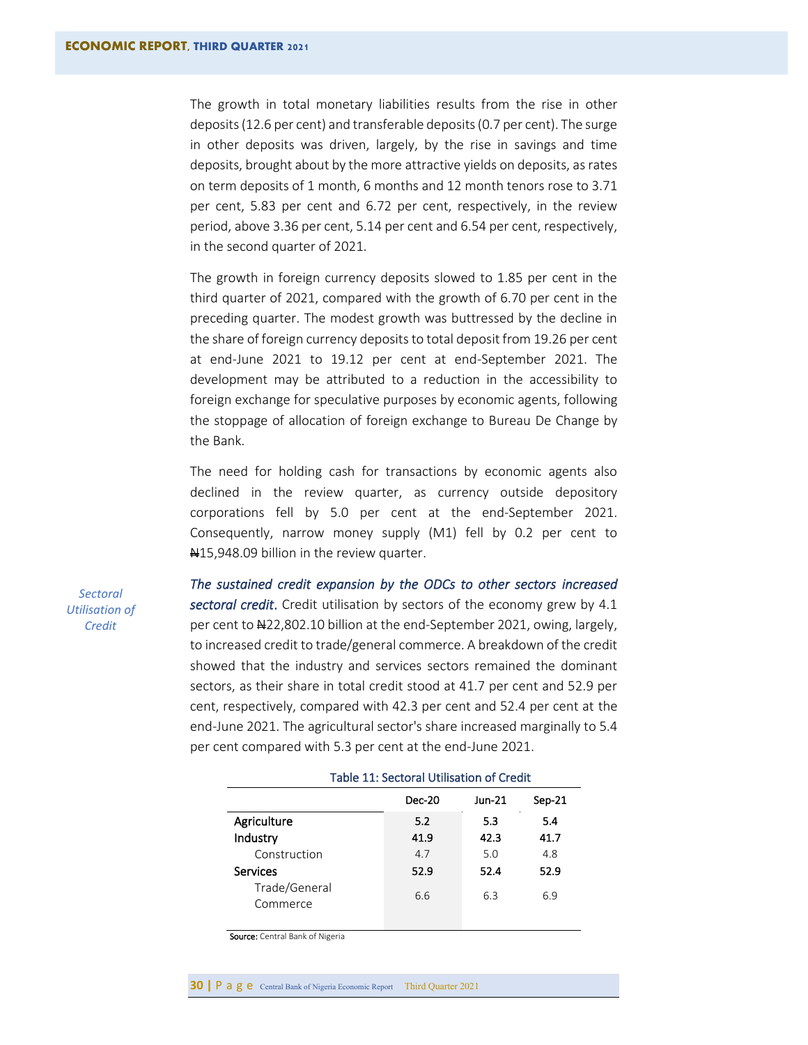The growth in total monetary liabilities results from the rise in other deposits (12.6 per cent) and transferable deposits (0.7 per cent). The surge in other deposits was driven, largely, by the rise in savings and time deposits, brought about by the more attractive yields on deposits, as rates on term deposits of 1 month, 6 months and 12 month tenors rose to 3.71 per cent, 5.83 per cent and 6.72 per cent, respectively, in the review period, above 3.36 per cent, 5.14 per cent and 6.54 per cent, respectively, in the second quarter of 2021.

The growth in foreign currency deposits slowed to 1.85 per cent in the third quarter of 2021, compared with the growth of 6.70 per cent in the preceding quarter. The modest growth was buttressed by the decline in the share of foreign currency deposits to total deposit from 19.26 per cent at end-June 2021 to 19.12 per cent at end-September 2021. The development may be attributed to a reduction in the accessibility to foreign exchange for speculative purposes by economic agents, following the stoppage of allocation of foreign exchange to Bureau De Change by the Bank.

The need for holding cash for transactions by economic agents also declined in the review quarter, as currency outside depository corporations fell by 5.0 per cent at the end-September 2021. Consequently, narrow money supply (M1) fell by 0.2 per cent to ₦15,948.09 billion in the review quarter.

*Sectoral Utilisation of Credit*

***The sustained credit expansion by the ODCs to other sectors increased sectoral credit.*** Credit utilisation by sectors of the economy grew by 4.1 per cent to ₦22,802.10 billion at the end-September 2021, owing, largely, to increased credit to trade/general commerce. A breakdown of the credit showed that the industry and services sectors remained the dominant sectors, as their share in total credit stood at 41.7 per cent and 52.9 per cent, respectively, compared with 42.3 per cent and 52.4 per cent at the end-June 2021. The agricultural sector's share increased marginally to 5.4 per cent compared with 5.3 per cent at the end-June 2021.

Table 11: Sectoral Utilisation of Credit

| | Dec-20 | Jun-21 | Sep-21 |
|---|---|---|---|
| **Agriculture** | **5.2** | **5.3** | **5.4** |
| **Industry** | **41.9** | **42.3** | **41.7** |
| Construction | 4.7 | 5.0 | 4.8 |
| **Services** | **52.9** | **52.4** | **52.9** |
| Trade/General Commerce | 6.6 | 6.3 | 6.9 |

**Source:** Central Bank of Nigeria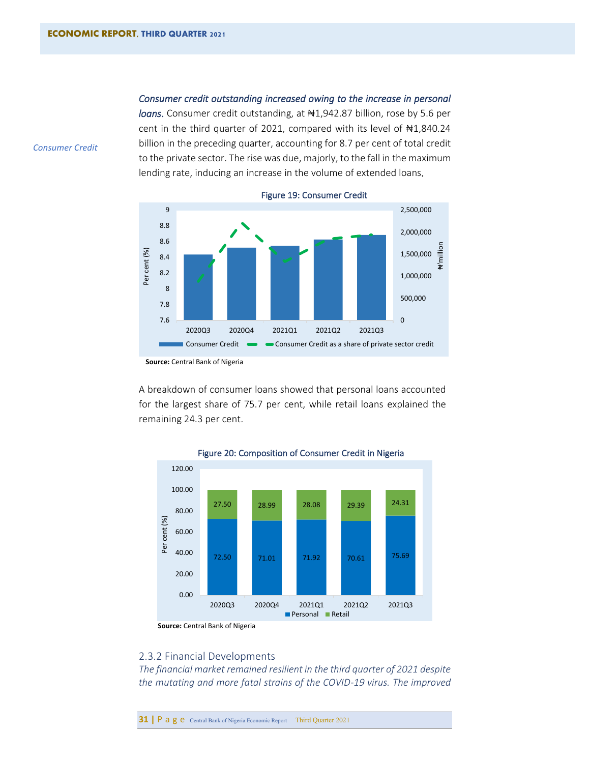Consumer Credit

***Consumer credit outstanding increased owing to the increase in personal loans***. Consumer credit outstanding, at ₦1,942.87 billion, rose by 5.6 per cent in the third quarter of 2021, compared with its level of ₦1,840.24 billion in the preceding quarter, accounting for 8.7 per cent of total credit to the private sector. The rise was due, majorly, to the fall in the maximum lending rate, inducing an increase in the volume of extended loans.

Figure 19: Consumer Credit

**Source:** Central Bank of Nigeria

A breakdown of consumer loans showed that personal loans accounted for the largest share of 75.7 per cent, while retail loans explained the remaining 24.3 per cent.

Figure 20: Composition of Consumer Credit in Nigeria

| | 2020Q3 | 2020Q4 | 2021Q1 | 2021Q2 | 2021Q3 |
|---|---|---|---|---|---|
| Personal | 72.50 | 71.01 | 71.92 | 70.61 | 75.69 |
| Retail | 27.50 | 28.99 | 28.08 | 29.39 | 24.31 |

**Source:** Central Bank of Nigeria

### 2.3.2 Financial Developments

*The financial market remained resilient in the third quarter of 2021 despite the mutating and more fatal strains of the COVID-19 virus. The improved*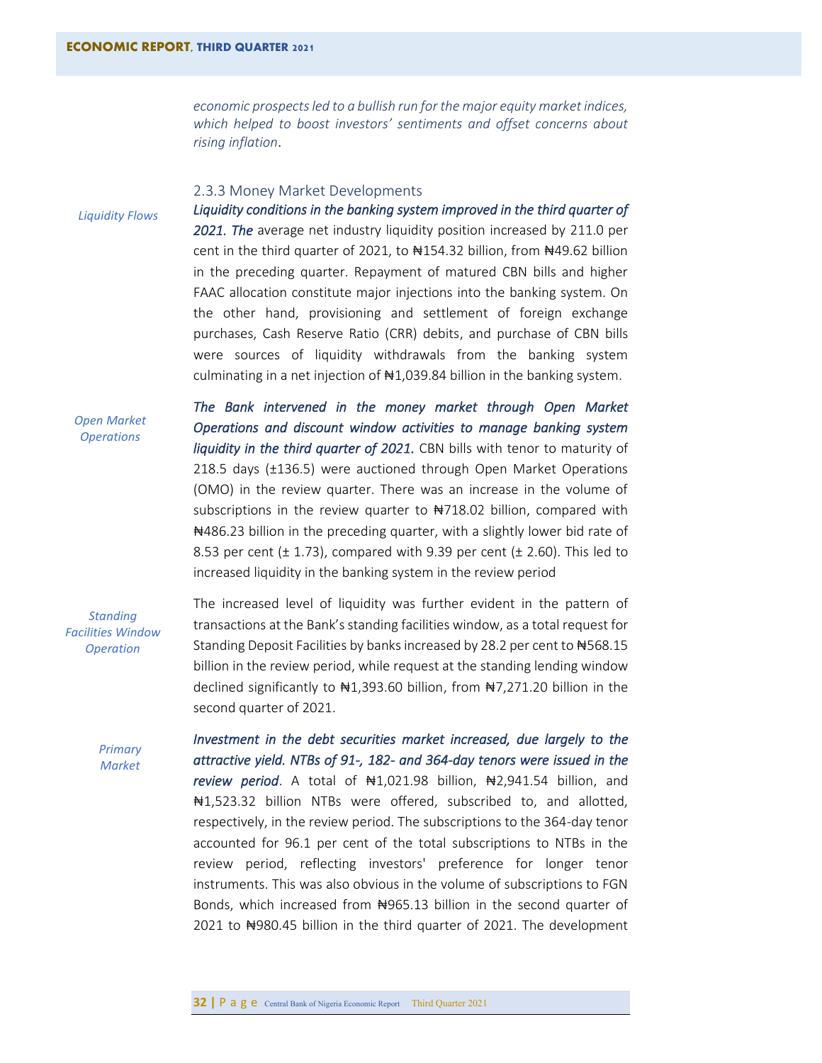*economic prospects led to a bullish run for the major equity market indices, which helped to boost investors' sentiments and offset concerns about rising inflation*.

### 2.3.3 Money Market Developments

*Liquidity Flows*

***Liquidity conditions in the banking system improved in the third quarter of 2021. The*** average net industry liquidity position increased by 211.0 per cent in the third quarter of 2021, to ₦154.32 billion, from ₦49.62 billion in the preceding quarter. Repayment of matured CBN bills and higher FAAC allocation constitute major injections into the banking system. On the other hand, provisioning and settlement of foreign exchange purchases, Cash Reserve Ratio (CRR) debits, and purchase of CBN bills were sources of liquidity withdrawals from the banking system culminating in a net injection of ₦1,039.84 billion in the banking system.

*Open Market Operations*

***The Bank intervened in the money market through Open Market Operations and discount window activities to manage banking system liquidity in the third quarter of 2021.*** CBN bills with tenor to maturity of 218.5 days (±136.5) were auctioned through Open Market Operations (OMO) in the review quarter. There was an increase in the volume of subscriptions in the review quarter to ₦718.02 billion, compared with ₦486.23 billion in the preceding quarter, with a slightly lower bid rate of 8.53 per cent (± 1.73), compared with 9.39 per cent (± 2.60). This led to increased liquidity in the banking system in the review period

*Standing Facilities Window Operation*

The increased level of liquidity was further evident in the pattern of transactions at the Bank's standing facilities window, as a total request for Standing Deposit Facilities by banks increased by 28.2 per cent to ₦568.15 billion in the review period, while request at the standing lending window declined significantly to ₦1,393.60 billion, from ₦7,271.20 billion in the second quarter of 2021.

*Primary Market*

***Investment in the debt securities market increased, due largely to the attractive yield. NTBs of 91-, 182- and 364-day tenors were issued in the review period***. A total of ₦1,021.98 billion, ₦2,941.54 billion, and ₦1,523.32 billion NTBs were offered, subscribed to, and allotted, respectively, in the review period. The subscriptions to the 364-day tenor accounted for 96.1 per cent of the total subscriptions to NTBs in the review period, reflecting investors' preference for longer tenor instruments. This was also obvious in the volume of subscriptions to FGN Bonds, which increased from ₦965.13 billion in the second quarter of 2021 to ₦980.45 billion in the third quarter of 2021. The development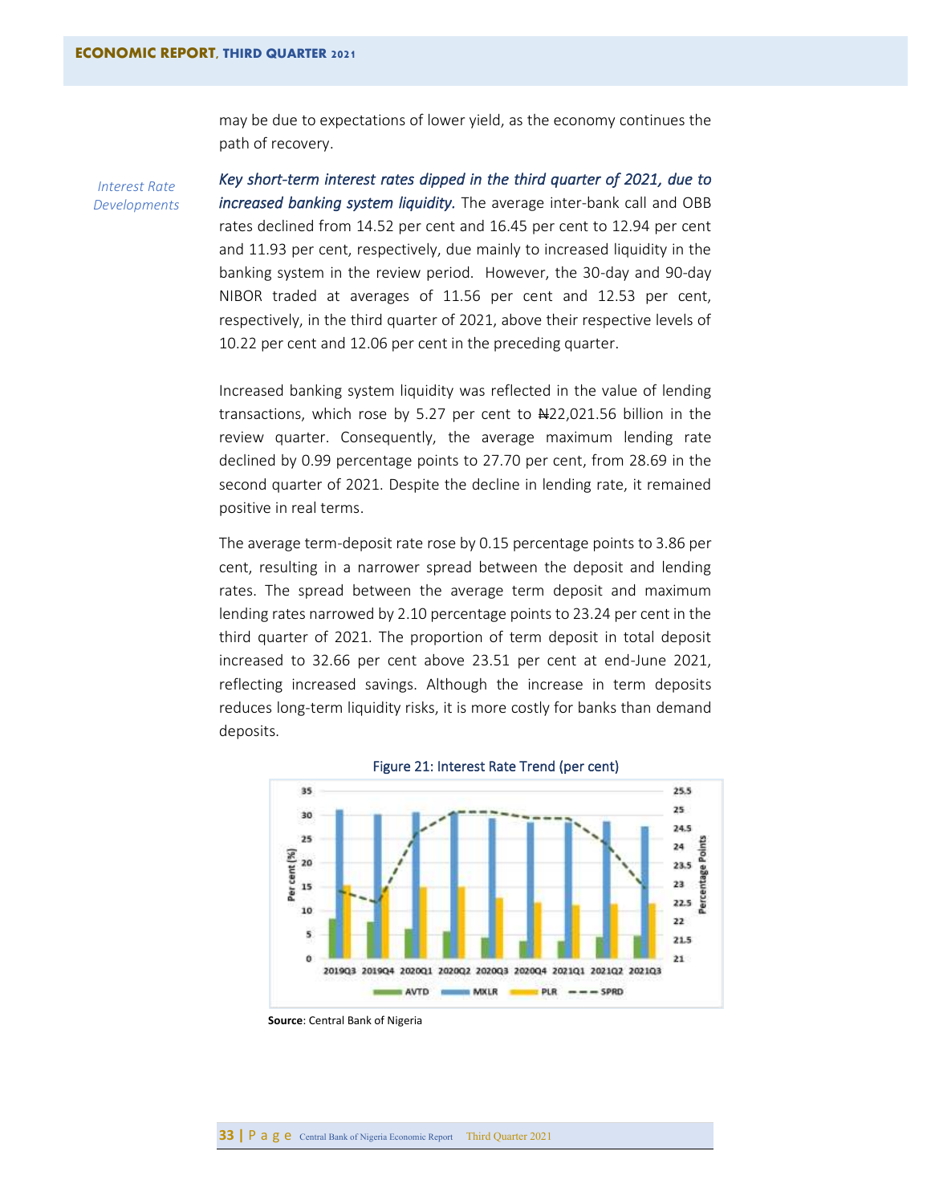may be due to expectations of lower yield, as the economy continues the path of recovery.

*Interest Rate Developments*

***Key short-term interest rates dipped in the third quarter of 2021, due to increased banking system liquidity.*** The average inter-bank call and OBB rates declined from 14.52 per cent and 16.45 per cent to 12.94 per cent and 11.93 per cent, respectively, due mainly to increased liquidity in the banking system in the review period. However, the 30-day and 90-day NIBOR traded at averages of 11.56 per cent and 12.53 per cent, respectively, in the third quarter of 2021, above their respective levels of 10.22 per cent and 12.06 per cent in the preceding quarter.

Increased banking system liquidity was reflected in the value of lending transactions, which rose by 5.27 per cent to ₦22,021.56 billion in the review quarter. Consequently, the average maximum lending rate declined by 0.99 percentage points to 27.70 per cent, from 28.69 in the second quarter of 2021. Despite the decline in lending rate, it remained positive in real terms.

The average term-deposit rate rose by 0.15 percentage points to 3.86 per cent, resulting in a narrower spread between the deposit and lending rates. The spread between the average term deposit and maximum lending rates narrowed by 2.10 percentage points to 23.24 per cent in the third quarter of 2021. The proportion of term deposit in total deposit increased to 32.66 per cent above 23.51 per cent at end-June 2021, reflecting increased savings. Although the increase in term deposits reduces long-term liquidity risks, it is more costly for banks than demand deposits.

Figure 21: Interest Rate Trend (per cent)

**Source**: Central Bank of Nigeria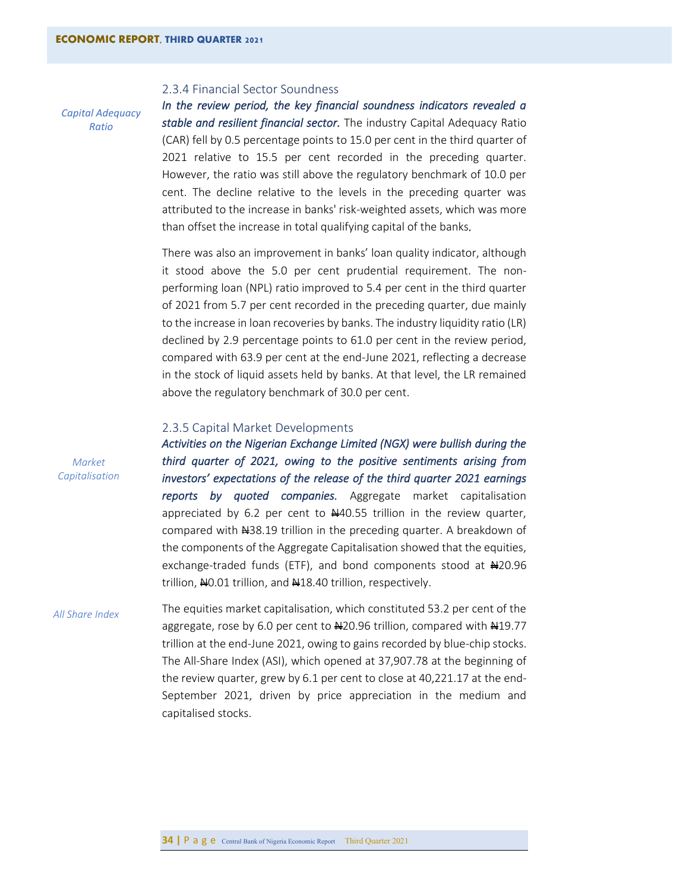### 2.3.4 Financial Sector Soundness

*Capital Adequacy Ratio*

***In the review period, the key financial soundness indicators revealed a stable and resilient financial sector.*** The industry Capital Adequacy Ratio (CAR) fell by 0.5 percentage points to 15.0 per cent in the third quarter of 2021 relative to 15.5 per cent recorded in the preceding quarter. However, the ratio was still above the regulatory benchmark of 10.0 per cent. The decline relative to the levels in the preceding quarter was attributed to the increase in banks' risk-weighted assets, which was more than offset the increase in total qualifying capital of the banks.

There was also an improvement in banks' loan quality indicator, although it stood above the 5.0 per cent prudential requirement. The non-performing loan (NPL) ratio improved to 5.4 per cent in the third quarter of 2021 from 5.7 per cent recorded in the preceding quarter, due mainly to the increase in loan recoveries by banks. The industry liquidity ratio (LR) declined by 2.9 percentage points to 61.0 per cent in the review period, compared with 63.9 per cent at the end-June 2021, reflecting a decrease in the stock of liquid assets held by banks. At that level, the LR remained above the regulatory benchmark of 30.0 per cent.

### 2.3.5 Capital Market Developments

*Market Capitalisation*

***Activities on the Nigerian Exchange Limited (NGX) were bullish during the third quarter of 2021, owing to the positive sentiments arising from investors' expectations of the release of the third quarter 2021 earnings reports by quoted companies.*** Aggregate market capitalisation appreciated by 6.2 per cent to ₦40.55 trillion in the review quarter, compared with ₦38.19 trillion in the preceding quarter. A breakdown of the components of the Aggregate Capitalisation showed that the equities, exchange-traded funds (ETF), and bond components stood at ₦20.96 trillion, ₦0.01 trillion, and ₦18.40 trillion, respectively.

*All Share Index*

The equities market capitalisation, which constituted 53.2 per cent of the aggregate, rose by 6.0 per cent to ₦20.96 trillion, compared with ₦19.77 trillion at the end-June 2021, owing to gains recorded by blue-chip stocks. The All-Share Index (ASI), which opened at 37,907.78 at the beginning of the review quarter, grew by 6.1 per cent to close at 40,221.17 at the end-September 2021, driven by price appreciation in the medium and capitalised stocks.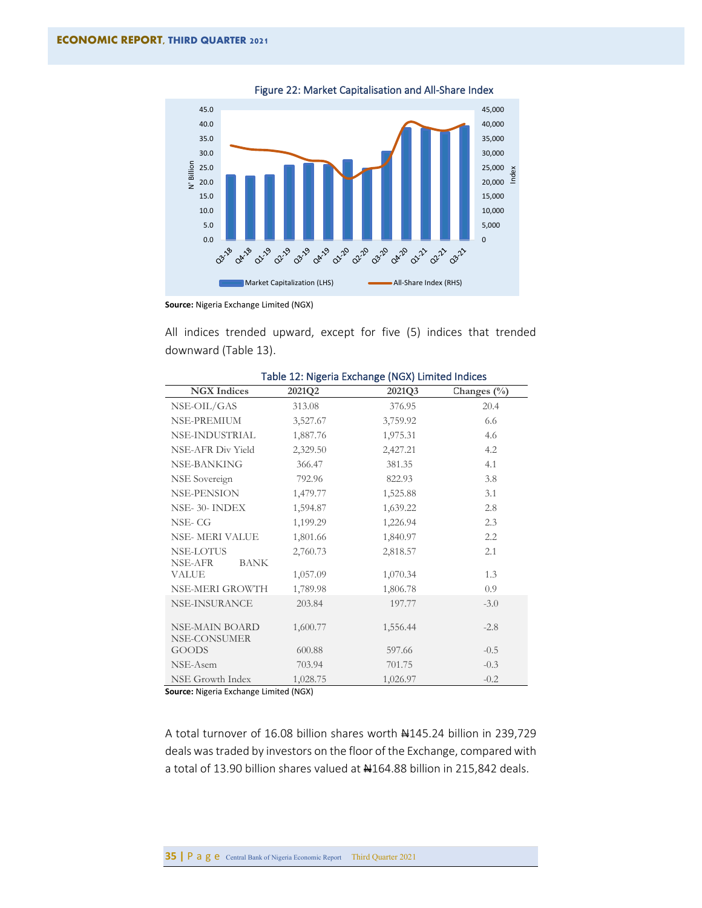Figure 22: Market Capitalisation and All-Share Index

**Source:** Nigeria Exchange Limited (NGX)

All indices trended upward, except for five (5) indices that trended downward (Table 13).

Table 12: Nigeria Exchange (NGX) Limited Indices

| NGX Indices | 2021Q2 | 2021Q3 | Changes (%) |
|---|---|---|---|
| NSE-OIL/GAS | 313.08 | 376.95 | 20.4 |
| NSE-PREMIUM | 3,527.67 | 3,759.92 | 6.6 |
| NSE-INDUSTRIAL | 1,887.76 | 1,975.31 | 4.6 |
| NSE-AFR Div Yield | 2,329.50 | 2,427.21 | 4.2 |
| NSE-BANKING | 366.47 | 381.35 | 4.1 |
| NSE Sovereign | 792.96 | 822.93 | 3.8 |
| NSE-PENSION | 1,479.77 | 1,525.88 | 3.1 |
| NSE- 30- INDEX | 1,594.87 | 1,639.22 | 2.8 |
| NSE- CG | 1,199.29 | 1,226.94 | 2.3 |
| NSE- MERI VALUE | 1,801.66 | 1,840.97 | 2.2 |
| NSE-LOTUS | 2,760.73 | 2,818.57 | 2.1 |
| NSE-AFR BANK VALUE | 1,057.09 | 1,070.34 | 1.3 |
| NSE-MERI GROWTH | 1,789.98 | 1,806.78 | 0.9 |
| NSE-INSURANCE | 203.84 | 197.77 | -3.0 |
| NSE-MAIN BOARD | 1,600.77 | 1,556.44 | -2.8 |
| NSE-CONSUMER GOODS | 600.88 | 597.66 | -0.5 |
| NSE-Asem | 703.94 | 701.75 | -0.3 |
| NSE Growth Index | 1,028.75 | 1,026.97 | -0.2 |

**Source:** Nigeria Exchange Limited (NGX)

A total turnover of 16.08 billion shares worth ₦145.24 billion in 239,729 deals was traded by investors on the floor of the Exchange, compared with a total of 13.90 billion shares valued at ₦164.88 billion in 215,842 deals.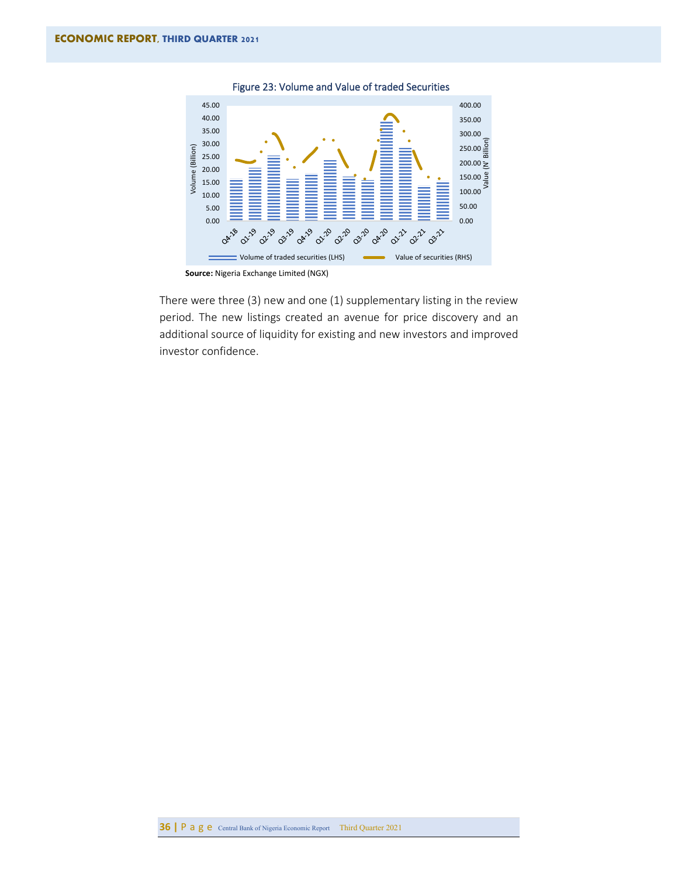Figure 23: Volume and Value of traded Securities

Source: Nigeria Exchange Limited (NGX)

There were three (3) new and one (1) supplementary listing in the review period. The new listings created an avenue for price discovery and an additional source of liquidity for existing and new investors and improved investor confidence.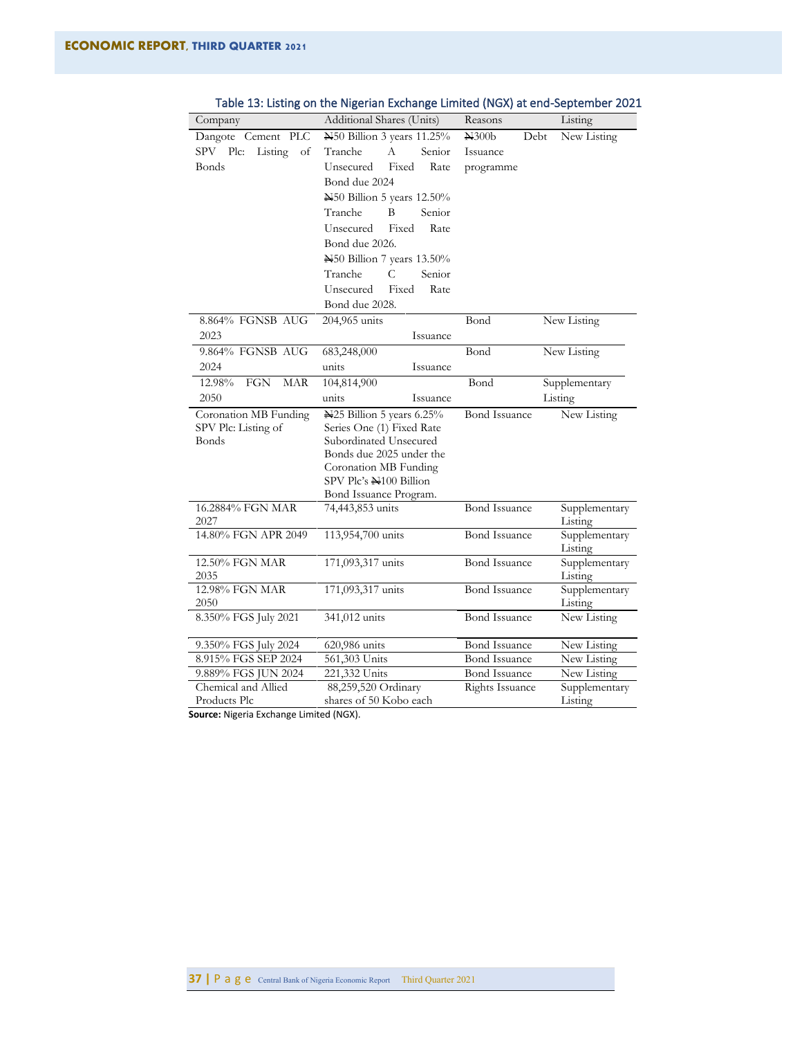Table 13: Listing on the Nigerian Exchange Limited (NGX) at end-September 2021

| Company | Additional Shares (Units) | Reasons | Listing |
| --- | --- | --- | --- |
| Dangote Cement PLC SPV Plc: Listing of Bonds | ₦50 Billion 3 years 11.25% Tranche A Senior Unsecured Fixed Rate Bond due 2024<br>₦50 Billion 5 years 12.50% Tranche B Senior Unsecured Fixed Rate Bond due 2026.<br>₦50 Billion 7 years 13.50% Tranche C Senior Unsecured Fixed Rate Bond due 2028. | ₦300b Debt Issuance programme | New Listing |
| 8.864% FGNSB AUG 2023 | 204,965 units | Bond Issuance | New Listing |
| 9.864% FGNSB AUG 2024 | 683,248,000 units | Bond Issuance | New Listing |
| 12.98% FGN MAR 2050 | 104,814,900 units | Bond Issuance | Supplementary Listing |
| Coronation MB Funding SPV Plc: Listing of Bonds | ₦25 Billion 5 years 6.25% Series One (1) Fixed Rate Subordinated Unsecured Bonds due 2025 under the Coronation MB Funding SPV Plc's ₦100 Billion Bond Issuance Program. | Bond Issuance | New Listing |
| 16.2884% FGN MAR 2027 | 74,443,853 units | Bond Issuance | Supplementary Listing |
| 14.80% FGN APR 2049 | 113,954,700 units | Bond Issuance | Supplementary Listing |
| 12.50% FGN MAR 2035 | 171,093,317 units | Bond Issuance | Supplementary Listing |
| 12.98% FGN MAR 2050 | 171,093,317 units | Bond Issuance | Supplementary Listing |
| 8.350% FGS July 2021 | 341,012 units | Bond Issuance | New Listing |
| 9.350% FGS July 2024 | 620,986 units | Bond Issuance | New Listing |
| 8.915% FGS SEP 2024 | 561,303 Units | Bond Issuance | New Listing |
| 9.889% FGS JUN 2024 | 221,332 Units | Bond Issuance | New Listing |
| Chemical and Allied Products Plc | 88,259,520 Ordinary shares of 50 Kobo each | Rights Issuance | Supplementary Listing |

**Source:** Nigeria Exchange Limited (NGX).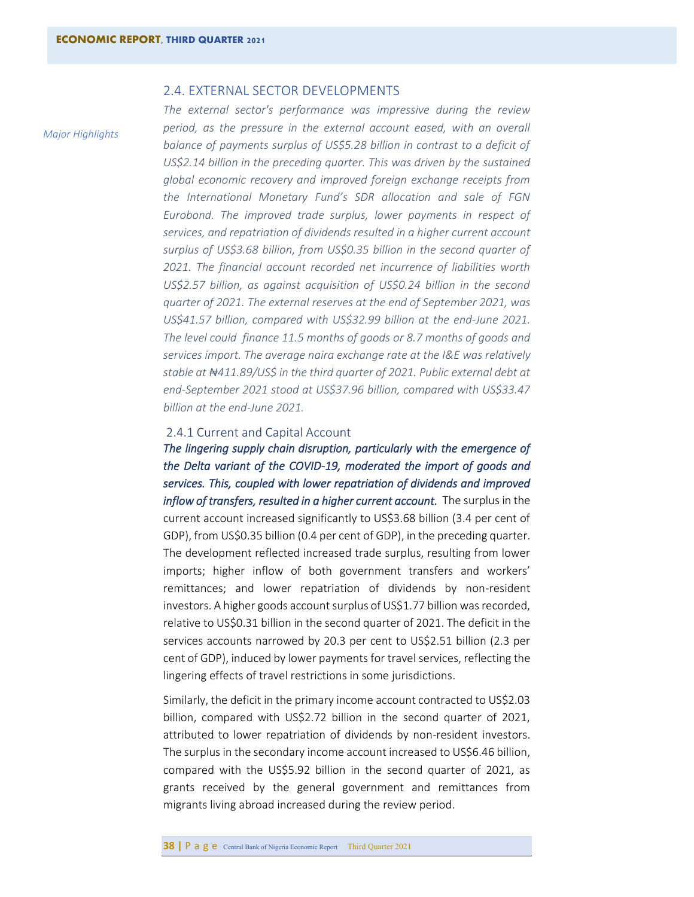## 2.4. EXTERNAL SECTOR DEVELOPMENTS

*Major Highlights*

*The external sector's performance was impressive during the review period, as the pressure in the external account eased, with an overall balance of payments surplus of US$5.28 billion in contrast to a deficit of US$2.14 billion in the preceding quarter. This was driven by the sustained global economic recovery and improved foreign exchange receipts from the International Monetary Fund's SDR allocation and sale of FGN Eurobond. The improved trade surplus, lower payments in respect of services, and repatriation of dividends resulted in a higher current account surplus of US$3.68 billion, from US$0.35 billion in the second quarter of 2021. The financial account recorded net incurrence of liabilities worth US$2.57 billion, as against acquisition of US$0.24 billion in the second quarter of 2021. The external reserves at the end of September 2021, was US$41.57 billion, compared with US$32.99 billion at the end-June 2021. The level could finance 11.5 months of goods or 8.7 months of goods and services import. The average naira exchange rate at the I&E was relatively stable at ₦411.89/US$ in the third quarter of 2021. Public external debt at end-September 2021 stood at US$37.96 billion, compared with US$33.47 billion at the end-June 2021.*

### 2.4.1 Current and Capital Account

***The lingering supply chain disruption, particularly with the emergence of the Delta variant of the COVID-19, moderated the import of goods and services. This, coupled with lower repatriation of dividends and improved inflow of transfers, resulted in a higher current account.*** The surplus in the current account increased significantly to US$3.68 billion (3.4 per cent of GDP), from US$0.35 billion (0.4 per cent of GDP), in the preceding quarter. The development reflected increased trade surplus, resulting from lower imports; higher inflow of both government transfers and workers' remittances; and lower repatriation of dividends by non-resident investors. A higher goods account surplus of US$1.77 billion was recorded, relative to US$0.31 billion in the second quarter of 2021. The deficit in the services accounts narrowed by 20.3 per cent to US$2.51 billion (2.3 per cent of GDP), induced by lower payments for travel services, reflecting the lingering effects of travel restrictions in some jurisdictions.

Similarly, the deficit in the primary income account contracted to US$2.03 billion, compared with US$2.72 billion in the second quarter of 2021, attributed to lower repatriation of dividends by non-resident investors. The surplus in the secondary income account increased to US$6.46 billion, compared with the US$5.92 billion in the second quarter of 2021, as grants received by the general government and remittances from migrants living abroad increased during the review period.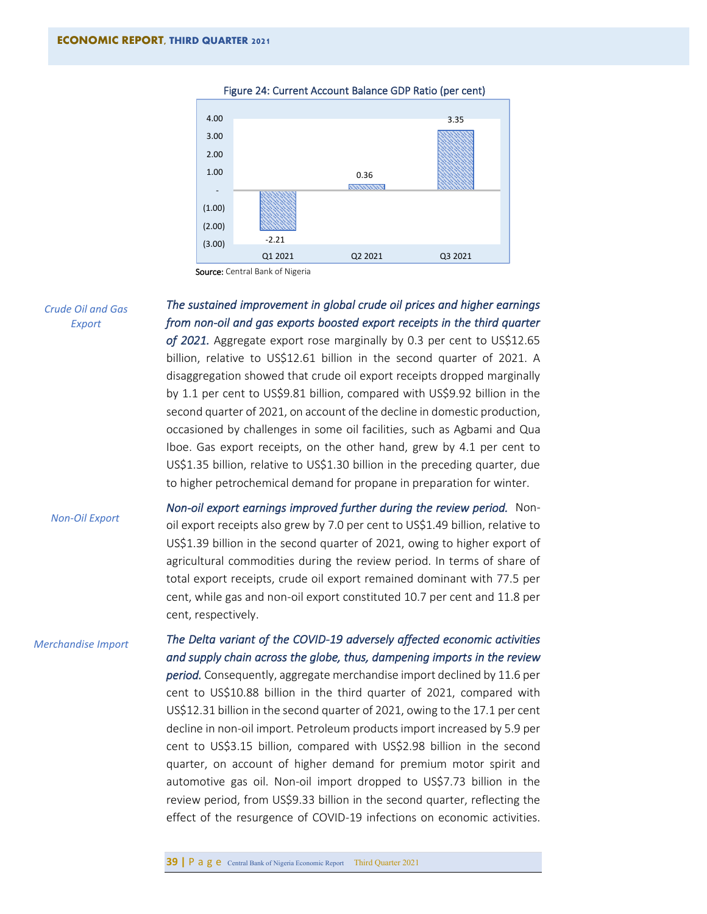Figure 24: Current Account Balance GDP Ratio (per cent)

| | Q1 2021 | Q2 2021 | Q3 2021 |
|---|---|---|---|
| Current Account Balance GDP Ratio (per cent) | -2.21 | 0.36 | 3.35 |

**Source:** Central Bank of Nigeria

*Crude Oil and Gas Export*

***The sustained improvement in global crude oil prices and higher earnings from non-oil and gas exports boosted export receipts in the third quarter of 2021.*** Aggregate export rose marginally by 0.3 per cent to US$12.65 billion, relative to US$12.61 billion in the second quarter of 2021. A disaggregation showed that crude oil export receipts dropped marginally by 1.1 per cent to US$9.81 billion, compared with US$9.92 billion in the second quarter of 2021, on account of the decline in domestic production, occasioned by challenges in some oil facilities, such as Agbami and Qua Iboe. Gas export receipts, on the other hand, grew by 4.1 per cent to US$1.35 billion, relative to US$1.30 billion in the preceding quarter, due to higher petrochemical demand for propane in preparation for winter.

*Non-Oil Export*

***Non-oil export earnings improved further during the review period.*** Non-oil export receipts also grew by 7.0 per cent to US$1.49 billion, relative to US$1.39 billion in the second quarter of 2021, owing to higher export of agricultural commodities during the review period. In terms of share of total export receipts, crude oil export remained dominant with 77.5 per cent, while gas and non-oil export constituted 10.7 per cent and 11.8 per cent, respectively.

*Merchandise Import*

***The Delta variant of the COVID-19 adversely affected economic activities and supply chain across the globe, thus, dampening imports in the review period.*** Consequently, aggregate merchandise import declined by 11.6 per cent to US$10.88 billion in the third quarter of 2021, compared with US$12.31 billion in the second quarter of 2021, owing to the 17.1 per cent decline in non-oil import. Petroleum products import increased by 5.9 per cent to US$3.15 billion, compared with US$2.98 billion in the second quarter, on account of higher demand for premium motor spirit and automotive gas oil. Non-oil import dropped to US$7.73 billion in the review period, from US$9.33 billion in the second quarter, reflecting the effect of the resurgence of COVID-19 infections on economic activities.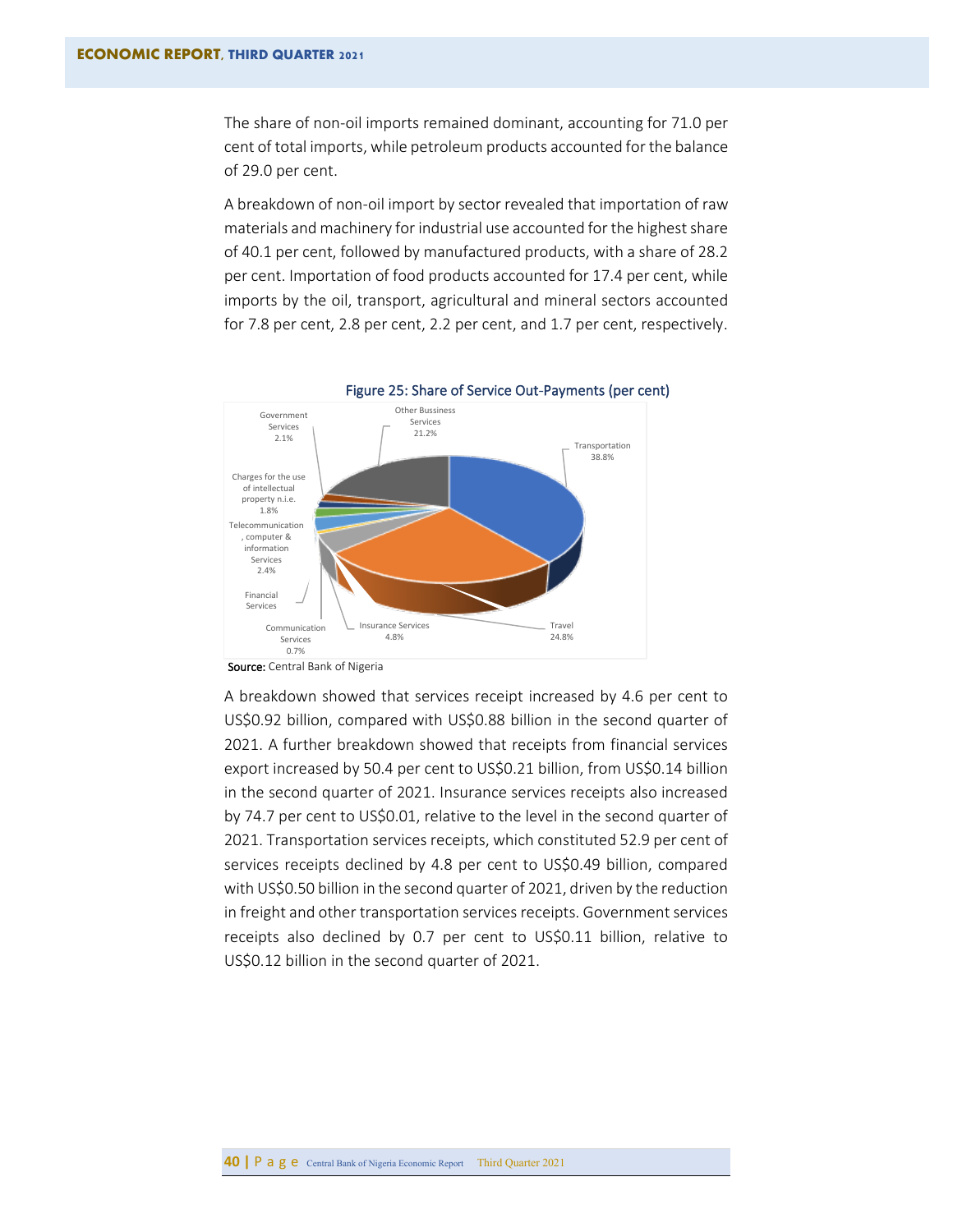The share of non-oil imports remained dominant, accounting for 71.0 per cent of total imports, while petroleum products accounted for the balance of 29.0 per cent.

A breakdown of non-oil import by sector revealed that importation of raw materials and machinery for industrial use accounted for the highest share of 40.1 per cent, followed by manufactured products, with a share of 28.2 per cent. Importation of food products accounted for 17.4 per cent, while imports by the oil, transport, agricultural and mineral sectors accounted for 7.8 per cent, 2.8 per cent, 2.2 per cent, and 1.7 per cent, respectively.

Figure 25: Share of Service Out-Payments (per cent)

Transportation 38.8%; Travel 24.8%; Other Bussiness Services 21.2%; Insurance Services 4.8%; Telecommunication, computer & information Services 2.4%; Government Services 2.1%; Charges for the use of intellectual property n.i.e. 1.8%; Communication Services 0.7%; Financial Services

**Source:** Central Bank of Nigeria

A breakdown showed that services receipt increased by 4.6 per cent to US$0.92 billion, compared with US$0.88 billion in the second quarter of 2021. A further breakdown showed that receipts from financial services export increased by 50.4 per cent to US$0.21 billion, from US$0.14 billion in the second quarter of 2021. Insurance services receipts also increased by 74.7 per cent to US$0.01, relative to the level in the second quarter of 2021. Transportation services receipts, which constituted 52.9 per cent of services receipts declined by 4.8 per cent to US$0.49 billion, compared with US$0.50 billion in the second quarter of 2021, driven by the reduction in freight and other transportation services receipts. Government services receipts also declined by 0.7 per cent to US$0.11 billion, relative to US$0.12 billion in the second quarter of 2021.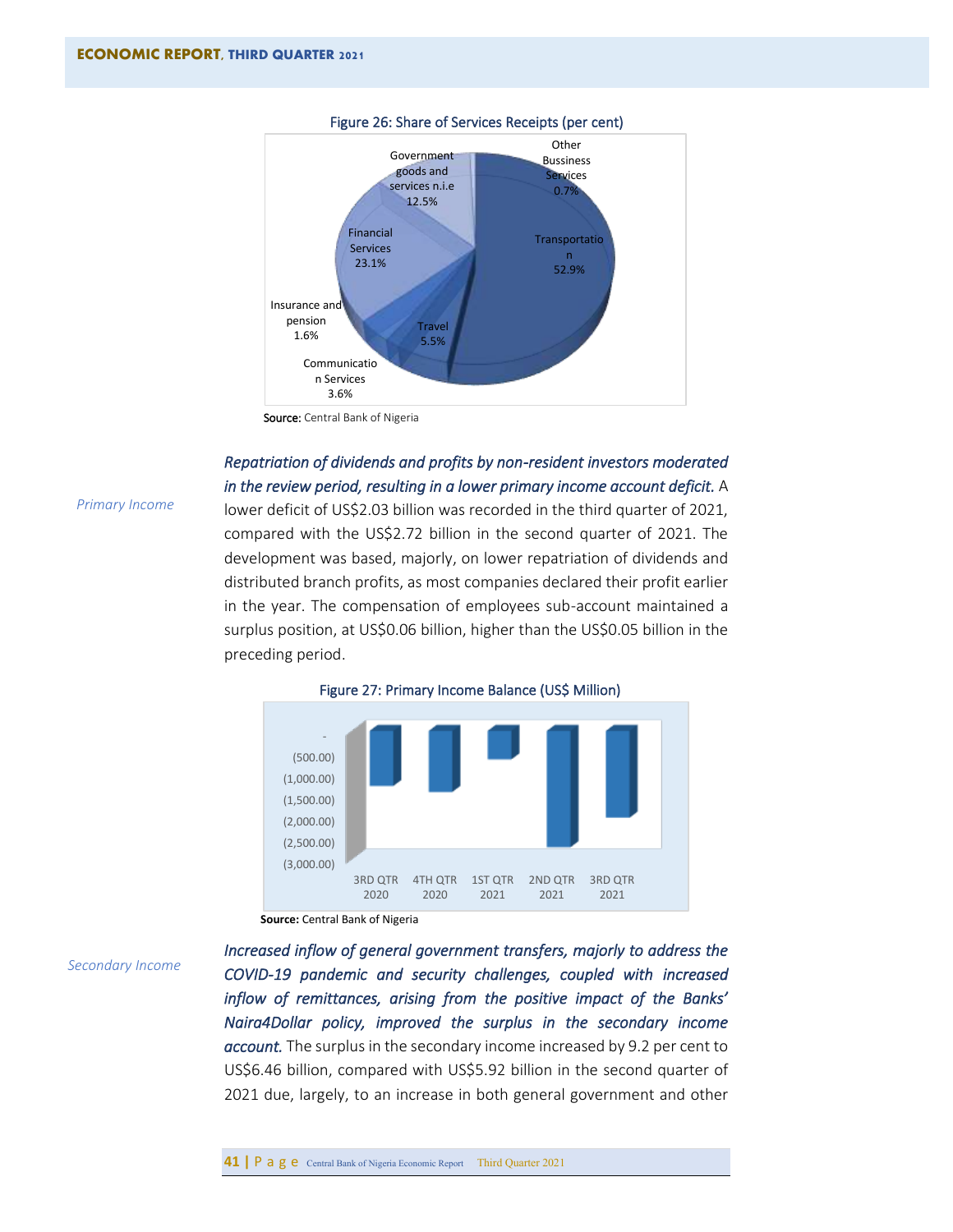Figure 26: Share of Services Receipts (per cent)

Source: Central Bank of Nigeria

Primary Income

***Repatriation of dividends and profits by non-resident investors moderated in the review period, resulting in a lower primary income account deficit.*** A lower deficit of US$2.03 billion was recorded in the third quarter of 2021, compared with the US$2.72 billion in the second quarter of 2021. The development was based, majorly, on lower repatriation of dividends and distributed branch profits, as most companies declared their profit earlier in the year. The compensation of employees sub-account maintained a surplus position, at US$0.06 billion, higher than the US$0.05 billion in the preceding period.

Figure 27: Primary Income Balance (US$ Million)

**Source:** Central Bank of Nigeria

Secondary Income

***Increased inflow of general government transfers, majorly to address the COVID-19 pandemic and security challenges, coupled with increased inflow of remittances, arising from the positive impact of the Banks' Naira4Dollar policy, improved the surplus in the secondary income account.*** The surplus in the secondary income increased by 9.2 per cent to US$6.46 billion, compared with US$5.92 billion in the second quarter of 2021 due, largely, to an increase in both general government and other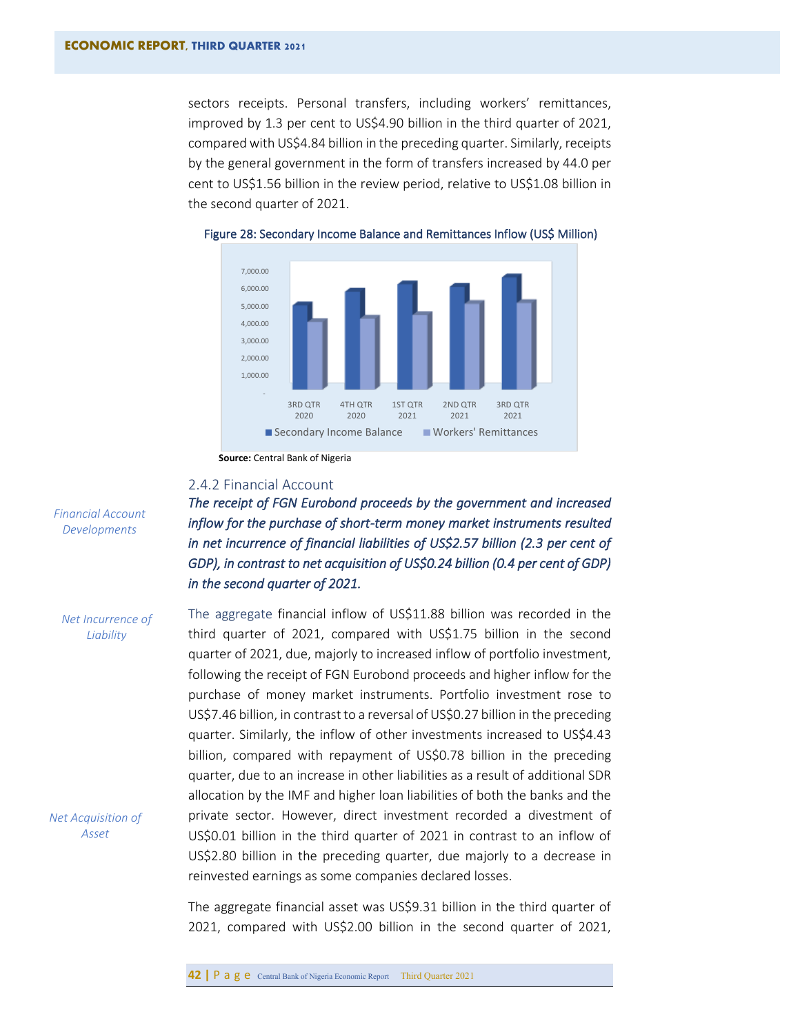sectors receipts. Personal transfers, including workers' remittances, improved by 1.3 per cent to US$4.90 billion in the third quarter of 2021, compared with US$4.84 billion in the preceding quarter. Similarly, receipts by the general government in the form of transfers increased by 44.0 per cent to US$1.56 billion in the review period, relative to US$1.08 billion in the second quarter of 2021.

Figure 28: Secondary Income Balance and Remittances Inflow (US$ Million)

**Source:** Central Bank of Nigeria

### 2.4.2 Financial Account

*Financial Account Developments*

***The receipt of FGN Eurobond proceeds by the government and increased inflow for the purchase of short-term money market instruments resulted in net incurrence of financial liabilities of US$2.57 billion (2.3 per cent of GDP), in contrast to net acquisition of US$0.24 billion (0.4 per cent of GDP) in the second quarter of 2021.***

*Net Incurrence of Liability*

The aggregate financial inflow of US$11.88 billion was recorded in the third quarter of 2021, compared with US$1.75 billion in the second quarter of 2021, due, majorly to increased inflow of portfolio investment, following the receipt of FGN Eurobond proceeds and higher inflow for the purchase of money market instruments. Portfolio investment rose to US$7.46 billion, in contrast to a reversal of US$0.27 billion in the preceding quarter. Similarly, the inflow of other investments increased to US$4.43 billion, compared with repayment of US$0.78 billion in the preceding quarter, due to an increase in other liabilities as a result of additional SDR allocation by the IMF and higher loan liabilities of both the banks and the private sector. However, direct investment recorded a divestment of US$0.01 billion in the third quarter of 2021 in contrast to an inflow of US$2.80 billion in the preceding quarter, due majorly to a decrease in reinvested earnings as some companies declared losses.

*Net Acquisition of Asset*

The aggregate financial asset was US$9.31 billion in the third quarter of 2021, compared with US$2.00 billion in the second quarter of 2021,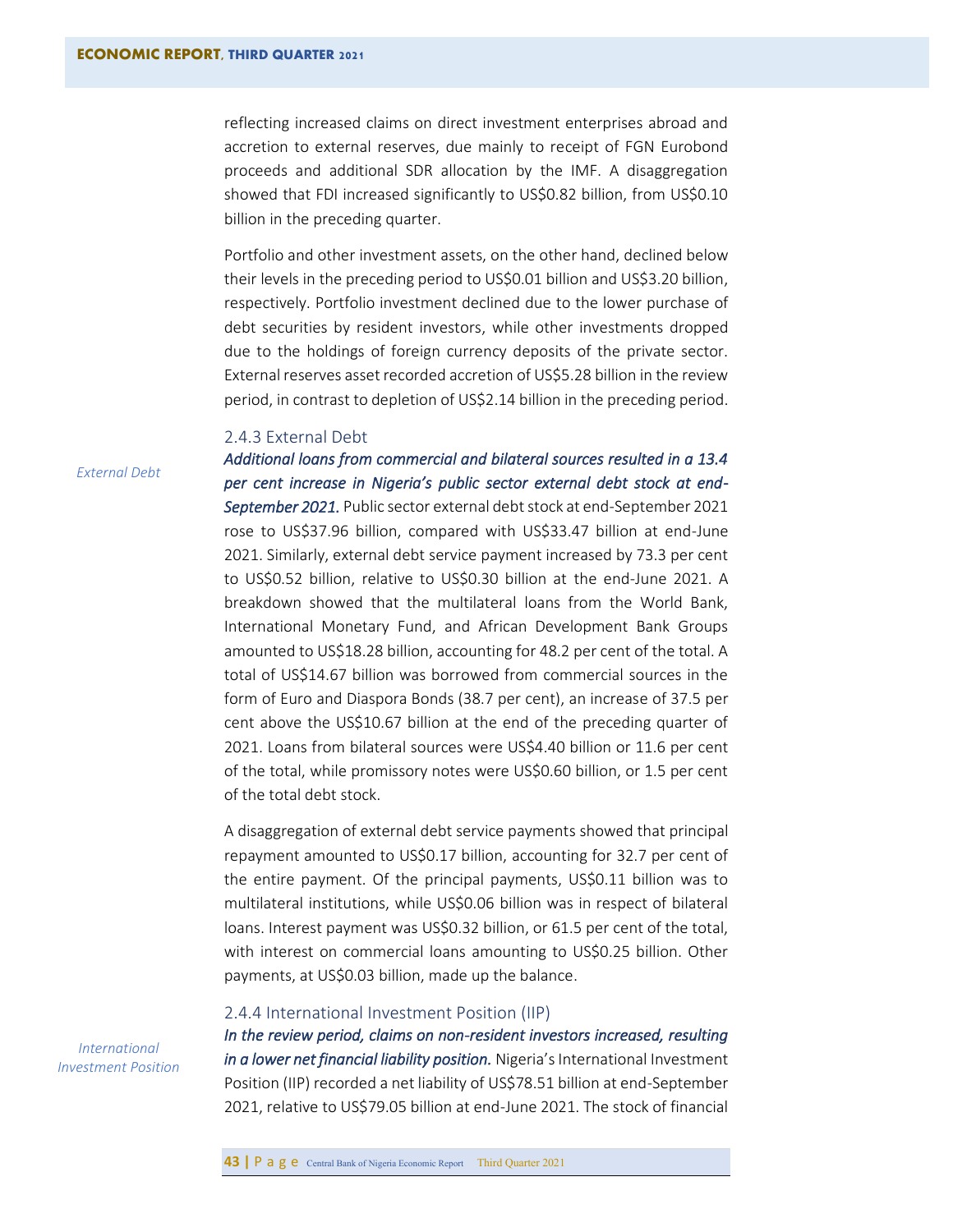reflecting increased claims on direct investment enterprises abroad and accretion to external reserves, due mainly to receipt of FGN Eurobond proceeds and additional SDR allocation by the IMF. A disaggregation showed that FDI increased significantly to US$0.82 billion, from US$0.10 billion in the preceding quarter.

Portfolio and other investment assets, on the other hand, declined below their levels in the preceding period to US$0.01 billion and US$3.20 billion, respectively. Portfolio investment declined due to the lower purchase of debt securities by resident investors, while other investments dropped due to the holdings of foreign currency deposits of the private sector. External reserves asset recorded accretion of US$5.28 billion in the review period, in contrast to depletion of US$2.14 billion in the preceding period.

### 2.4.3 External Debt

*External Debt*

***Additional loans from commercial and bilateral sources resulted in a 13.4 per cent increase in Nigeria's public sector external debt stock at end-September 2021.*** Public sector external debt stock at end-September 2021 rose to US$37.96 billion, compared with US$33.47 billion at end-June 2021. Similarly, external debt service payment increased by 73.3 per cent to US$0.52 billion, relative to US$0.30 billion at the end-June 2021. A breakdown showed that the multilateral loans from the World Bank, International Monetary Fund, and African Development Bank Groups amounted to US$18.28 billion, accounting for 48.2 per cent of the total. A total of US$14.67 billion was borrowed from commercial sources in the form of Euro and Diaspora Bonds (38.7 per cent), an increase of 37.5 per cent above the US$10.67 billion at the end of the preceding quarter of 2021. Loans from bilateral sources were US$4.40 billion or 11.6 per cent of the total, while promissory notes were US$0.60 billion, or 1.5 per cent of the total debt stock.

A disaggregation of external debt service payments showed that principal repayment amounted to US$0.17 billion, accounting for 32.7 per cent of the entire payment. Of the principal payments, US$0.11 billion was to multilateral institutions, while US$0.06 billion was in respect of bilateral loans. Interest payment was US$0.32 billion, or 61.5 per cent of the total, with interest on commercial loans amounting to US$0.25 billion. Other payments, at US$0.03 billion, made up the balance.

### 2.4.4 International Investment Position (IIP)

*International Investment Position*

***In the review period, claims on non-resident investors increased, resulting in a lower net financial liability position.*** Nigeria's International Investment Position (IIP) recorded a net liability of US$78.51 billion at end-September 2021, relative to US$79.05 billion at end-June 2021. The stock of financial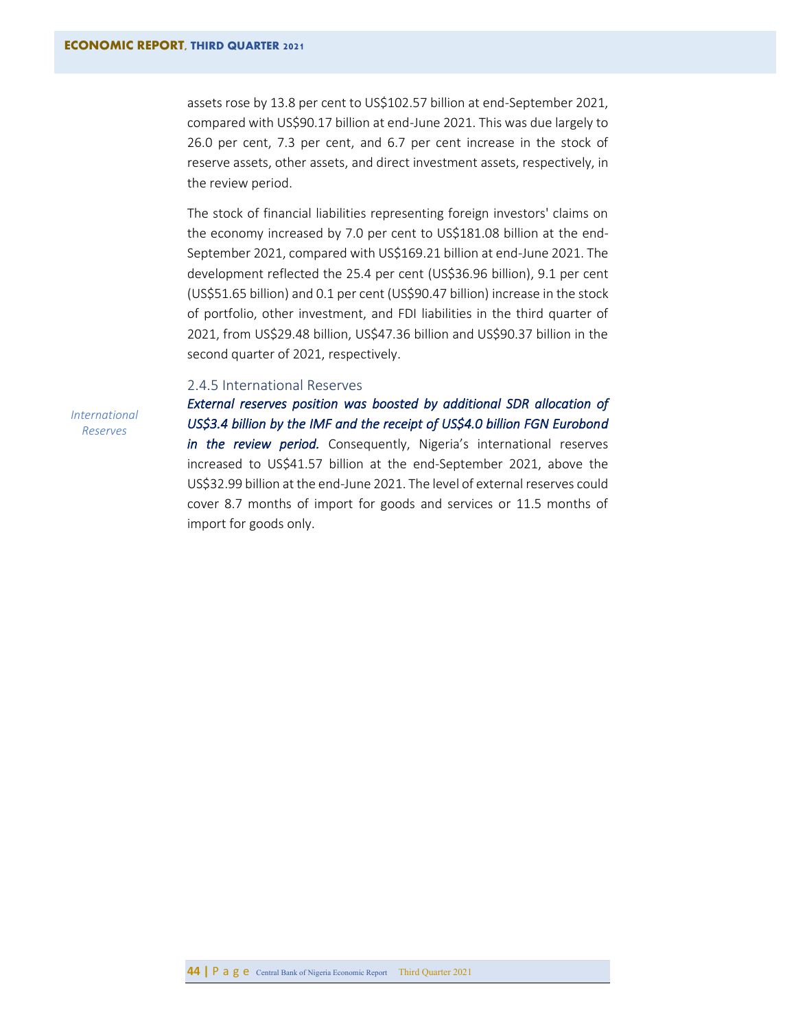assets rose by 13.8 per cent to US$102.57 billion at end-September 2021, compared with US$90.17 billion at end-June 2021. This was due largely to 26.0 per cent, 7.3 per cent, and 6.7 per cent increase in the stock of reserve assets, other assets, and direct investment assets, respectively, in the review period.

The stock of financial liabilities representing foreign investors' claims on the economy increased by 7.0 per cent to US$181.08 billion at the end-September 2021, compared with US$169.21 billion at end-June 2021. The development reflected the 25.4 per cent (US$36.96 billion), 9.1 per cent (US$51.65 billion) and 0.1 per cent (US$90.47 billion) increase in the stock of portfolio, other investment, and FDI liabilities in the third quarter of 2021, from US$29.48 billion, US$47.36 billion and US$90.37 billion in the second quarter of 2021, respectively.

### 2.4.5 International Reserves

*International Reserves*

***External reserves position was boosted by additional SDR allocation of US$3.4 billion by the IMF and the receipt of US$4.0 billion FGN Eurobond in the review period.*** Consequently, Nigeria's international reserves increased to US$41.57 billion at the end-September 2021, above the US$32.99 billion at the end-June 2021. The level of external reserves could cover 8.7 months of import for goods and services or 11.5 months of import for goods only.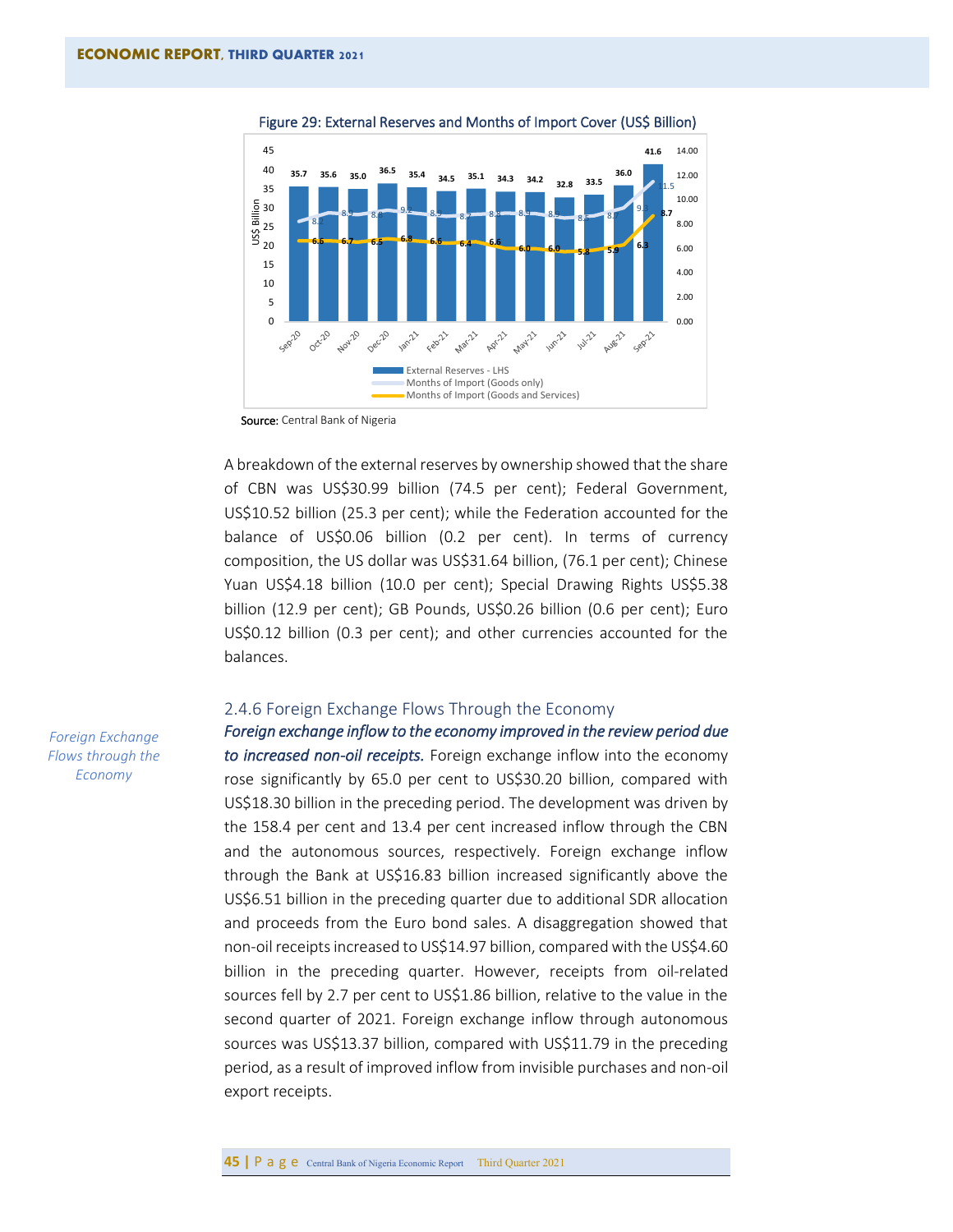Figure 29: External Reserves and Months of Import Cover (US$ Billion)

| Month | External Reserves - LHS | Months of Import (Goods only) | Months of Import (Goods and Services) |
|---|---|---|---|
| Sep-20 | 35.7 | | |
| Oct-20 | 35.6 | 8.2 | 6.6 |
| Nov-20 | 35.0 | 8.9 | 6.7 |
| Dec-20 | 36.5 | 8.8 | 6.5 |
| Jan-21 | 35.4 | 9.2 | 6.8 |
| Feb-21 | 34.5 | 8.9 | 6.6 |
| Mar-21 | 35.1 | 8.7 | 6.4 |
| Apr-21 | 34.3 | 8.8 | 6.6 |
| May-21 | 34.2 | 8.9 | 6.0 |
| Jun-21 | 32.8 | 8.9 | 6.0 |
| Jul-21 | 33.5 | 8.6 | 5.8 |
| Aug-21 | 36.0 | 8.7 | 5.9 |
| Sep-21 | 41.6 | 9.3 / 11.5 | 6.3 / 8.7 |

**Source:** Central Bank of Nigeria

A breakdown of the external reserves by ownership showed that the share of CBN was US$30.99 billion (74.5 per cent); Federal Government, US$10.52 billion (25.3 per cent); while the Federation accounted for the balance of US$0.06 billion (0.2 per cent). In terms of currency composition, the US dollar was US$31.64 billion, (76.1 per cent); Chinese Yuan US$4.18 billion (10.0 per cent); Special Drawing Rights US$5.38 billion (12.9 per cent); GB Pounds, US$0.26 billion (0.6 per cent); Euro US$0.12 billion (0.3 per cent); and other currencies accounted for the balances.

### 2.4.6 Foreign Exchange Flows Through the Economy

*Foreign Exchange Flows through the Economy*

***Foreign exchange inflow to the economy improved in the review period due to increased non-oil receipts.*** Foreign exchange inflow into the economy rose significantly by 65.0 per cent to US$30.20 billion, compared with US$18.30 billion in the preceding period. The development was driven by the 158.4 per cent and 13.4 per cent increased inflow through the CBN and the autonomous sources, respectively. Foreign exchange inflow through the Bank at US$16.83 billion increased significantly above the US$6.51 billion in the preceding quarter due to additional SDR allocation and proceeds from the Euro bond sales. A disaggregation showed that non-oil receipts increased to US$14.97 billion, compared with the US$4.60 billion in the preceding quarter. However, receipts from oil-related sources fell by 2.7 per cent to US$1.86 billion, relative to the value in the second quarter of 2021. Foreign exchange inflow through autonomous sources was US$13.37 billion, compared with US$11.79 in the preceding period, as a result of improved inflow from invisible purchases and non-oil export receipts.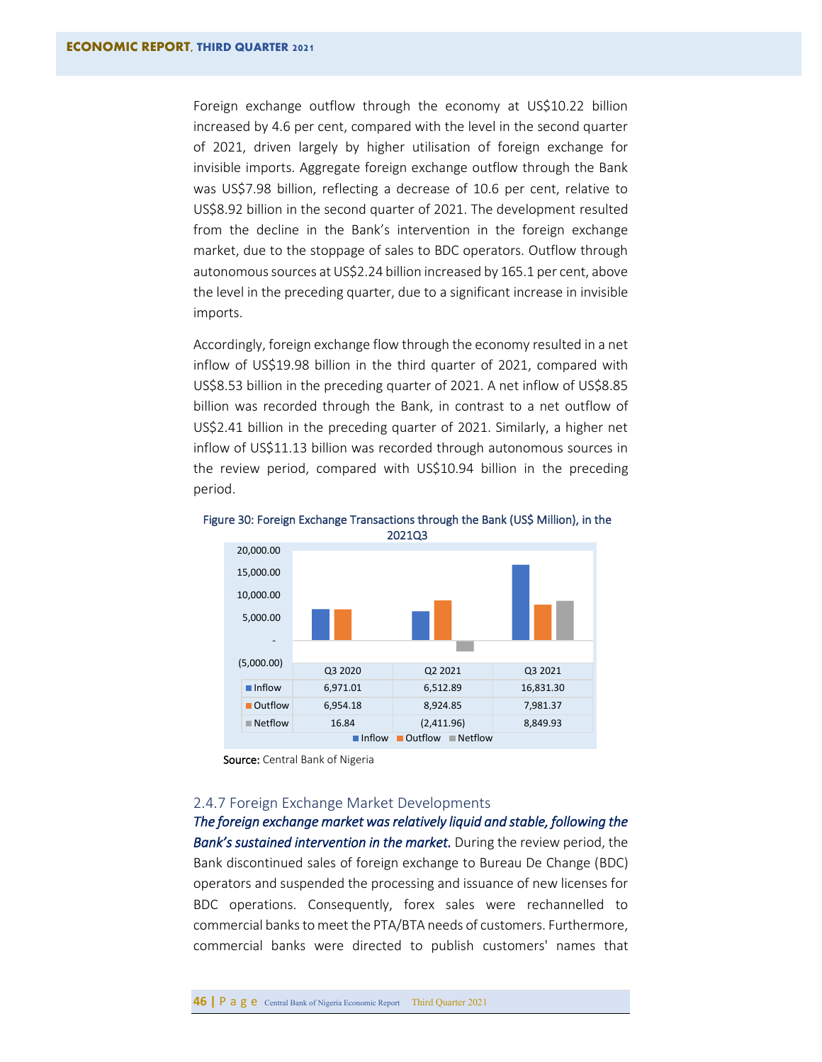Foreign exchange outflow through the economy at US$10.22 billion increased by 4.6 per cent, compared with the level in the second quarter of 2021, driven largely by higher utilisation of foreign exchange for invisible imports. Aggregate foreign exchange outflow through the Bank was US$7.98 billion, reflecting a decrease of 10.6 per cent, relative to US$8.92 billion in the second quarter of 2021. The development resulted from the decline in the Bank's intervention in the foreign exchange market, due to the stoppage of sales to BDC operators. Outflow through autonomous sources at US$2.24 billion increased by 165.1 per cent, above the level in the preceding quarter, due to a significant increase in invisible imports.

Accordingly, foreign exchange flow through the economy resulted in a net inflow of US$19.98 billion in the third quarter of 2021, compared with US$8.53 billion in the preceding quarter of 2021. A net inflow of US$8.85 billion was recorded through the Bank, in contrast to a net outflow of US$2.41 billion in the preceding quarter of 2021. Similarly, a higher net inflow of US$11.13 billion was recorded through autonomous sources in the review period, compared with US$10.94 billion in the preceding period.

Figure 30: Foreign Exchange Transactions through the Bank (US$ Million), in the 2021Q3

| | Q3 2020 | Q2 2021 | Q3 2021 |
|---|---|---|---|
| Inflow | 6,971.01 | 6,512.89 | 16,831.30 |
| Outflow | 6,954.18 | 8,924.85 | 7,981.37 |
| Netflow | 16.84 | (2,411.96) | 8,849.93 |

**Source:** Central Bank of Nigeria

### 2.4.7 Foreign Exchange Market Developments

***The foreign exchange market was relatively liquid and stable, following the Bank's sustained intervention in the market.*** During the review period, the Bank discontinued sales of foreign exchange to Bureau De Change (BDC) operators and suspended the processing and issuance of new licenses for BDC operations. Consequently, forex sales were rechannelled to commercial banks to meet the PTA/BTA needs of customers. Furthermore, commercial banks were directed to publish customers' names that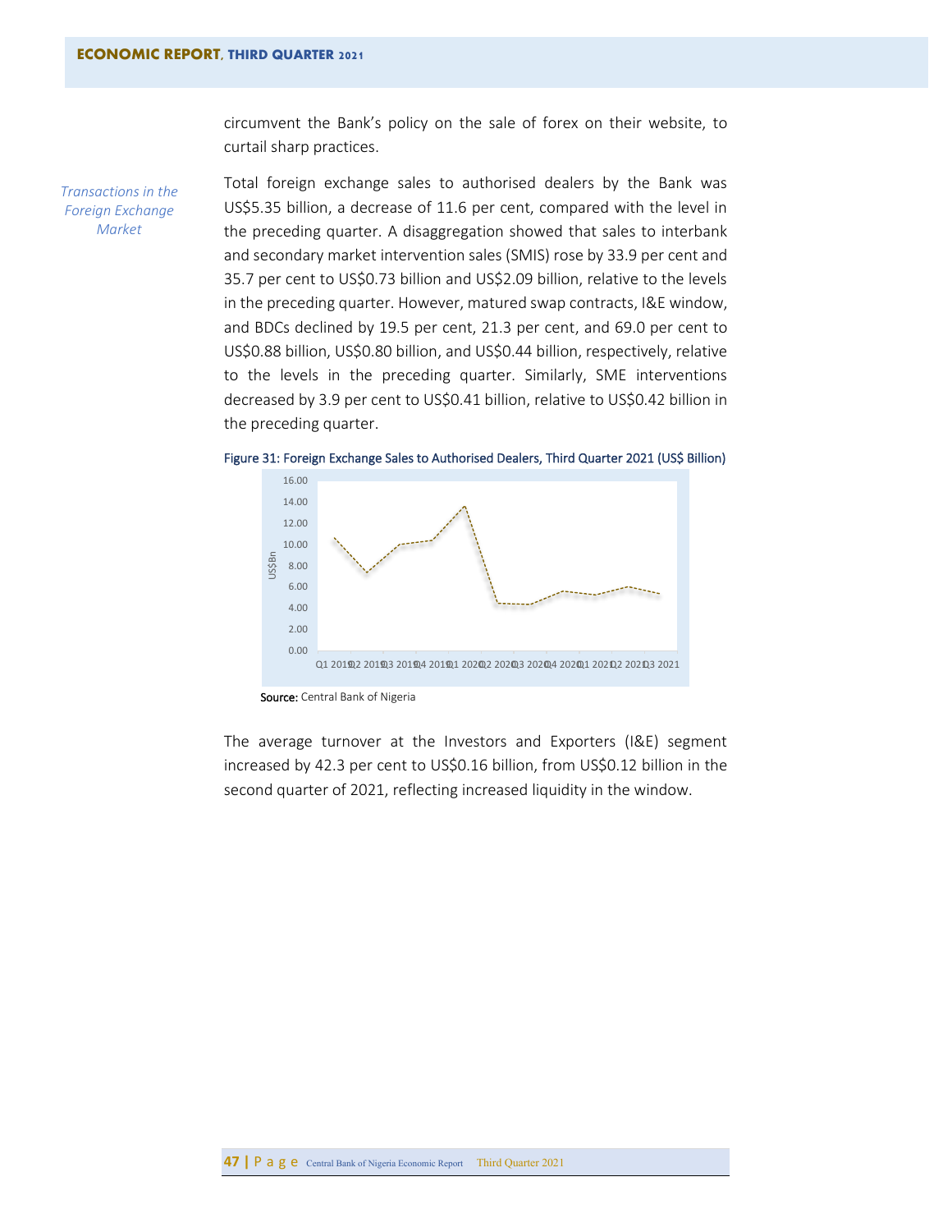circumvent the Bank's policy on the sale of forex on their website, to curtail sharp practices.

*Transactions in the Foreign Exchange Market*

Total foreign exchange sales to authorised dealers by the Bank was US$5.35 billion, a decrease of 11.6 per cent, compared with the level in the preceding quarter. A disaggregation showed that sales to interbank and secondary market intervention sales (SMIS) rose by 33.9 per cent and 35.7 per cent to US$0.73 billion and US$2.09 billion, relative to the levels in the preceding quarter. However, matured swap contracts, I&E window, and BDCs declined by 19.5 per cent, 21.3 per cent, and 69.0 per cent to US$0.88 billion, US$0.80 billion, and US$0.44 billion, respectively, relative to the levels in the preceding quarter. Similarly, SME interventions decreased by 3.9 per cent to US$0.41 billion, relative to US$0.42 billion in the preceding quarter.

Figure 31: Foreign Exchange Sales to Authorised Dealers, Third Quarter 2021 (US$ Billion)

**Source:** Central Bank of Nigeria

The average turnover at the Investors and Exporters (I&E) segment increased by 42.3 per cent to US$0.16 billion, from US$0.12 billion in the second quarter of 2021, reflecting increased liquidity in the window.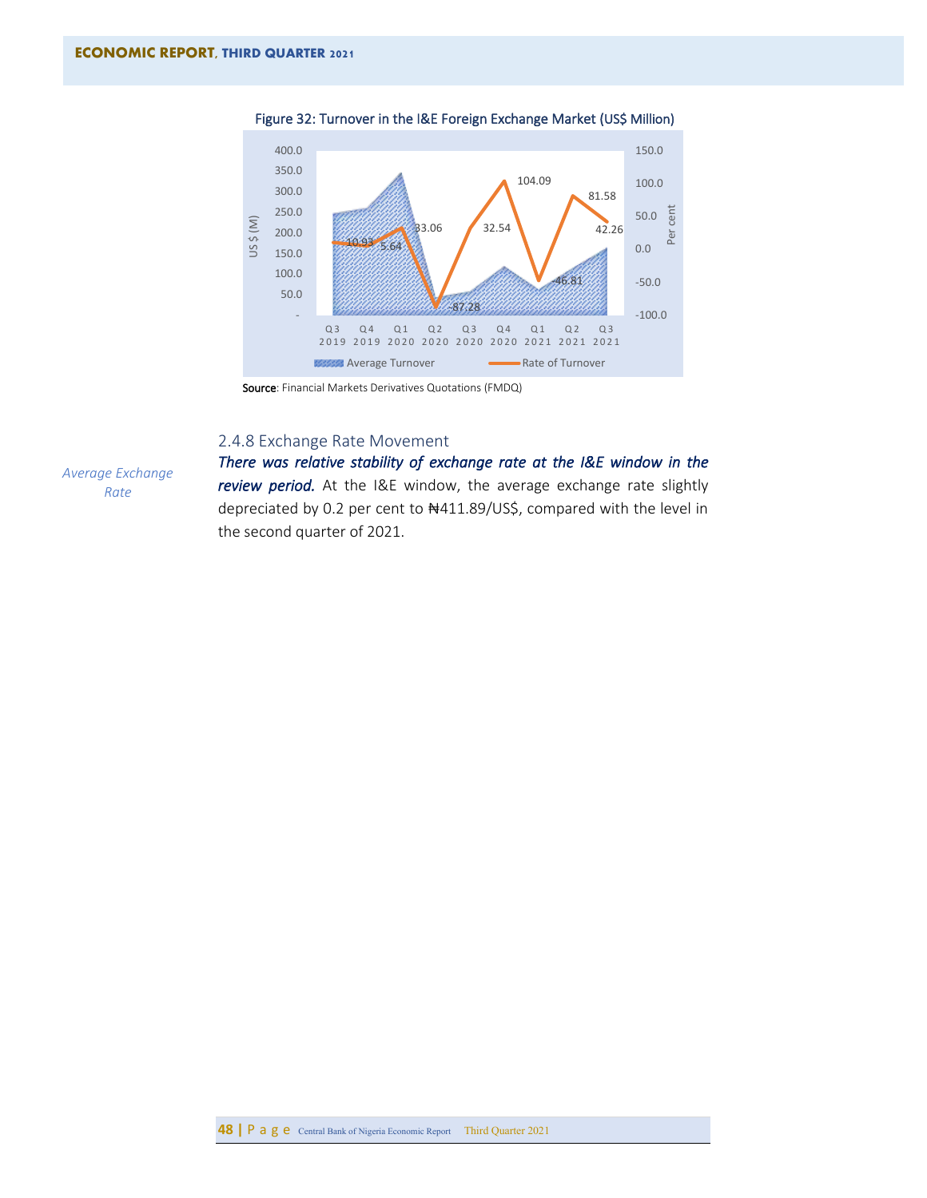Figure 32: Turnover in the I&E Foreign Exchange Market (US$ Million)

Source: Financial Markets Derivatives Quotations (FMDQ)

### 2.4.8 Exchange Rate Movement

*Average Exchange Rate*

***There was relative stability of exchange rate at the I&E window in the review period.*** At the I&E window, the average exchange rate slightly depreciated by 0.2 per cent to ₦411.89/US$, compared with the level in the second quarter of 2021.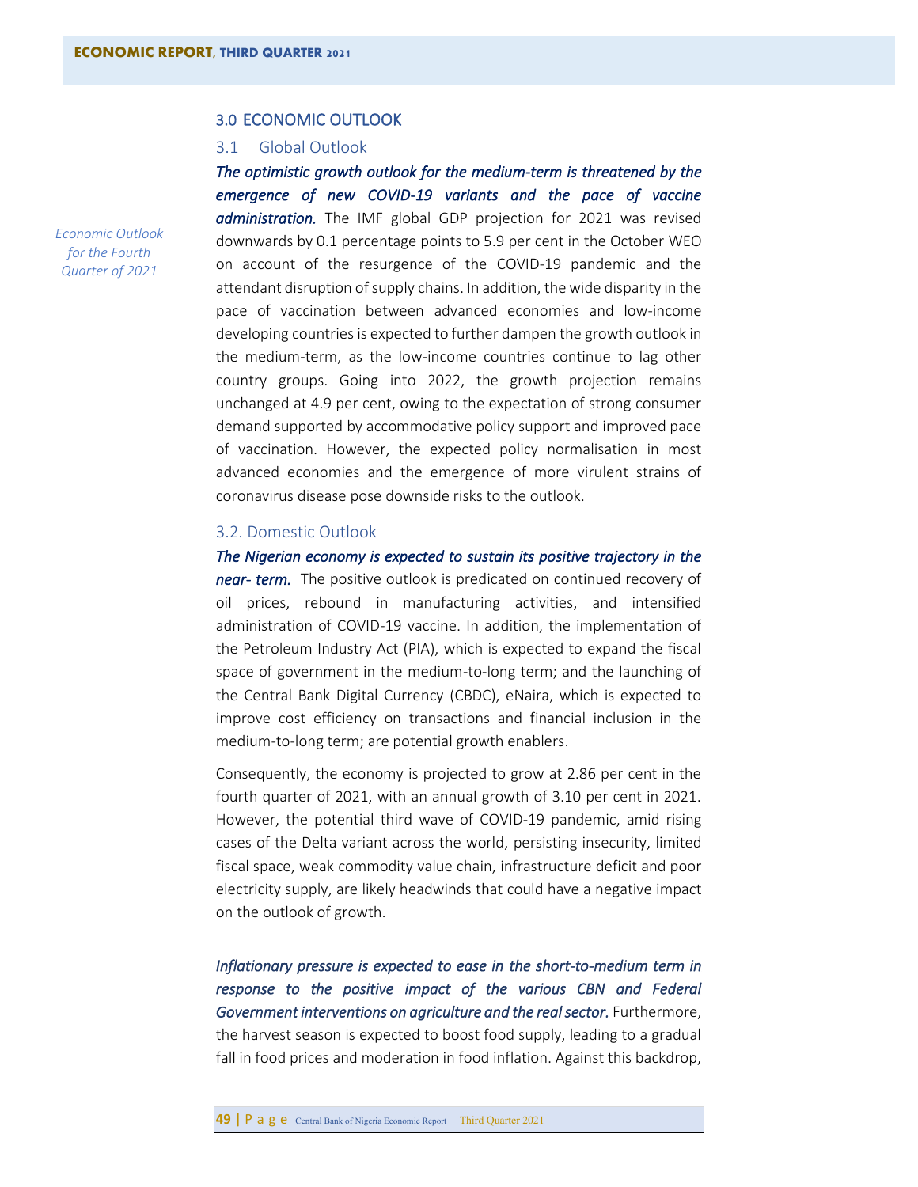## 3.0 ECONOMIC OUTLOOK

### 3.1 Global Outlook

*Economic Outlook for the Fourth Quarter of 2021*

***The optimistic growth outlook for the medium-term is threatened by the emergence of new COVID-19 variants and the pace of vaccine administration.*** The IMF global GDP projection for 2021 was revised downwards by 0.1 percentage points to 5.9 per cent in the October WEO on account of the resurgence of the COVID-19 pandemic and the attendant disruption of supply chains. In addition, the wide disparity in the pace of vaccination between advanced economies and low-income developing countries is expected to further dampen the growth outlook in the medium-term, as the low-income countries continue to lag other country groups. Going into 2022, the growth projection remains unchanged at 4.9 per cent, owing to the expectation of strong consumer demand supported by accommodative policy support and improved pace of vaccination. However, the expected policy normalisation in most advanced economies and the emergence of more virulent strains of coronavirus disease pose downside risks to the outlook.

### 3.2. Domestic Outlook

***The Nigerian economy is expected to sustain its positive trajectory in the near- term.*** The positive outlook is predicated on continued recovery of oil prices, rebound in manufacturing activities, and intensified administration of COVID-19 vaccine. In addition, the implementation of the Petroleum Industry Act (PIA), which is expected to expand the fiscal space of government in the medium-to-long term; and the launching of the Central Bank Digital Currency (CBDC), eNaira, which is expected to improve cost efficiency on transactions and financial inclusion in the medium-to-long term; are potential growth enablers.

Consequently, the economy is projected to grow at 2.86 per cent in the fourth quarter of 2021, with an annual growth of 3.10 per cent in 2021. However, the potential third wave of COVID-19 pandemic, amid rising cases of the Delta variant across the world, persisting insecurity, limited fiscal space, weak commodity value chain, infrastructure deficit and poor electricity supply, are likely headwinds that could have a negative impact on the outlook of growth.

***Inflationary pressure is expected to ease in the short-to-medium term in response to the positive impact of the various CBN and Federal Government interventions on agriculture and the real sector.*** Furthermore, the harvest season is expected to boost food supply, leading to a gradual fall in food prices and moderation in food inflation. Against this backdrop,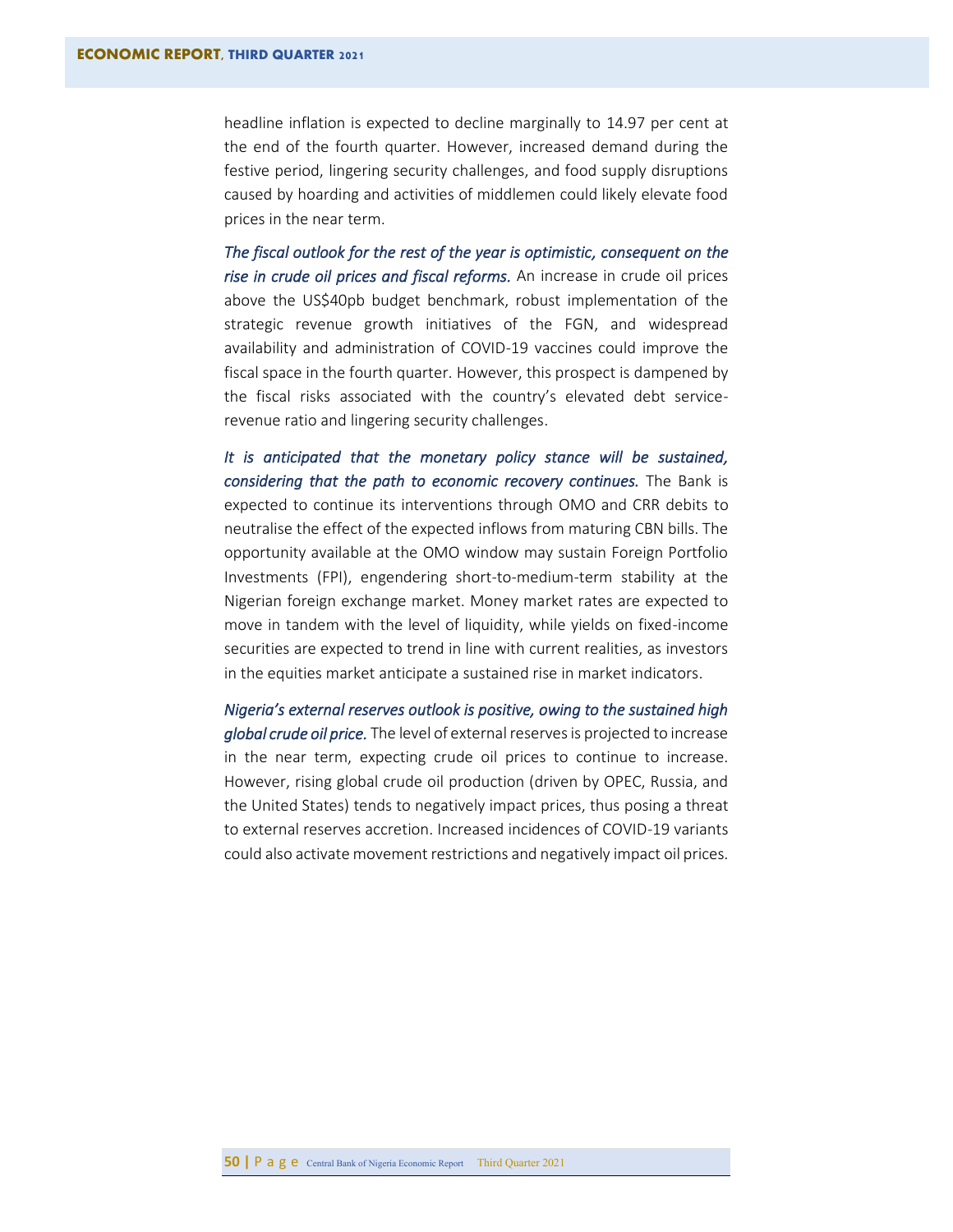headline inflation is expected to decline marginally to 14.97 per cent at the end of the fourth quarter. However, increased demand during the festive period, lingering security challenges, and food supply disruptions caused by hoarding and activities of middlemen could likely elevate food prices in the near term.

*The fiscal outlook for the rest of the year is optimistic, consequent on the rise in crude oil prices and fiscal reforms.* An increase in crude oil prices above the US$40pb budget benchmark, robust implementation of the strategic revenue growth initiatives of the FGN, and widespread availability and administration of COVID-19 vaccines could improve the fiscal space in the fourth quarter. However, this prospect is dampened by the fiscal risks associated with the country's elevated debt service-revenue ratio and lingering security challenges.

*It is anticipated that the monetary policy stance will be sustained, considering that the path to economic recovery continues.* The Bank is expected to continue its interventions through OMO and CRR debits to neutralise the effect of the expected inflows from maturing CBN bills. The opportunity available at the OMO window may sustain Foreign Portfolio Investments (FPI), engendering short-to-medium-term stability at the Nigerian foreign exchange market. Money market rates are expected to move in tandem with the level of liquidity, while yields on fixed-income securities are expected to trend in line with current realities, as investors in the equities market anticipate a sustained rise in market indicators.

*Nigeria's external reserves outlook is positive, owing to the sustained high global crude oil price.* The level of external reserves is projected to increase in the near term, expecting crude oil prices to continue to increase. However, rising global crude oil production (driven by OPEC, Russia, and the United States) tends to negatively impact prices, thus posing a threat to external reserves accretion. Increased incidences of COVID-19 variants could also activate movement restrictions and negatively impact oil prices.